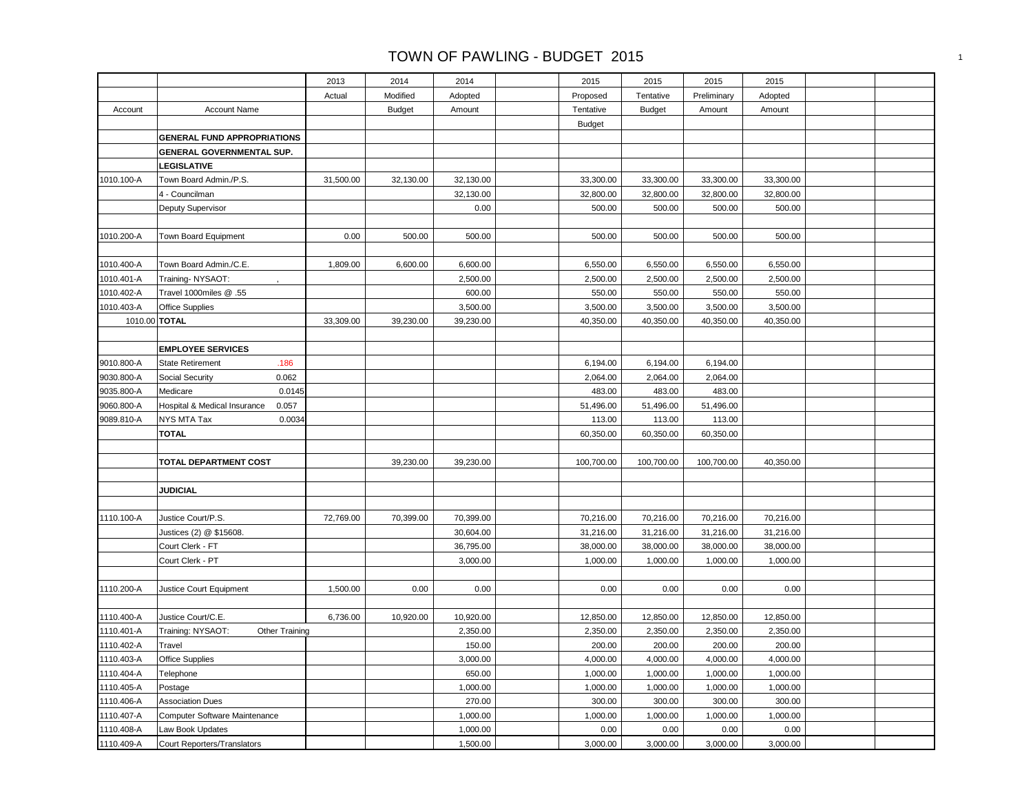# TOWN OF PAWLING - BUDGET 2015

| Account | Account Name | 2013 Actual | 2014 Modified Budget | 2014 Adopted Amount | | 2015 Proposed Tentative Budget | 2015 Tentative Budget | 2015 Preliminary Amount | 2015 Adopted Amount | | |
|---|---|---|---|---|---|---|---|---|---|---|---|
| | **GENERAL FUND APPROPRIATIONS** | | | | | | | | | | |
| | **GENERAL GOVERNMENTAL SUP.** | | | | | | | | | | |
| | **LEGISLATIVE** | | | | | | | | | | |
| 1010.100-A | Town Board Admin./P.S. | 31,500.00 | 32,130.00 | 32,130.00 | | 33,300.00 | 33,300.00 | 33,300.00 | 33,300.00 | | |
| | 4 - Councilman | | | 32,130.00 | | 32,800.00 | 32,800.00 | 32,800.00 | 32,800.00 | | |
| | Deputy Supervisor | | | 0.00 | | 500.00 | 500.00 | 500.00 | 500.00 | | |
| | | | | | | | | | | | |
| 1010.200-A | Town Board Equipment | 0.00 | 500.00 | 500.00 | | 500.00 | 500.00 | 500.00 | 500.00 | | |
| | | | | | | | | | | | |
| 1010.400-A | Town Board Admin./C.E. | 1,809.00 | 6,600.00 | 6,600.00 | | 6,550.00 | 6,550.00 | 6,550.00 | 6,550.00 | | |
| 1010.401-A | Training- NYSAOT: , | | | 2,500.00 | | 2,500.00 | 2,500.00 | 2,500.00 | 2,500.00 | | |
| 1010.402-A | Travel 1000miles @ .55 | | | 600.00 | | 550.00 | 550.00 | 550.00 | 550.00 | | |
| 1010.403-A | Office Supplies | | | 3,500.00 | | 3,500.00 | 3,500.00 | 3,500.00 | 3,500.00 | | |
| 1010.00 | **TOTAL** | 33,309.00 | 39,230.00 | 39,230.00 | | 40,350.00 | 40,350.00 | 40,350.00 | 40,350.00 | | |
| | | | | | | | | | | | |
| | **EMPLOYEE SERVICES** | | | | | | | | | | |
| 9010.800-A | State Retirement .186 | | | | | 6,194.00 | 6,194.00 | 6,194.00 | | | |
| 9030.800-A | Social Security 0.062 | | | | | 2,064.00 | 2,064.00 | 2,064.00 | | | |
| 9035.800-A | Medicare 0.0145 | | | | | 483.00 | 483.00 | 483.00 | | | |
| 9060.800-A | Hospital & Medical Insurance 0.057 | | | | | 51,496.00 | 51,496.00 | 51,496.00 | | | |
| 9089.810-A | NYS MTA Tax 0.0034 | | | | | 113.00 | 113.00 | 113.00 | | | |
| | **TOTAL** | | | | | 60,350.00 | 60,350.00 | 60,350.00 | | | |
| | | | | | | | | | | | |
| | **TOTAL DEPARTMENT COST** | | 39,230.00 | 39,230.00 | | 100,700.00 | 100,700.00 | 100,700.00 | 40,350.00 | | |
| | | | | | | | | | | | |
| | **JUDICIAL** | | | | | | | | | | |
| | | | | | | | | | | | |
| 1110.100-A | Justice Court/P.S. | 72,769.00 | 70,399.00 | 70,399.00 | | 70,216.00 | 70,216.00 | 70,216.00 | 70,216.00 | | |
| | Justices (2) @ $15608. | | | 30,604.00 | | 31,216.00 | 31,216.00 | 31,216.00 | 31,216.00 | | |
| | Court Clerk - FT | | | 36,795.00 | | 38,000.00 | 38,000.00 | 38,000.00 | 38,000.00 | | |
| | Court Clerk - PT | | | 3,000.00 | | 1,000.00 | 1,000.00 | 1,000.00 | 1,000.00 | | |
| | | | | | | | | | | | |
| 1110.200-A | Justice Court Equipment | 1,500.00 | 0.00 | 0.00 | | 0.00 | 0.00 | 0.00 | 0.00 | | |
| | | | | | | | | | | | |
| 1110.400-A | Justice Court/C.E. | 6,736.00 | 10,920.00 | 10,920.00 | | 12,850.00 | 12,850.00 | 12,850.00 | 12,850.00 | | |
| 1110.401-A | Training: NYSAOT: Other Training | | | 2,350.00 | | 2,350.00 | 2,350.00 | 2,350.00 | 2,350.00 | | |
| 1110.402-A | Travel | | | 150.00 | | 200.00 | 200.00 | 200.00 | 200.00 | | |
| 1110.403-A | Office Supplies | | | 3,000.00 | | 4,000.00 | 4,000.00 | 4,000.00 | 4,000.00 | | |
| 1110.404-A | Telephone | | | 650.00 | | 1,000.00 | 1,000.00 | 1,000.00 | 1,000.00 | | |
| 1110.405-A | Postage | | | 1,000.00 | | 1,000.00 | 1,000.00 | 1,000.00 | 1,000.00 | | |
| 1110.406-A | Association Dues | | | 270.00 | | 300.00 | 300.00 | 300.00 | 300.00 | | |
| 1110.407-A | Computer Software Maintenance | | | 1,000.00 | | 1,000.00 | 1,000.00 | 1,000.00 | 1,000.00 | | |
| 1110.408-A | Law Book Updates | | | 1,000.00 | | 0.00 | 0.00 | 0.00 | 0.00 | | |
| 1110.409-A | Court Reporters/Translators | | | 1,500.00 | | 3,000.00 | 3,000.00 | 3,000.00 | 3,000.00 | | |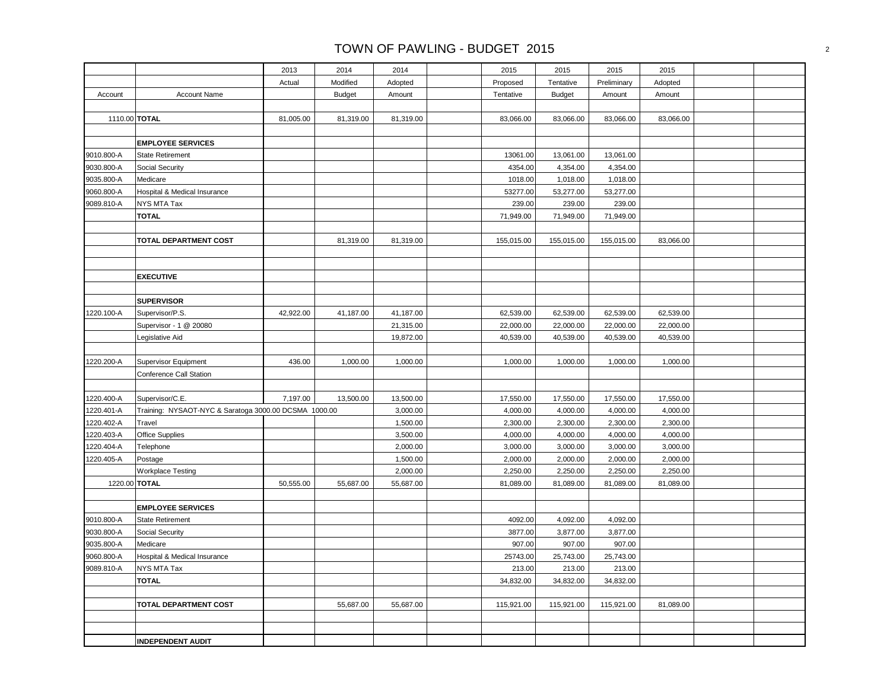# TOWN OF PAWLING - BUDGET 2015

| Account | Account Name | 2013 Actual | 2014 Modified Budget | 2014 Adopted Amount | | 2015 Proposed Tentative | 2015 Tentative Budget | 2015 Preliminary Amount | 2015 Adopted Amount | | |
|---|---|---|---|---|---|---|---|---|---|---|---|
| | | | | | | | | | | | |
| 1110.00 | **TOTAL** | 81,005.00 | 81,319.00 | 81,319.00 | | 83,066.00 | 83,066.00 | 83,066.00 | 83,066.00 | | |
| | | | | | | | | | | | |
| | **EMPLOYEE SERVICES** | | | | | | | | | | |
| 9010.800-A | State Retirement | | | | | 13061.00 | 13,061.00 | 13,061.00 | | | |
| 9030.800-A | Social Security | | | | | 4354.00 | 4,354.00 | 4,354.00 | | | |
| 9035.800-A | Medicare | | | | | 1018.00 | 1,018.00 | 1,018.00 | | | |
| 9060.800-A | Hospital & Medical Insurance | | | | | 53277.00 | 53,277.00 | 53,277.00 | | | |
| 9089.810-A | NYS MTA Tax | | | | | 239.00 | 239.00 | 239.00 | | | |
| | **TOTAL** | | | | | 71,949.00 | 71,949.00 | 71,949.00 | | | |
| | | | | | | | | | | | |
| | **TOTAL DEPARTMENT COST** | | 81,319.00 | 81,319.00 | | 155,015.00 | 155,015.00 | 155,015.00 | 83,066.00 | | |
| | | | | | | | | | | | |
| | | | | | | | | | | | |
| | **EXECUTIVE** | | | | | | | | | | |
| | | | | | | | | | | | |
| | **SUPERVISOR** | | | | | | | | | | |
| 1220.100-A | Supervisor/P.S. | 42,922.00 | 41,187.00 | 41,187.00 | | 62,539.00 | 62,539.00 | 62,539.00 | 62,539.00 | | |
| | Supervisor - 1 @ 20080 | | | 21,315.00 | | 22,000.00 | 22,000.00 | 22,000.00 | 22,000.00 | | |
| | Legislative Aid | | | 19,872.00 | | 40,539.00 | 40,539.00 | 40,539.00 | 40,539.00 | | |
| | | | | | | | | | | | |
| 1220.200-A | Supervisor Equipment | 436.00 | 1,000.00 | 1,000.00 | | 1,000.00 | 1,000.00 | 1,000.00 | 1,000.00 | | |
| | Conference Call Station | | | | | | | | | | |
| | | | | | | | | | | | |
| 1220.400-A | Supervisor/C.E. | 7,197.00 | 13,500.00 | 13,500.00 | | 17,550.00 | 17,550.00 | 17,550.00 | 17,550.00 | | |
| 1220.401-A | Training: NYSAOT-NYC & Saratoga 3000.00 DCSMA 1000.00 | | | 3,000.00 | | 4,000.00 | 4,000.00 | 4,000.00 | 4,000.00 | | |
| 1220.402-A | Travel | | | 1,500.00 | | 2,300.00 | 2,300.00 | 2,300.00 | 2,300.00 | | |
| 1220.403-A | Office Supplies | | | 3,500.00 | | 4,000.00 | 4,000.00 | 4,000.00 | 4,000.00 | | |
| 1220.404-A | Telephone | | | 2,000.00 | | 3,000.00 | 3,000.00 | 3,000.00 | 3,000.00 | | |
| 1220.405-A | Postage | | | 1,500.00 | | 2,000.00 | 2,000.00 | 2,000.00 | 2,000.00 | | |
| | Workplace Testing | | | 2,000.00 | | 2,250.00 | 2,250.00 | 2,250.00 | 2,250.00 | | |
| 1220.00 | **TOTAL** | 50,555.00 | 55,687.00 | 55,687.00 | | 81,089.00 | 81,089.00 | 81,089.00 | 81,089.00 | | |
| | | | | | | | | | | | |
| | **EMPLOYEE SERVICES** | | | | | | | | | | |
| 9010.800-A | State Retirement | | | | | 4092.00 | 4,092.00 | 4,092.00 | | | |
| 9030.800-A | Social Security | | | | | 3877.00 | 3,877.00 | 3,877.00 | | | |
| 9035.800-A | Medicare | | | | | 907.00 | 907.00 | 907.00 | | | |
| 9060.800-A | Hospital & Medical Insurance | | | | | 25743.00 | 25,743.00 | 25,743.00 | | | |
| 9089.810-A | NYS MTA Tax | | | | | 213.00 | 213.00 | 213.00 | | | |
| | **TOTAL** | | | | | 34,832.00 | 34,832.00 | 34,832.00 | | | |
| | | | | | | | | | | | |
| | **TOTAL DEPARTMENT COST** | | 55,687.00 | 55,687.00 | | 115,921.00 | 115,921.00 | 115,921.00 | 81,089.00 | | |
| | | | | | | | | | | | |
| | | | | | | | | | | | |
| | **INDEPENDENT AUDIT** | | | | | | | | | | |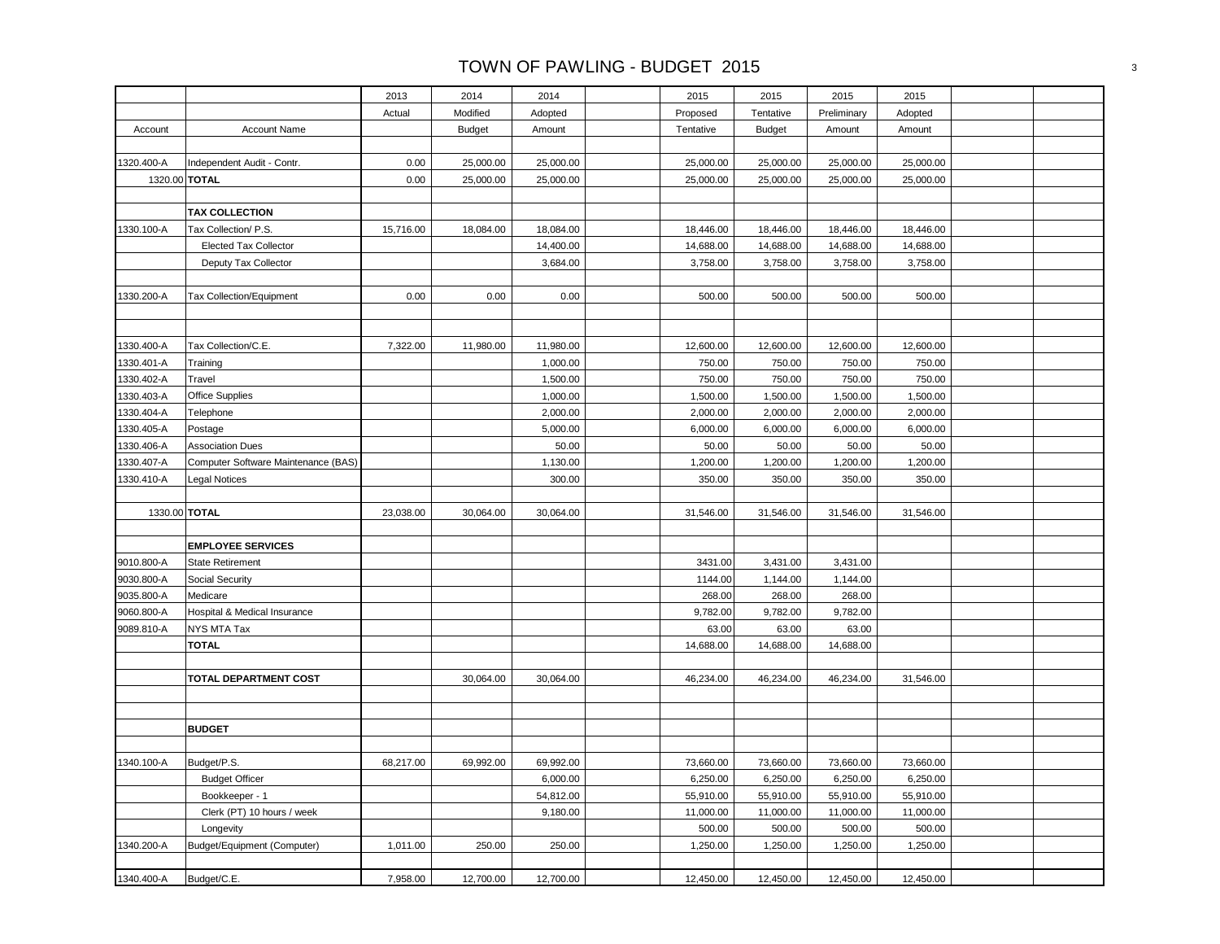# TOWN OF PAWLING - BUDGET 2015

| Account | Account Name | 2013 Actual | 2014 Modified Budget | 2014 Adopted Amount | | 2015 Proposed Tentative | 2015 Tentative Budget | 2015 Preliminary Amount | 2015 Adopted Amount | | |
|---|---|---|---|---|---|---|---|---|---|---|---|
| | | | | | | | | | | | |
| 1320.400-A | Independent Audit - Contr. | 0.00 | 25,000.00 | 25,000.00 | | 25,000.00 | 25,000.00 | 25,000.00 | 25,000.00 | | |
| 1320.00 | **TOTAL** | 0.00 | 25,000.00 | 25,000.00 | | 25,000.00 | 25,000.00 | 25,000.00 | 25,000.00 | | |
| | | | | | | | | | | | |
| | **TAX COLLECTION** | | | | | | | | | | |
| 1330.100-A | Tax Collection/ P.S. | 15,716.00 | 18,084.00 | 18,084.00 | | 18,446.00 | 18,446.00 | 18,446.00 | 18,446.00 | | |
| | Elected Tax Collector | | | 14,400.00 | | 14,688.00 | 14,688.00 | 14,688.00 | 14,688.00 | | |
| | Deputy Tax Collector | | | 3,684.00 | | 3,758.00 | 3,758.00 | 3,758.00 | 3,758.00 | | |
| | | | | | | | | | | | |
| 1330.200-A | Tax Collection/Equipment | 0.00 | 0.00 | 0.00 | | 500.00 | 500.00 | 500.00 | 500.00 | | |
| | | | | | | | | | | | |
| | | | | | | | | | | | |
| 1330.400-A | Tax Collection/C.E. | 7,322.00 | 11,980.00 | 11,980.00 | | 12,600.00 | 12,600.00 | 12,600.00 | 12,600.00 | | |
| 1330.401-A | Training | | | 1,000.00 | | 750.00 | 750.00 | 750.00 | 750.00 | | |
| 1330.402-A | Travel | | | 1,500.00 | | 750.00 | 750.00 | 750.00 | 750.00 | | |
| 1330.403-A | Office Supplies | | | 1,000.00 | | 1,500.00 | 1,500.00 | 1,500.00 | 1,500.00 | | |
| 1330.404-A | Telephone | | | 2,000.00 | | 2,000.00 | 2,000.00 | 2,000.00 | 2,000.00 | | |
| 1330.405-A | Postage | | | 5,000.00 | | 6,000.00 | 6,000.00 | 6,000.00 | 6,000.00 | | |
| 1330.406-A | Association Dues | | | 50.00 | | 50.00 | 50.00 | 50.00 | 50.00 | | |
| 1330.407-A | Computer Software Maintenance (BAS) | | | 1,130.00 | | 1,200.00 | 1,200.00 | 1,200.00 | 1,200.00 | | |
| 1330.410-A | Legal Notices | | | 300.00 | | 350.00 | 350.00 | 350.00 | 350.00 | | |
| | | | | | | | | | | | |
| 1330.00 | **TOTAL** | 23,038.00 | 30,064.00 | 30,064.00 | | 31,546.00 | 31,546.00 | 31,546.00 | 31,546.00 | | |
| | | | | | | | | | | | |
| | **EMPLOYEE SERVICES** | | | | | | | | | | |
| 9010.800-A | State Retirement | | | | | 3431.00 | 3,431.00 | 3,431.00 | | | |
| 9030.800-A | Social Security | | | | | 1144.00 | 1,144.00 | 1,144.00 | | | |
| 9035.800-A | Medicare | | | | | 268.00 | 268.00 | 268.00 | | | |
| 9060.800-A | Hospital & Medical Insurance | | | | | 9,782.00 | 9,782.00 | 9,782.00 | | | |
| 9089.810-A | NYS MTA Tax | | | | | 63.00 | 63.00 | 63.00 | | | |
| | **TOTAL** | | | | | 14,688.00 | 14,688.00 | 14,688.00 | | | |
| | | | | | | | | | | | |
| | **TOTAL DEPARTMENT COST** | | 30,064.00 | 30,064.00 | | 46,234.00 | 46,234.00 | 46,234.00 | 31,546.00 | | |
| | | | | | | | | | | | |
| | | | | | | | | | | | |
| | **BUDGET** | | | | | | | | | | |
| | | | | | | | | | | | |
| 1340.100-A | Budget/P.S. | 68,217.00 | 69,992.00 | 69,992.00 | | 73,660.00 | 73,660.00 | 73,660.00 | 73,660.00 | | |
| | Budget Officer | | | 6,000.00 | | 6,250.00 | 6,250.00 | 6,250.00 | 6,250.00 | | |
| | Bookkeeper - 1 | | | 54,812.00 | | 55,910.00 | 55,910.00 | 55,910.00 | 55,910.00 | | |
| | Clerk (PT) 10 hours / week | | | 9,180.00 | | 11,000.00 | 11,000.00 | 11,000.00 | 11,000.00 | | |
| | Longevity | | | | | 500.00 | 500.00 | 500.00 | 500.00 | | |
| 1340.200-A | Budget/Equipment (Computer) | 1,011.00 | 250.00 | 250.00 | | 1,250.00 | 1,250.00 | 1,250.00 | 1,250.00 | | |
| | | | | | | | | | | | |
| 1340.400-A | Budget/C.E. | 7,958.00 | 12,700.00 | 12,700.00 | | 12,450.00 | 12,450.00 | 12,450.00 | 12,450.00 | | |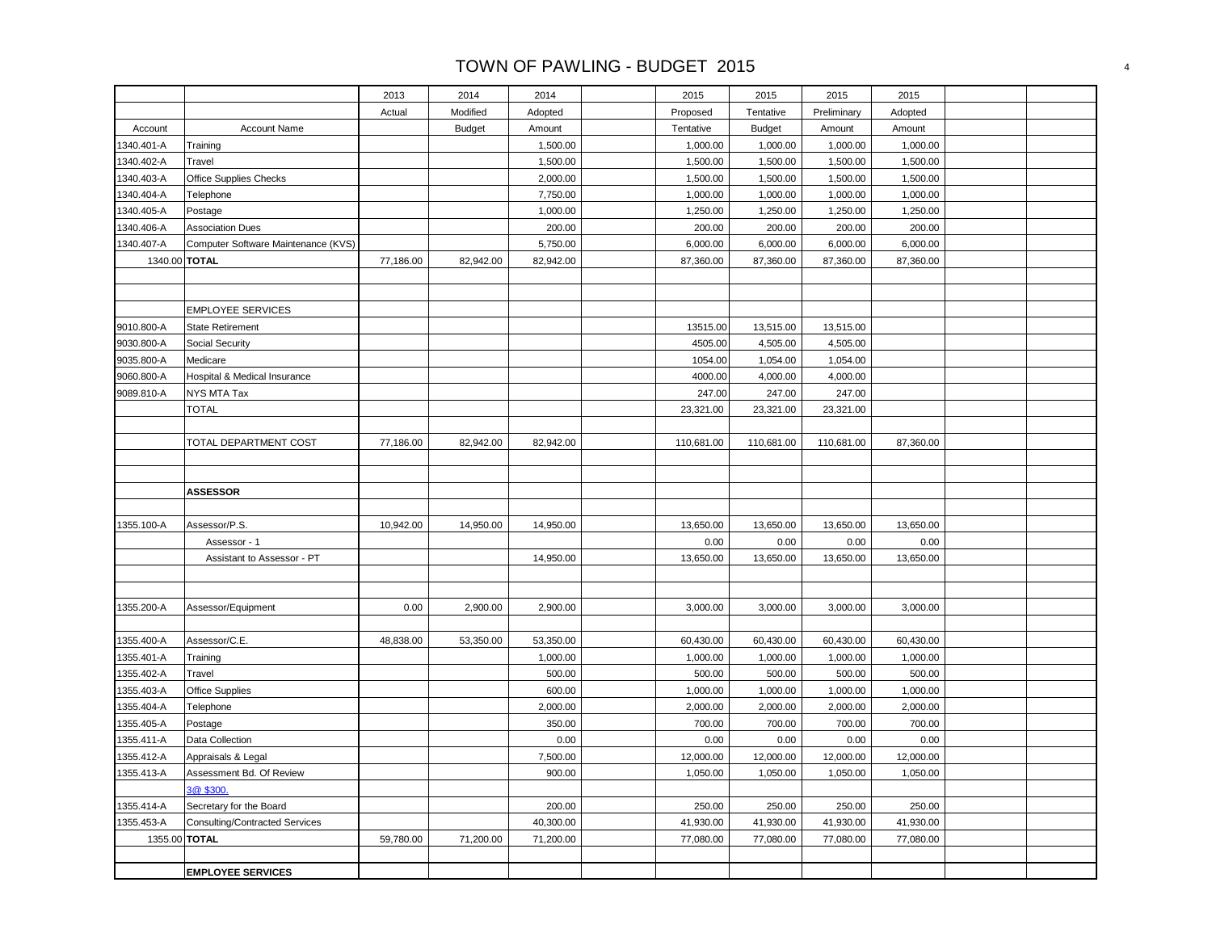# TOWN OF PAWLING - BUDGET 2015

| Account | Account Name | 2013 Actual | 2014 Modified Budget | 2014 Adopted Amount | | 2015 Proposed Tentative | 2015 Tentative Budget | 2015 Preliminary Amount | 2015 Adopted Amount | | |
|---|---|---|---|---|---|---|---|---|---|---|---|
| 1340.401-A | Training | | | 1,500.00 | | 1,000.00 | 1,000.00 | 1,000.00 | 1,000.00 | | |
| 1340.402-A | Travel | | | 1,500.00 | | 1,500.00 | 1,500.00 | 1,500.00 | 1,500.00 | | |
| 1340.403-A | Office Supplies Checks | | | 2,000.00 | | 1,500.00 | 1,500.00 | 1,500.00 | 1,500.00 | | |
| 1340.404-A | Telephone | | | 7,750.00 | | 1,000.00 | 1,000.00 | 1,000.00 | 1,000.00 | | |
| 1340.405-A | Postage | | | 1,000.00 | | 1,250.00 | 1,250.00 | 1,250.00 | 1,250.00 | | |
| 1340.406-A | Association Dues | | | 200.00 | | 200.00 | 200.00 | 200.00 | 200.00 | | |
| 1340.407-A | Computer Software Maintenance (KVS) | | | 5,750.00 | | 6,000.00 | 6,000.00 | 6,000.00 | 6,000.00 | | |
| 1340.00 | **TOTAL** | 77,186.00 | 82,942.00 | 82,942.00 | | 87,360.00 | 87,360.00 | 87,360.00 | 87,360.00 | | |
| | | | | | | | | | | | |
| | | | | | | | | | | | |
| | EMPLOYEE SERVICES | | | | | | | | | | |
| 9010.800-A | State Retirement | | | | | 13515.00 | 13,515.00 | 13,515.00 | | | |
| 9030.800-A | Social Security | | | | | 4505.00 | 4,505.00 | 4,505.00 | | | |
| 9035.800-A | Medicare | | | | | 1054.00 | 1,054.00 | 1,054.00 | | | |
| 9060.800-A | Hospital & Medical Insurance | | | | | 4000.00 | 4,000.00 | 4,000.00 | | | |
| 9089.810-A | NYS MTA Tax | | | | | 247.00 | 247.00 | 247.00 | | | |
| | TOTAL | | | | | 23,321.00 | 23,321.00 | 23,321.00 | | | |
| | | | | | | | | | | | |
| | TOTAL DEPARTMENT COST | 77,186.00 | 82,942.00 | 82,942.00 | | 110,681.00 | 110,681.00 | 110,681.00 | 87,360.00 | | |
| | | | | | | | | | | | |
| | | | | | | | | | | | |
| | **ASSESSOR** | | | | | | | | | | |
| | | | | | | | | | | | |
| 1355.100-A | Assessor/P.S. | 10,942.00 | 14,950.00 | 14,950.00 | | 13,650.00 | 13,650.00 | 13,650.00 | 13,650.00 | | |
| | Assessor - 1 | | | | | 0.00 | 0.00 | 0.00 | 0.00 | | |
| | Assistant to Assessor - PT | | | 14,950.00 | | 13,650.00 | 13,650.00 | 13,650.00 | 13,650.00 | | |
| | | | | | | | | | | | |
| | | | | | | | | | | | |
| 1355.200-A | Assessor/Equipment | 0.00 | 2,900.00 | 2,900.00 | | 3,000.00 | 3,000.00 | 3,000.00 | 3,000.00 | | |
| | | | | | | | | | | | |
| 1355.400-A | Assessor/C.E. | 48,838.00 | 53,350.00 | 53,350.00 | | 60,430.00 | 60,430.00 | 60,430.00 | 60,430.00 | | |
| 1355.401-A | Training | | | 1,000.00 | | 1,000.00 | 1,000.00 | 1,000.00 | 1,000.00 | | |
| 1355.402-A | Travel | | | 500.00 | | 500.00 | 500.00 | 500.00 | 500.00 | | |
| 1355.403-A | Office Supplies | | | 600.00 | | 1,000.00 | 1,000.00 | 1,000.00 | 1,000.00 | | |
| 1355.404-A | Telephone | | | 2,000.00 | | 2,000.00 | 2,000.00 | 2,000.00 | 2,000.00 | | |
| 1355.405-A | Postage | | | 350.00 | | 700.00 | 700.00 | 700.00 | 700.00 | | |
| 1355.411-A | Data Collection | | | 0.00 | | 0.00 | 0.00 | 0.00 | 0.00 | | |
| 1355.412-A | Appraisals & Legal | | | 7,500.00 | | 12,000.00 | 12,000.00 | 12,000.00 | 12,000.00 | | |
| 1355.413-A | Assessment Bd. Of Review | | | 900.00 | | 1,050.00 | 1,050.00 | 1,050.00 | 1,050.00 | | |
| | 3@ $300. | | | | | | | | | | |
| 1355.414-A | Secretary for the Board | | | 200.00 | | 250.00 | 250.00 | 250.00 | 250.00 | | |
| 1355.453-A | Consulting/Contracted Services | | | 40,300.00 | | 41,930.00 | 41,930.00 | 41,930.00 | 41,930.00 | | |
| 1355.00 | **TOTAL** | 59,780.00 | 71,200.00 | 71,200.00 | | 77,080.00 | 77,080.00 | 77,080.00 | 77,080.00 | | |
| | | | | | | | | | | | |
| | **EMPLOYEE SERVICES** | | | | | | | | | | |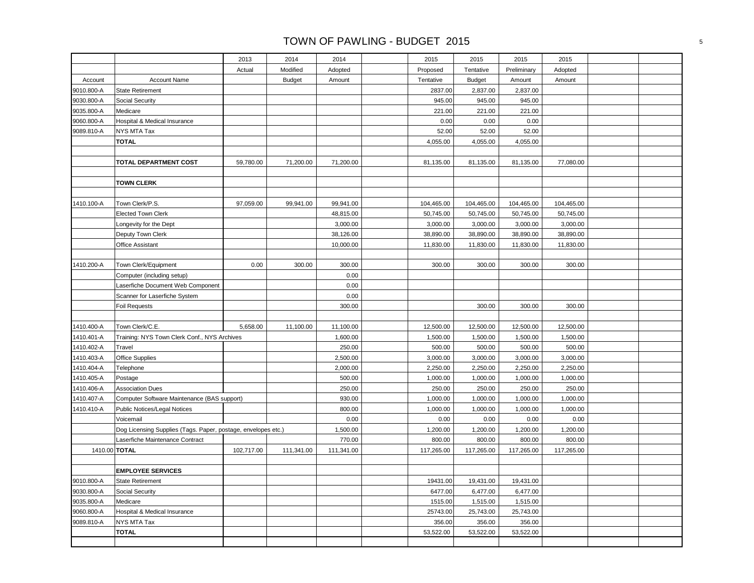# TOWN OF PAWLING - BUDGET 2015

| | | 2013 | 2014 | 2014 | | 2015 | 2015 | 2015 | 2015 | | |
|---|---|---|---|---|---|---|---|---|---|---|---|
| | | Actual | Modified | Adopted | | Proposed | Tentative | Preliminary | Adopted | | |
| Account | Account Name | | Budget | Amount | | Tentative | Budget | Amount | Amount | | |
| 9010.800-A | State Retirement | | | | | 2837.00 | 2,837.00 | 2,837.00 | | | |
| 9030.800-A | Social Security | | | | | 945.00 | 945.00 | 945.00 | | | |
| 9035.800-A | Medicare | | | | | 221.00 | 221.00 | 221.00 | | | |
| 9060.800-A | Hospital & Medical Insurance | | | | | 0.00 | 0.00 | 0.00 | | | |
| 9089.810-A | NYS MTA Tax | | | | | 52.00 | 52.00 | 52.00 | | | |
| | **TOTAL** | | | | | 4,055.00 | 4,055.00 | 4,055.00 | | | |
| | | | | | | | | | | | |
| | **TOTAL DEPARTMENT COST** | 59,780.00 | 71,200.00 | 71,200.00 | | 81,135.00 | 81,135.00 | 81,135.00 | 77,080.00 | | |
| | | | | | | | | | | | |
| | **TOWN CLERK** | | | | | | | | | | |
| | | | | | | | | | | | |
| 1410.100-A | Town Clerk/P.S. | 97,059.00 | 99,941.00 | 99,941.00 | | 104,465.00 | 104,465.00 | 104,465.00 | 104,465.00 | | |
| | Elected Town Clerk | | | 48,815.00 | | 50,745.00 | 50,745.00 | 50,745.00 | 50,745.00 | | |
| | Longevity for the Dept | | | 3,000.00 | | 3,000.00 | 3,000.00 | 3,000.00 | 3,000.00 | | |
| | Deputy Town Clerk | | | 38,126.00 | | 38,890.00 | 38,890.00 | 38,890.00 | 38,890.00 | | |
| | Office Assistant | | | 10,000.00 | | 11,830.00 | 11,830.00 | 11,830.00 | 11,830.00 | | |
| | | | | | | | | | | | |
| 1410.200-A | Town Clerk/Equipment | 0.00 | 300.00 | 300.00 | | 300.00 | 300.00 | 300.00 | 300.00 | | |
| | Computer (including setup) | | | 0.00 | | | | | | | |
| | Laserfiche Document Web Component | | | 0.00 | | | | | | | |
| | Scanner for Laserfiche System | | | 0.00 | | | | | | | |
| | Foil Requests | | | 300.00 | | | 300.00 | 300.00 | 300.00 | | |
| | | | | | | | | | | | |
| 1410.400-A | Town Clerk/C.E. | 5,658.00 | 11,100.00 | 11,100.00 | | 12,500.00 | 12,500.00 | 12,500.00 | 12,500.00 | | |
| 1410.401-A | Training: NYS Town Clerk Conf., NYS Archives | | | 1,600.00 | | 1,500.00 | 1,500.00 | 1,500.00 | 1,500.00 | | |
| 1410.402-A | Travel | | | 250.00 | | 500.00 | 500.00 | 500.00 | 500.00 | | |
| 1410.403-A | Office Supplies | | | 2,500.00 | | 3,000.00 | 3,000.00 | 3,000.00 | 3,000.00 | | |
| 1410.404-A | Telephone | | | 2,000.00 | | 2,250.00 | 2,250.00 | 2,250.00 | 2,250.00 | | |
| 1410.405-A | Postage | | | 500.00 | | 1,000.00 | 1,000.00 | 1,000.00 | 1,000.00 | | |
| 1410.406-A | Association Dues | | | 250.00 | | 250.00 | 250.00 | 250.00 | 250.00 | | |
| 1410.407-A | Computer Software Maintenance (BAS support) | | | 930.00 | | 1,000.00 | 1,000.00 | 1,000.00 | 1,000.00 | | |
| 1410.410-A | Public Notices/Legal Notices | | | 800.00 | | 1,000.00 | 1,000.00 | 1,000.00 | 1,000.00 | | |
| | Voicemail | | | 0.00 | | 0.00 | 0.00 | 0.00 | 0.00 | | |
| | Dog Licensing Supplies (Tags. Paper, postage, envelopes etc.) | | | 1,500.00 | | 1,200.00 | 1,200.00 | 1,200.00 | 1,200.00 | | |
| | Laserfiche Maintenance Contract | | | 770.00 | | 800.00 | 800.00 | 800.00 | 800.00 | | |
| 1410.00 | **TOTAL** | 102,717.00 | 111,341.00 | 111,341.00 | | 117,265.00 | 117,265.00 | 117,265.00 | 117,265.00 | | |
| | | | | | | | | | | | |
| | **EMPLOYEE SERVICES** | | | | | | | | | | |
| 9010.800-A | State Retirement | | | | | 19431.00 | 19,431.00 | 19,431.00 | | | |
| 9030.800-A | Social Security | | | | | 6477.00 | 6,477.00 | 6,477.00 | | | |
| 9035.800-A | Medicare | | | | | 1515.00 | 1,515.00 | 1,515.00 | | | |
| 9060.800-A | Hospital & Medical Insurance | | | | | 25743.00 | 25,743.00 | 25,743.00 | | | |
| 9089.810-A | NYS MTA Tax | | | | | 356.00 | 356.00 | 356.00 | | | |
| | **TOTAL** | | | | | 53,522.00 | 53,522.00 | 53,522.00 | | | |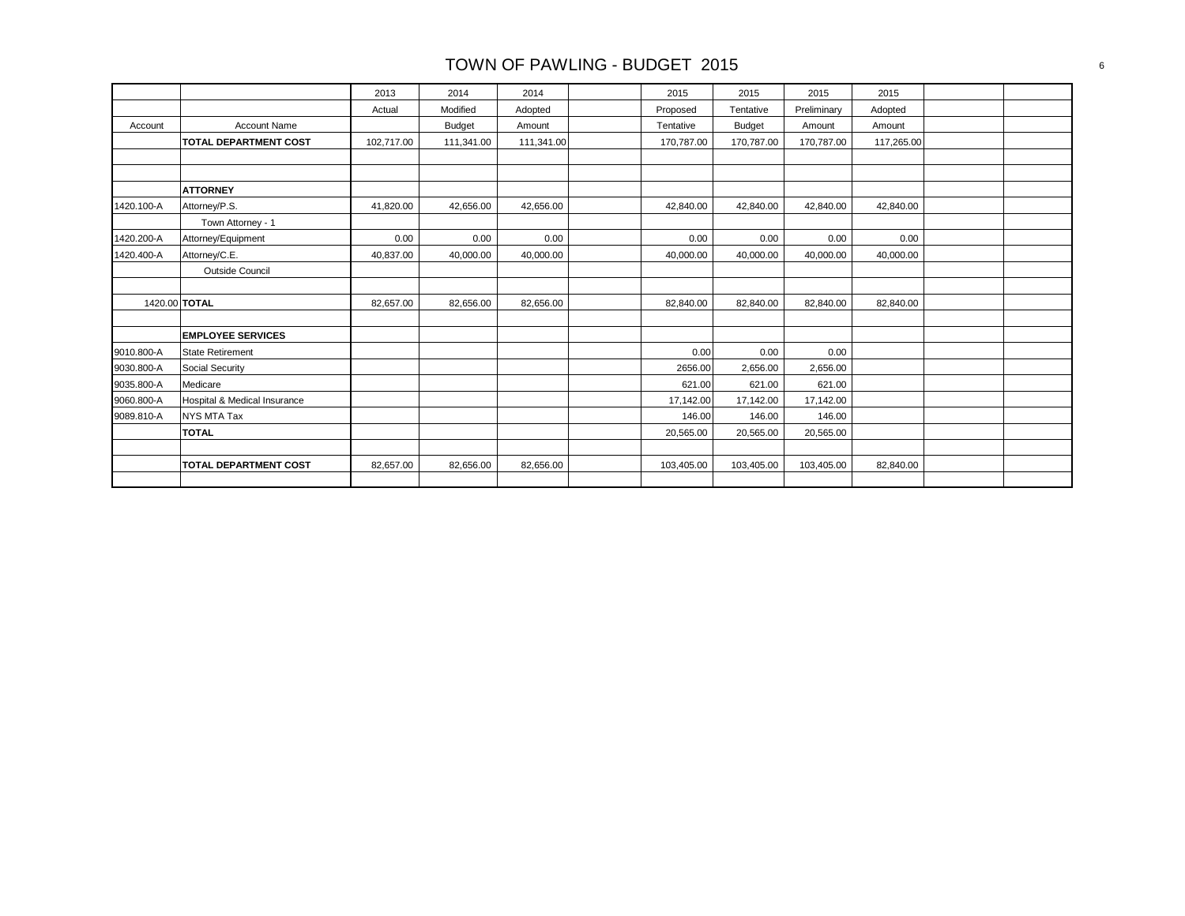# TOWN OF PAWLING - BUDGET 2015

| | | 2013 | 2014 | 2014 | | 2015 | 2015 | 2015 | 2015 | | |
|---|---|---|---|---|---|---|---|---|---|---|---|
| | | Actual | Modified | Adopted | | Proposed | Tentative | Preliminary | Adopted | | |
| Account | Account Name | | Budget | Amount | | Tentative | Budget | Amount | Amount | | |
| | **TOTAL DEPARTMENT COST** | 102,717.00 | 111,341.00 | 111,341.00 | | 170,787.00 | 170,787.00 | 170,787.00 | 117,265.00 | | |
| | | | | | | | | | | | |
| | | | | | | | | | | | |
| | **ATTORNEY** | | | | | | | | | | |
| 1420.100-A | Attorney/P.S. | 41,820.00 | 42,656.00 | 42,656.00 | | 42,840.00 | 42,840.00 | 42,840.00 | 42,840.00 | | |
| | Town Attorney - 1 | | | | | | | | | | |
| 1420.200-A | Attorney/Equipment | 0.00 | 0.00 | 0.00 | | 0.00 | 0.00 | 0.00 | 0.00 | | |
| 1420.400-A | Attorney/C.E. | 40,837.00 | 40,000.00 | 40,000.00 | | 40,000.00 | 40,000.00 | 40,000.00 | 40,000.00 | | |
| | Outside Council | | | | | | | | | | |
| | | | | | | | | | | | |
| 1420.00 | **TOTAL** | 82,657.00 | 82,656.00 | 82,656.00 | | 82,840.00 | 82,840.00 | 82,840.00 | 82,840.00 | | |
| | | | | | | | | | | | |
| | **EMPLOYEE SERVICES** | | | | | | | | | | |
| 9010.800-A | State Retirement | | | | | 0.00 | 0.00 | 0.00 | | | |
| 9030.800-A | Social Security | | | | | 2656.00 | 2,656.00 | 2,656.00 | | | |
| 9035.800-A | Medicare | | | | | 621.00 | 621.00 | 621.00 | | | |
| 9060.800-A | Hospital & Medical Insurance | | | | | 17,142.00 | 17,142.00 | 17,142.00 | | | |
| 9089.810-A | NYS MTA Tax | | | | | 146.00 | 146.00 | 146.00 | | | |
| | **TOTAL** | | | | | 20,565.00 | 20,565.00 | 20,565.00 | | | |
| | | | | | | | | | | | |
| | **TOTAL DEPARTMENT COST** | 82,657.00 | 82,656.00 | 82,656.00 | | 103,405.00 | 103,405.00 | 103,405.00 | 82,840.00 | | |
| | | | | | | | | | | | |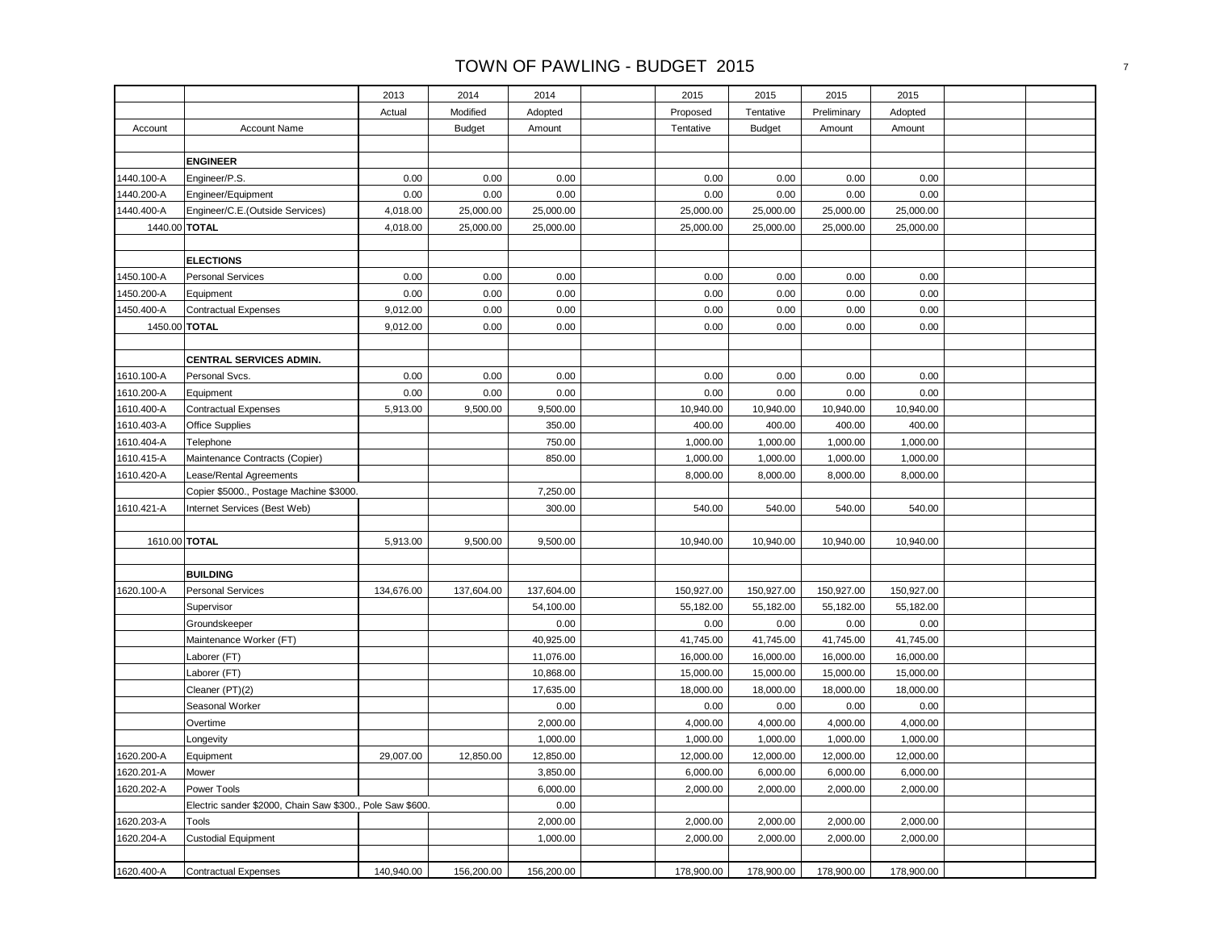# TOWN OF PAWLING - BUDGET 2015

| Account | Account Name | 2013 Actual | 2014 Modified Budget | 2014 Adopted Amount | | 2015 Proposed Tentative | 2015 Tentative Budget | 2015 Preliminary Amount | 2015 Adopted Amount | | |
|---|---|---|---|---|---|---|---|---|---|---|---|
| | | | | | | | | | | | |
| | **ENGINEER** | | | | | | | | | | |
| 1440.100-A | Engineer/P.S. | 0.00 | 0.00 | 0.00 | | 0.00 | 0.00 | 0.00 | 0.00 | | |
| 1440.200-A | Engineer/Equipment | 0.00 | 0.00 | 0.00 | | 0.00 | 0.00 | 0.00 | 0.00 | | |
| 1440.400-A | Engineer/C.E.(Outside Services) | 4,018.00 | 25,000.00 | 25,000.00 | | 25,000.00 | 25,000.00 | 25,000.00 | 25,000.00 | | |
| 1440.00 | **TOTAL** | 4,018.00 | 25,000.00 | 25,000.00 | | 25,000.00 | 25,000.00 | 25,000.00 | 25,000.00 | | |
| | | | | | | | | | | | |
| | **ELECTIONS** | | | | | | | | | | |
| 1450.100-A | Personal Services | 0.00 | 0.00 | 0.00 | | 0.00 | 0.00 | 0.00 | 0.00 | | |
| 1450.200-A | Equipment | 0.00 | 0.00 | 0.00 | | 0.00 | 0.00 | 0.00 | 0.00 | | |
| 1450.400-A | Contractual Expenses | 9,012.00 | 0.00 | 0.00 | | 0.00 | 0.00 | 0.00 | 0.00 | | |
| 1450.00 | **TOTAL** | 9,012.00 | 0.00 | 0.00 | | 0.00 | 0.00 | 0.00 | 0.00 | | |
| | | | | | | | | | | | |
| | **CENTRAL SERVICES ADMIN.** | | | | | | | | | | |
| 1610.100-A | Personal Svcs. | 0.00 | 0.00 | 0.00 | | 0.00 | 0.00 | 0.00 | 0.00 | | |
| 1610.200-A | Equipment | 0.00 | 0.00 | 0.00 | | 0.00 | 0.00 | 0.00 | 0.00 | | |
| 1610.400-A | Contractual Expenses | 5,913.00 | 9,500.00 | 9,500.00 | | 10,940.00 | 10,940.00 | 10,940.00 | 10,940.00 | | |
| 1610.403-A | Office Supplies | | | 350.00 | | 400.00 | 400.00 | 400.00 | 400.00 | | |
| 1610.404-A | Telephone | | | 750.00 | | 1,000.00 | 1,000.00 | 1,000.00 | 1,000.00 | | |
| 1610.415-A | Maintenance Contracts (Copier) | | | 850.00 | | 1,000.00 | 1,000.00 | 1,000.00 | 1,000.00 | | |
| 1610.420-A | Lease/Rental Agreements | | | | | 8,000.00 | 8,000.00 | 8,000.00 | 8,000.00 | | |
| | Copier $5000., Postage Machine $3000. | | | 7,250.00 | | | | | | | |
| 1610.421-A | Internet Services (Best Web) | | | 300.00 | | 540.00 | 540.00 | 540.00 | 540.00 | | |
| | | | | | | | | | | | |
| 1610.00 | **TOTAL** | 5,913.00 | 9,500.00 | 9,500.00 | | 10,940.00 | 10,940.00 | 10,940.00 | 10,940.00 | | |
| | | | | | | | | | | | |
| | **BUILDING** | | | | | | | | | | |
| 1620.100-A | Personal Services | 134,676.00 | 137,604.00 | 137,604.00 | | 150,927.00 | 150,927.00 | 150,927.00 | 150,927.00 | | |
| | Supervisor | | | 54,100.00 | | 55,182.00 | 55,182.00 | 55,182.00 | 55,182.00 | | |
| | Groundskeeper | | | 0.00 | | 0.00 | 0.00 | 0.00 | 0.00 | | |
| | Maintenance Worker (FT) | | | 40,925.00 | | 41,745.00 | 41,745.00 | 41,745.00 | 41,745.00 | | |
| | Laborer (FT) | | | 11,076.00 | | 16,000.00 | 16,000.00 | 16,000.00 | 16,000.00 | | |
| | Laborer (FT) | | | 10,868.00 | | 15,000.00 | 15,000.00 | 15,000.00 | 15,000.00 | | |
| | Cleaner (PT)(2) | | | 17,635.00 | | 18,000.00 | 18,000.00 | 18,000.00 | 18,000.00 | | |
| | Seasonal Worker | | | 0.00 | | 0.00 | 0.00 | 0.00 | 0.00 | | |
| | Overtime | | | 2,000.00 | | 4,000.00 | 4,000.00 | 4,000.00 | 4,000.00 | | |
| | Longevity | | | 1,000.00 | | 1,000.00 | 1,000.00 | 1,000.00 | 1,000.00 | | |
| 1620.200-A | Equipment | 29,007.00 | 12,850.00 | 12,850.00 | | 12,000.00 | 12,000.00 | 12,000.00 | 12,000.00 | | |
| 1620.201-A | Mower | | | 3,850.00 | | 6,000.00 | 6,000.00 | 6,000.00 | 6,000.00 | | |
| 1620.202-A | Power Tools | | | 6,000.00 | | 2,000.00 | 2,000.00 | 2,000.00 | 2,000.00 | | |
| | Electric sander $2000, Chain Saw $300., Pole Saw $600. | | | 0.00 | | | | | | | |
| 1620.203-A | Tools | | | 2,000.00 | | 2,000.00 | 2,000.00 | 2,000.00 | 2,000.00 | | |
| 1620.204-A | Custodial Equipment | | | 1,000.00 | | 2,000.00 | 2,000.00 | 2,000.00 | 2,000.00 | | |
| | | | | | | | | | | | |
| 1620.400-A | Contractual Expenses | 140,940.00 | 156,200.00 | 156,200.00 | | 178,900.00 | 178,900.00 | 178,900.00 | 178,900.00 | | |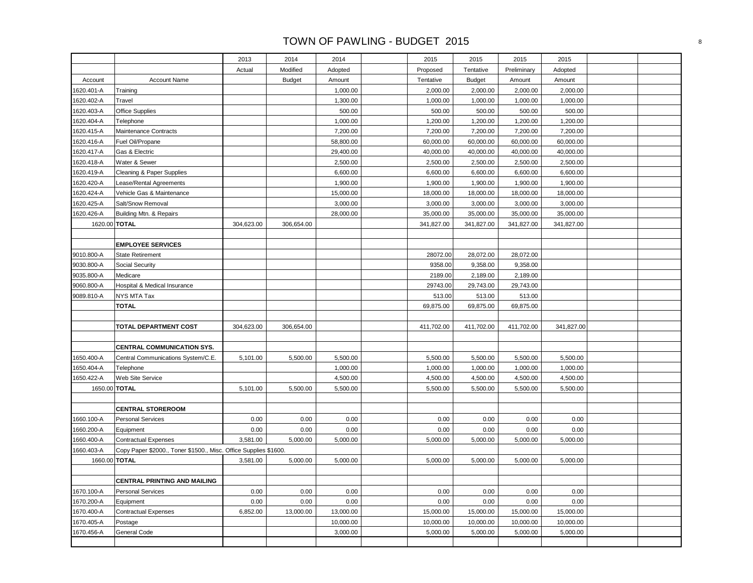# TOWN OF PAWLING - BUDGET 2015

| | | 2013 | 2014 | 2014 | | 2015 | 2015 | 2015 | 2015 | | |
|---|---|---|---|---|---|---|---|---|---|---|---|
| | | Actual | Modified | Adopted | | Proposed | Tentative | Preliminary | Adopted | | |
| Account | Account Name | | Budget | Amount | | Tentative | Budget | Amount | Amount | | |
| 1620.401-A | Training | | | 1,000.00 | | 2,000.00 | 2,000.00 | 2,000.00 | 2,000.00 | | |
| 1620.402-A | Travel | | | 1,300.00 | | 1,000.00 | 1,000.00 | 1,000.00 | 1,000.00 | | |
| 1620.403-A | Office Supplies | | | 500.00 | | 500.00 | 500.00 | 500.00 | 500.00 | | |
| 1620.404-A | Telephone | | | 1,000.00 | | 1,200.00 | 1,200.00 | 1,200.00 | 1,200.00 | | |
| 1620.415-A | Maintenance Contracts | | | 7,200.00 | | 7,200.00 | 7,200.00 | 7,200.00 | 7,200.00 | | |
| 1620.416-A | Fuel Oil/Propane | | | 58,800.00 | | 60,000.00 | 60,000.00 | 60,000.00 | 60,000.00 | | |
| 1620.417-A | Gas & Electric | | | 29,400.00 | | 40,000.00 | 40,000.00 | 40,000.00 | 40,000.00 | | |
| 1620.418-A | Water & Sewer | | | 2,500.00 | | 2,500.00 | 2,500.00 | 2,500.00 | 2,500.00 | | |
| 1620.419-A | Cleaning & Paper Supplies | | | 6,600.00 | | 6,600.00 | 6,600.00 | 6,600.00 | 6,600.00 | | |
| 1620.420-A | Lease/Rental Agreements | | | 1,900.00 | | 1,900.00 | 1,900.00 | 1,900.00 | 1,900.00 | | |
| 1620.424-A | Vehicle Gas & Maintenance | | | 15,000.00 | | 18,000.00 | 18,000.00 | 18,000.00 | 18,000.00 | | |
| 1620.425-A | Salt/Snow Removal | | | 3,000.00 | | 3,000.00 | 3,000.00 | 3,000.00 | 3,000.00 | | |
| 1620.426-A | Building Mtn. & Repairs | | | 28,000.00 | | 35,000.00 | 35,000.00 | 35,000.00 | 35,000.00 | | |
| 1620.00 | **TOTAL** | 304,623.00 | 306,654.00 | | | 341,827.00 | 341,827.00 | 341,827.00 | 341,827.00 | | |
| | | | | | | | | | | | |
| | **EMPLOYEE SERVICES** | | | | | | | | | | |
| 9010.800-A | State Retirement | | | | | 28072.00 | 28,072.00 | 28,072.00 | | | |
| 9030.800-A | Social Security | | | | | 9358.00 | 9,358.00 | 9,358.00 | | | |
| 9035.800-A | Medicare | | | | | 2189.00 | 2,189.00 | 2,189.00 | | | |
| 9060.800-A | Hospital & Medical Insurance | | | | | 29743.00 | 29,743.00 | 29,743.00 | | | |
| 9089.810-A | NYS MTA Tax | | | | | 513.00 | 513.00 | 513.00 | | | |
| | **TOTAL** | | | | | 69,875.00 | 69,875.00 | 69,875.00 | | | |
| | | | | | | | | | | | |
| | **TOTAL DEPARTMENT COST** | 304,623.00 | 306,654.00 | | | 411,702.00 | 411,702.00 | 411,702.00 | 341,827.00 | | |
| | | | | | | | | | | | |
| | **CENTRAL COMMUNICATION SYS.** | | | | | | | | | | |
| 1650.400-A | Central Communications System/C.E. | 5,101.00 | 5,500.00 | 5,500.00 | | 5,500.00 | 5,500.00 | 5,500.00 | 5,500.00 | | |
| 1650.404-A | Telephone | | | 1,000.00 | | 1,000.00 | 1,000.00 | 1,000.00 | 1,000.00 | | |
| 1650.422-A | Web Site Service | | | 4,500.00 | | 4,500.00 | 4,500.00 | 4,500.00 | 4,500.00 | | |
| 1650.00 | **TOTAL** | 5,101.00 | 5,500.00 | 5,500.00 | | 5,500.00 | 5,500.00 | 5,500.00 | 5,500.00 | | |
| | | | | | | | | | | | |
| | **CENTRAL STOREROOM** | | | | | | | | | | |
| 1660.100-A | Personal Services | 0.00 | 0.00 | 0.00 | | 0.00 | 0.00 | 0.00 | 0.00 | | |
| 1660.200-A | Equipment | 0.00 | 0.00 | 0.00 | | 0.00 | 0.00 | 0.00 | 0.00 | | |
| 1660.400-A | Contractual Expenses | 3,581.00 | 5,000.00 | 5,000.00 | | 5,000.00 | 5,000.00 | 5,000.00 | 5,000.00 | | |
| 1660.403-A | Copy Paper $2000., Toner $1500., Misc. Office Supplies $1600. | | | | | | | | | | |
| 1660.00 | **TOTAL** | 3,581.00 | 5,000.00 | 5,000.00 | | 5,000.00 | 5,000.00 | 5,000.00 | 5,000.00 | | |
| | | | | | | | | | | | |
| | **CENTRAL PRINTING AND MAILING** | | | | | | | | | | |
| 1670.100-A | Personal Services | 0.00 | 0.00 | 0.00 | | 0.00 | 0.00 | 0.00 | 0.00 | | |
| 1670.200-A | Equipment | 0.00 | 0.00 | 0.00 | | 0.00 | 0.00 | 0.00 | 0.00 | | |
| 1670.400-A | Contractual Expenses | 6,852.00 | 13,000.00 | 13,000.00 | | 15,000.00 | 15,000.00 | 15,000.00 | 15,000.00 | | |
| 1670.405-A | Postage | | | 10,000.00 | | 10,000.00 | 10,000.00 | 10,000.00 | 10,000.00 | | |
| 1670.456-A | General Code | | | 3,000.00 | | 5,000.00 | 5,000.00 | 5,000.00 | 5,000.00 | | |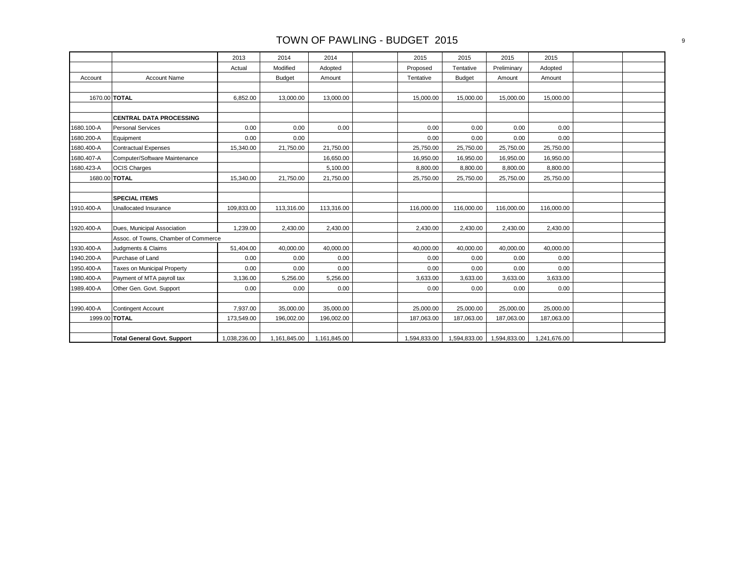# TOWN OF PAWLING - BUDGET 2015

| Account | Account Name | 2013 Actual | 2014 Modified Budget | 2014 Adopted Amount | | 2015 Proposed Tentative | 2015 Tentative Budget | 2015 Preliminary Amount | 2015 Adopted Amount | | |
|---|---|---|---|---|---|---|---|---|---|---|---|
| | | | | | | | | | | | |
| 1670.00 | **TOTAL** | 6,852.00 | 13,000.00 | 13,000.00 | | 15,000.00 | 15,000.00 | 15,000.00 | 15,000.00 | | |
| | | | | | | | | | | | |
| | **CENTRAL DATA PROCESSING** | | | | | | | | | | |
| 1680.100-A | Personal Services | 0.00 | 0.00 | 0.00 | | 0.00 | 0.00 | 0.00 | 0.00 | | |
| 1680.200-A | Equipment | 0.00 | 0.00 | | | 0.00 | 0.00 | 0.00 | 0.00 | | |
| 1680.400-A | Contractual Expenses | 15,340.00 | 21,750.00 | 21,750.00 | | 25,750.00 | 25,750.00 | 25,750.00 | 25,750.00 | | |
| 1680.407-A | Computer/Software Maintenance | | | 16,650.00 | | 16,950.00 | 16,950.00 | 16,950.00 | 16,950.00 | | |
| 1680.423-A | OCIS Charges | | | 5,100.00 | | 8,800.00 | 8,800.00 | 8,800.00 | 8,800.00 | | |
| 1680.00 | **TOTAL** | 15,340.00 | 21,750.00 | 21,750.00 | | 25,750.00 | 25,750.00 | 25,750.00 | 25,750.00 | | |
| | | | | | | | | | | | |
| | **SPECIAL ITEMS** | | | | | | | | | | |
| 1910.400-A | Unallocated Insurance | 109,833.00 | 113,316.00 | 113,316.00 | | 116,000.00 | 116,000.00 | 116,000.00 | 116,000.00 | | |
| | | | | | | | | | | | |
| 1920.400-A | Dues, Municipal Association | 1,239.00 | 2,430.00 | 2,430.00 | | 2,430.00 | 2,430.00 | 2,430.00 | 2,430.00 | | |
| | Assoc. of Towns, Chamber of Commerce | | | | | | | | | | |
| 1930.400-A | Judgments & Claims | 51,404.00 | 40,000.00 | 40,000.00 | | 40,000.00 | 40,000.00 | 40,000.00 | 40,000.00 | | |
| 1940.200-A | Purchase of Land | 0.00 | 0.00 | 0.00 | | 0.00 | 0.00 | 0.00 | 0.00 | | |
| 1950.400-A | Taxes on Municipal Property | 0.00 | 0.00 | 0.00 | | 0.00 | 0.00 | 0.00 | 0.00 | | |
| 1980.400-A | Payment of MTA payroll tax | 3,136.00 | 5,256.00 | 5,256.00 | | 3,633.00 | 3,633.00 | 3,633.00 | 3,633.00 | | |
| 1989.400-A | Other Gen. Govt. Support | 0.00 | 0.00 | 0.00 | | 0.00 | 0.00 | 0.00 | 0.00 | | |
| | | | | | | | | | | | |
| 1990.400-A | Contingent Account | 7,937.00 | 35,000.00 | 35,000.00 | | 25,000.00 | 25,000.00 | 25,000.00 | 25,000.00 | | |
| 1999.00 | **TOTAL** | 173,549.00 | 196,002.00 | 196,002.00 | | 187,063.00 | 187,063.00 | 187,063.00 | 187,063.00 | | |
| | | | | | | | | | | | |
| | **Total General Govt. Support** | 1,038,236.00 | 1,161,845.00 | 1,161,845.00 | | 1,594,833.00 | 1,594,833.00 | 1,594,833.00 | 1,241,676.00 | | |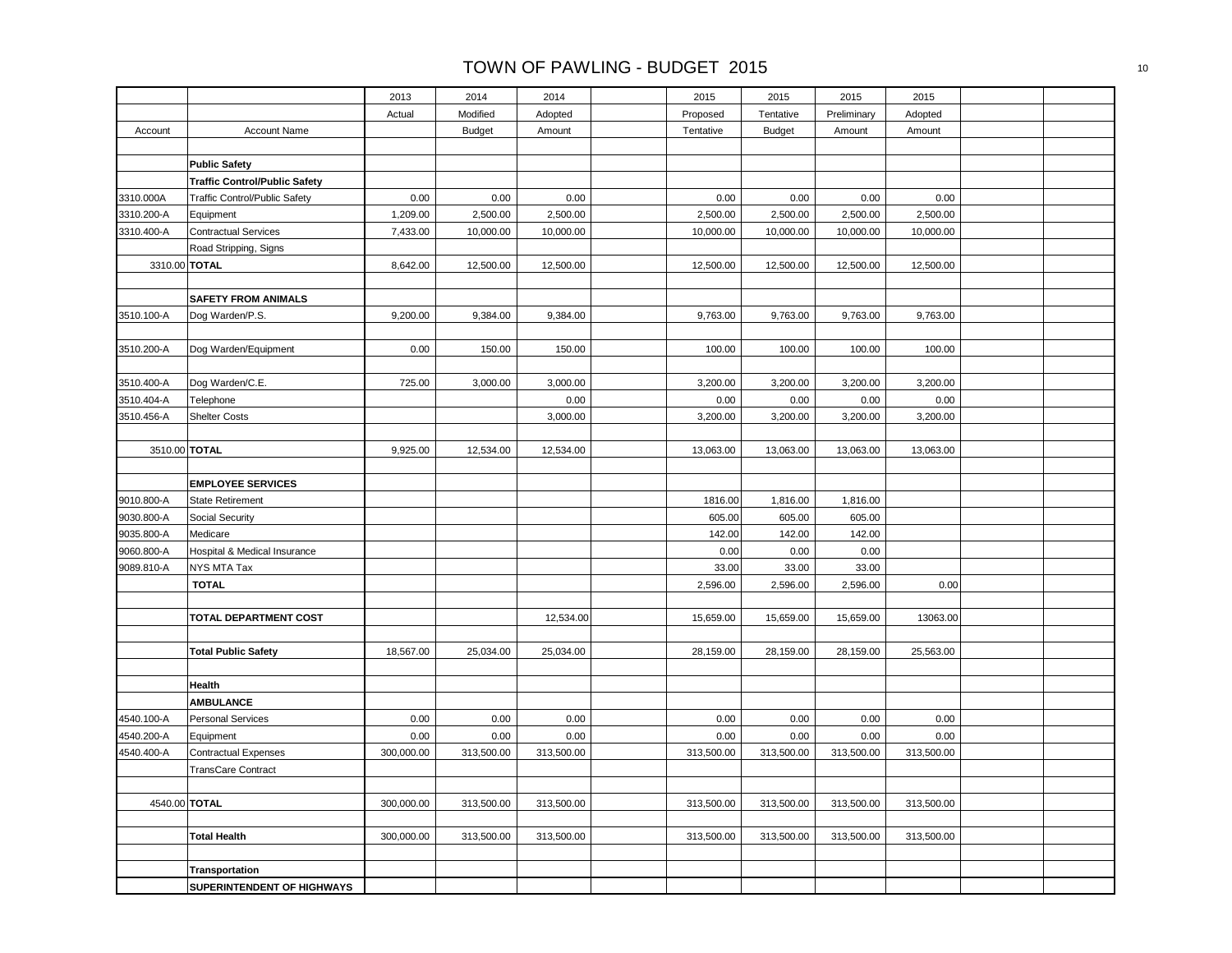# TOWN OF PAWLING - BUDGET 2015

| Account | Account Name | 2013 Actual | 2014 Modified Budget | 2014 Adopted Amount | | 2015 Proposed Tentative | 2015 Tentative Budget | 2015 Preliminary Amount | 2015 Adopted Amount | | |
|---|---|---|---|---|---|---|---|---|---|---|---|
| | | | | | | | | | | | |
| | **Public Safety** | | | | | | | | | | |
| | **Traffic Control/Public Safety** | | | | | | | | | | |
| 3310.000A | Traffic Control/Public Safety | 0.00 | 0.00 | 0.00 | | 0.00 | 0.00 | 0.00 | 0.00 | | |
| 3310.200-A | Equipment | 1,209.00 | 2,500.00 | 2,500.00 | | 2,500.00 | 2,500.00 | 2,500.00 | 2,500.00 | | |
| 3310.400-A | Contractual Services | 7,433.00 | 10,000.00 | 10,000.00 | | 10,000.00 | 10,000.00 | 10,000.00 | 10,000.00 | | |
| | Road Stripping, Signs | | | | | | | | | | |
| 3310.00 | **TOTAL** | 8,642.00 | 12,500.00 | 12,500.00 | | 12,500.00 | 12,500.00 | 12,500.00 | 12,500.00 | | |
| | | | | | | | | | | | |
| | **SAFETY FROM ANIMALS** | | | | | | | | | | |
| 3510.100-A | Dog Warden/P.S. | 9,200.00 | 9,384.00 | 9,384.00 | | 9,763.00 | 9,763.00 | 9,763.00 | 9,763.00 | | |
| | | | | | | | | | | | |
| 3510.200-A | Dog Warden/Equipment | 0.00 | 150.00 | 150.00 | | 100.00 | 100.00 | 100.00 | 100.00 | | |
| | | | | | | | | | | | |
| 3510.400-A | Dog Warden/C.E. | 725.00 | 3,000.00 | 3,000.00 | | 3,200.00 | 3,200.00 | 3,200.00 | 3,200.00 | | |
| 3510.404-A | Telephone | | | 0.00 | | 0.00 | 0.00 | 0.00 | 0.00 | | |
| 3510.456-A | Shelter Costs | | | 3,000.00 | | 3,200.00 | 3,200.00 | 3,200.00 | 3,200.00 | | |
| | | | | | | | | | | | |
| 3510.00 | **TOTAL** | 9,925.00 | 12,534.00 | 12,534.00 | | 13,063.00 | 13,063.00 | 13,063.00 | 13,063.00 | | |
| | | | | | | | | | | | |
| | **EMPLOYEE SERVICES** | | | | | | | | | | |
| 9010.800-A | State Retirement | | | | | 1816.00 | 1,816.00 | 1,816.00 | | | |
| 9030.800-A | Social Security | | | | | 605.00 | 605.00 | 605.00 | | | |
| 9035.800-A | Medicare | | | | | 142.00 | 142.00 | 142.00 | | | |
| 9060.800-A | Hospital & Medical Insurance | | | | | 0.00 | 0.00 | 0.00 | | | |
| 9089.810-A | NYS MTA Tax | | | | | 33.00 | 33.00 | 33.00 | | | |
| | **TOTAL** | | | | | 2,596.00 | 2,596.00 | 2,596.00 | 0.00 | | |
| | | | | | | | | | | | |
| | **TOTAL DEPARTMENT COST** | | | 12,534.00 | | 15,659.00 | 15,659.00 | 15,659.00 | 13063.00 | | |
| | | | | | | | | | | | |
| | **Total Public Safety** | 18,567.00 | 25,034.00 | 25,034.00 | | 28,159.00 | 28,159.00 | 28,159.00 | 25,563.00 | | |
| | | | | | | | | | | | |
| | **Health** | | | | | | | | | | |
| | **AMBULANCE** | | | | | | | | | | |
| 4540.100-A | Personal Services | 0.00 | 0.00 | 0.00 | | 0.00 | 0.00 | 0.00 | 0.00 | | |
| 4540.200-A | Equipment | 0.00 | 0.00 | 0.00 | | 0.00 | 0.00 | 0.00 | 0.00 | | |
| 4540.400-A | Contractual Expenses | 300,000.00 | 313,500.00 | 313,500.00 | | 313,500.00 | 313,500.00 | 313,500.00 | 313,500.00 | | |
| | TransCare Contract | | | | | | | | | | |
| | | | | | | | | | | | |
| 4540.00 | **TOTAL** | 300,000.00 | 313,500.00 | 313,500.00 | | 313,500.00 | 313,500.00 | 313,500.00 | 313,500.00 | | |
| | | | | | | | | | | | |
| | **Total Health** | 300,000.00 | 313,500.00 | 313,500.00 | | 313,500.00 | 313,500.00 | 313,500.00 | 313,500.00 | | |
| | | | | | | | | | | | |
| | **Transportation** | | | | | | | | | | |
| | **SUPERINTENDENT OF HIGHWAYS** | | | | | | | | | | |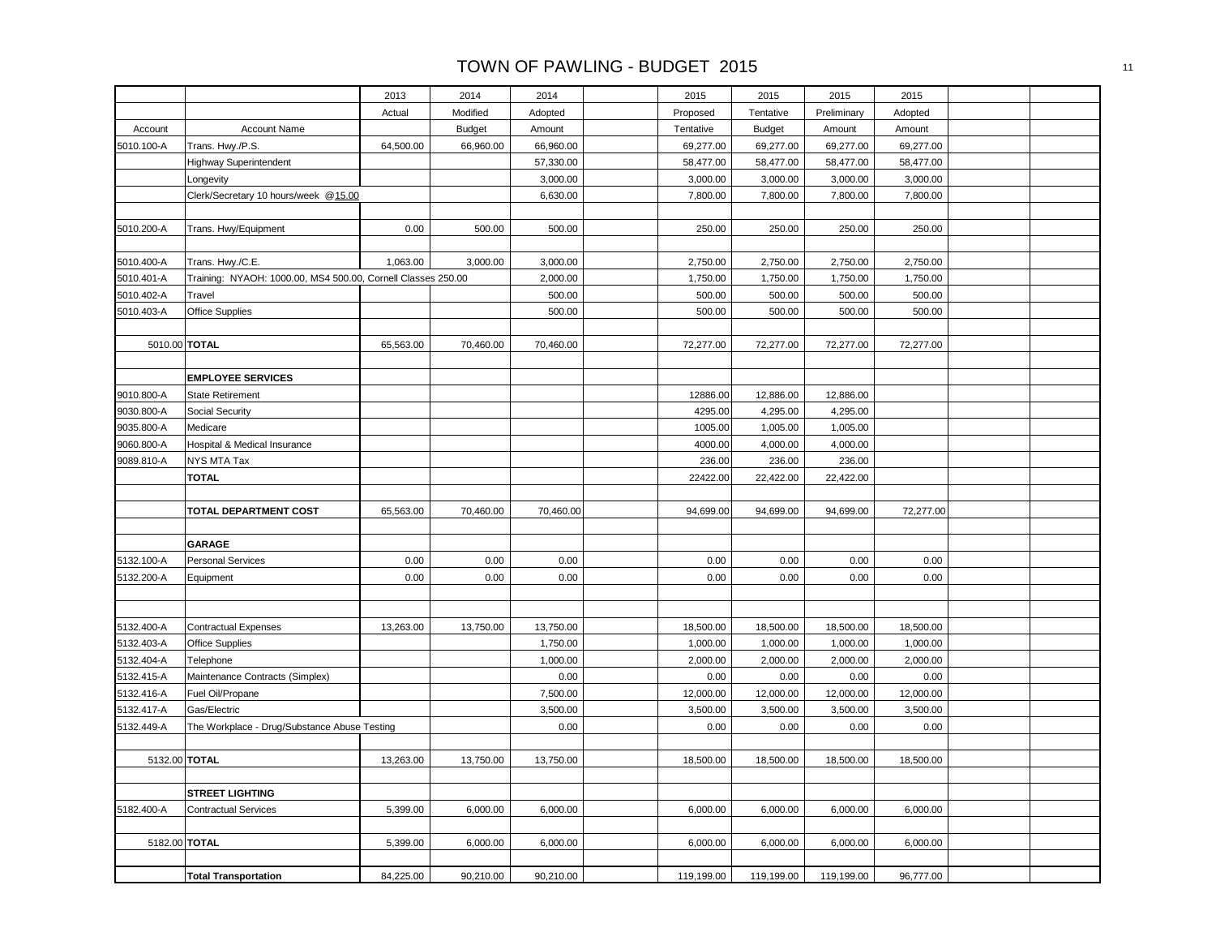# TOWN OF PAWLING - BUDGET 2015

| Account | Account Name | 2013 Actual | 2014 Modified Budget | 2014 Adopted Amount | | 2015 Proposed Tentative | 2015 Tentative Budget | 2015 Preliminary Amount | 2015 Adopted Amount | | |
|---|---|---|---|---|---|---|---|---|---|---|---|
| 5010.100-A | Trans. Hwy./P.S. | 64,500.00 | 66,960.00 | 66,960.00 | | 69,277.00 | 69,277.00 | 69,277.00 | 69,277.00 | | |
| | Highway Superintendent | | | 57,330.00 | | 58,477.00 | 58,477.00 | 58,477.00 | 58,477.00 | | |
| | Longevity | | | 3,000.00 | | 3,000.00 | 3,000.00 | 3,000.00 | 3,000.00 | | |
| | Clerk/Secretary 10 hours/week @15.00 | | | 6,630.00 | | 7,800.00 | 7,800.00 | 7,800.00 | 7,800.00 | | |
| | | | | | | | | | | | |
| 5010.200-A | Trans. Hwy/Equipment | 0.00 | 500.00 | 500.00 | | 250.00 | 250.00 | 250.00 | 250.00 | | |
| | | | | | | | | | | | |
| 5010.400-A | Trans. Hwy./C.E. | 1,063.00 | 3,000.00 | 3,000.00 | | 2,750.00 | 2,750.00 | 2,750.00 | 2,750.00 | | |
| 5010.401-A | Training: NYAOH: 1000.00, MS4 500.00, Cornell Classes 250.00 | | | 2,000.00 | | 1,750.00 | 1,750.00 | 1,750.00 | 1,750.00 | | |
| 5010.402-A | Travel | | | 500.00 | | 500.00 | 500.00 | 500.00 | 500.00 | | |
| 5010.403-A | Office Supplies | | | 500.00 | | 500.00 | 500.00 | 500.00 | 500.00 | | |
| | | | | | | | | | | | |
| 5010.00 | **TOTAL** | 65,563.00 | 70,460.00 | 70,460.00 | | 72,277.00 | 72,277.00 | 72,277.00 | 72,277.00 | | |
| | | | | | | | | | | | |
| | **EMPLOYEE SERVICES** | | | | | | | | | | |
| 9010.800-A | State Retirement | | | | | 12886.00 | 12,886.00 | 12,886.00 | | | |
| 9030.800-A | Social Security | | | | | 4295.00 | 4,295.00 | 4,295.00 | | | |
| 9035.800-A | Medicare | | | | | 1005.00 | 1,005.00 | 1,005.00 | | | |
| 9060.800-A | Hospital & Medical Insurance | | | | | 4000.00 | 4,000.00 | 4,000.00 | | | |
| 9089.810-A | NYS MTA Tax | | | | | 236.00 | 236.00 | 236.00 | | | |
| | **TOTAL** | | | | | 22422.00 | 22,422.00 | 22,422.00 | | | |
| | | | | | | | | | | | |
| | **TOTAL DEPARTMENT COST** | 65,563.00 | 70,460.00 | 70,460.00 | | 94,699.00 | 94,699.00 | 94,699.00 | 72,277.00 | | |
| | | | | | | | | | | | |
| | **GARAGE** | | | | | | | | | | |
| 5132.100-A | Personal Services | 0.00 | 0.00 | 0.00 | | 0.00 | 0.00 | 0.00 | 0.00 | | |
| 5132.200-A | Equipment | 0.00 | 0.00 | 0.00 | | 0.00 | 0.00 | 0.00 | 0.00 | | |
| | | | | | | | | | | | |
| | | | | | | | | | | | |
| 5132.400-A | Contractual Expenses | 13,263.00 | 13,750.00 | 13,750.00 | | 18,500.00 | 18,500.00 | 18,500.00 | 18,500.00 | | |
| 5132.403-A | Office Supplies | | | 1,750.00 | | 1,000.00 | 1,000.00 | 1,000.00 | 1,000.00 | | |
| 5132.404-A | Telephone | | | 1,000.00 | | 2,000.00 | 2,000.00 | 2,000.00 | 2,000.00 | | |
| 5132.415-A | Maintenance Contracts (Simplex) | | | 0.00 | | 0.00 | 0.00 | 0.00 | 0.00 | | |
| 5132.416-A | Fuel Oil/Propane | | | 7,500.00 | | 12,000.00 | 12,000.00 | 12,000.00 | 12,000.00 | | |
| 5132.417-A | Gas/Electric | | | 3,500.00 | | 3,500.00 | 3,500.00 | 3,500.00 | 3,500.00 | | |
| 5132.449-A | The Workplace - Drug/Substance Abuse Testing | | | 0.00 | | 0.00 | 0.00 | 0.00 | 0.00 | | |
| | | | | | | | | | | | |
| 5132.00 | **TOTAL** | 13,263.00 | 13,750.00 | 13,750.00 | | 18,500.00 | 18,500.00 | 18,500.00 | 18,500.00 | | |
| | | | | | | | | | | | |
| | **STREET LIGHTING** | | | | | | | | | | |
| 5182.400-A | Contractual Services | 5,399.00 | 6,000.00 | 6,000.00 | | 6,000.00 | 6,000.00 | 6,000.00 | 6,000.00 | | |
| | | | | | | | | | | | |
| 5182.00 | **TOTAL** | 5,399.00 | 6,000.00 | 6,000.00 | | 6,000.00 | 6,000.00 | 6,000.00 | 6,000.00 | | |
| | | | | | | | | | | | |
| | **Total Transportation** | 84,225.00 | 90,210.00 | 90,210.00 | | 119,199.00 | 119,199.00 | 119,199.00 | 96,777.00 | | |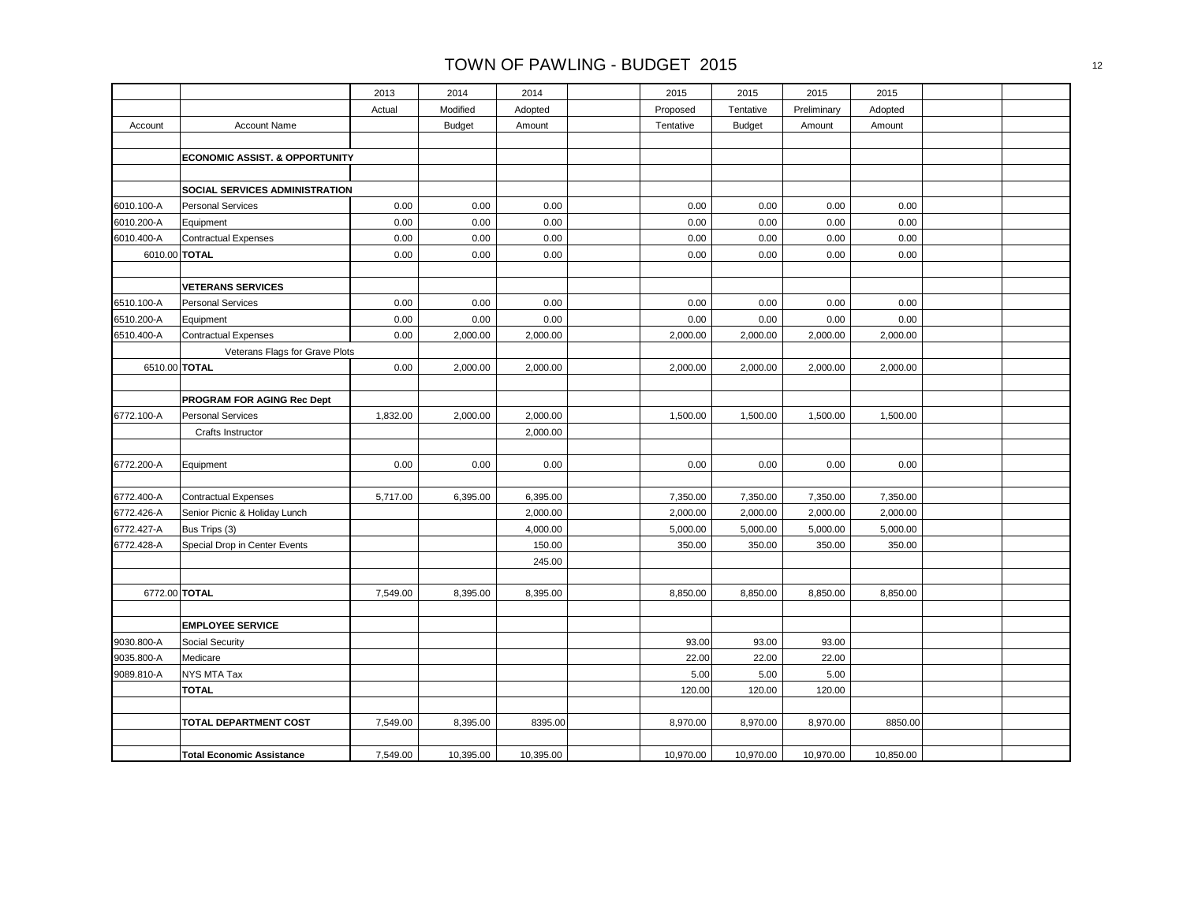# TOWN OF PAWLING - BUDGET 2015

| Account | Account Name | 2013 Actual | 2014 Modified Budget | 2014 Adopted Amount | | 2015 Proposed Tentative | 2015 Tentative Budget | 2015 Preliminary Amount | 2015 Adopted Amount | | |
|---|---|---|---|---|---|---|---|---|---|---|---|
| | | | | | | | | | | | |
| | **ECONOMIC ASSIST. & OPPORTUNITY** | | | | | | | | | | |
| | | | | | | | | | | | |
| | **SOCIAL SERVICES ADMINISTRATION** | | | | | | | | | | |
| 6010.100-A | Personal Services | 0.00 | 0.00 | 0.00 | | 0.00 | 0.00 | 0.00 | 0.00 | | |
| 6010.200-A | Equipment | 0.00 | 0.00 | 0.00 | | 0.00 | 0.00 | 0.00 | 0.00 | | |
| 6010.400-A | Contractual Expenses | 0.00 | 0.00 | 0.00 | | 0.00 | 0.00 | 0.00 | 0.00 | | |
| 6010.00 | **TOTAL** | 0.00 | 0.00 | 0.00 | | 0.00 | 0.00 | 0.00 | 0.00 | | |
| | | | | | | | | | | | |
| | **VETERANS SERVICES** | | | | | | | | | | |
| 6510.100-A | Personal Services | 0.00 | 0.00 | 0.00 | | 0.00 | 0.00 | 0.00 | 0.00 | | |
| 6510.200-A | Equipment | 0.00 | 0.00 | 0.00 | | 0.00 | 0.00 | 0.00 | 0.00 | | |
| 6510.400-A | Contractual Expenses | 0.00 | 2,000.00 | 2,000.00 | | 2,000.00 | 2,000.00 | 2,000.00 | 2,000.00 | | |
| | Veterans Flags for Grave Plots | | | | | | | | | | |
| 6510.00 | **TOTAL** | 0.00 | 2,000.00 | 2,000.00 | | 2,000.00 | 2,000.00 | 2,000.00 | 2,000.00 | | |
| | | | | | | | | | | | |
| | **PROGRAM FOR AGING Rec Dept** | | | | | | | | | | |
| 6772.100-A | Personal Services | 1,832.00 | 2,000.00 | 2,000.00 | | 1,500.00 | 1,500.00 | 1,500.00 | 1,500.00 | | |
| | Crafts Instructor | | | 2,000.00 | | | | | | | |
| | | | | | | | | | | | |
| 6772.200-A | Equipment | 0.00 | 0.00 | 0.00 | | 0.00 | 0.00 | 0.00 | 0.00 | | |
| | | | | | | | | | | | |
| 6772.400-A | Contractual Expenses | 5,717.00 | 6,395.00 | 6,395.00 | | 7,350.00 | 7,350.00 | 7,350.00 | 7,350.00 | | |
| 6772.426-A | Senior Picnic & Holiday Lunch | | | 2,000.00 | | 2,000.00 | 2,000.00 | 2,000.00 | 2,000.00 | | |
| 6772.427-A | Bus Trips (3) | | | 4,000.00 | | 5,000.00 | 5,000.00 | 5,000.00 | 5,000.00 | | |
| 6772.428-A | Special Drop in Center Events | | | 150.00 | | 350.00 | 350.00 | 350.00 | 350.00 | | |
| | | | | 245.00 | | | | | | | |
| | | | | | | | | | | | |
| 6772.00 | **TOTAL** | 7,549.00 | 8,395.00 | 8,395.00 | | 8,850.00 | 8,850.00 | 8,850.00 | 8,850.00 | | |
| | | | | | | | | | | | |
| | **EMPLOYEE SERVICE** | | | | | | | | | | |
| 9030.800-A | Social Security | | | | | 93.00 | 93.00 | 93.00 | | | |
| 9035.800-A | Medicare | | | | | 22.00 | 22.00 | 22.00 | | | |
| 9089.810-A | NYS MTA Tax | | | | | 5.00 | 5.00 | 5.00 | | | |
| | **TOTAL** | | | | | 120.00 | 120.00 | 120.00 | | | |
| | | | | | | | | | | | |
| | **TOTAL DEPARTMENT COST** | 7,549.00 | 8,395.00 | 8395.00 | | 8,970.00 | 8,970.00 | 8,970.00 | 8850.00 | | |
| | | | | | | | | | | | |
| | **Total Economic Assistance** | 7,549.00 | 10,395.00 | 10,395.00 | | 10,970.00 | 10,970.00 | 10,970.00 | 10,850.00 | | |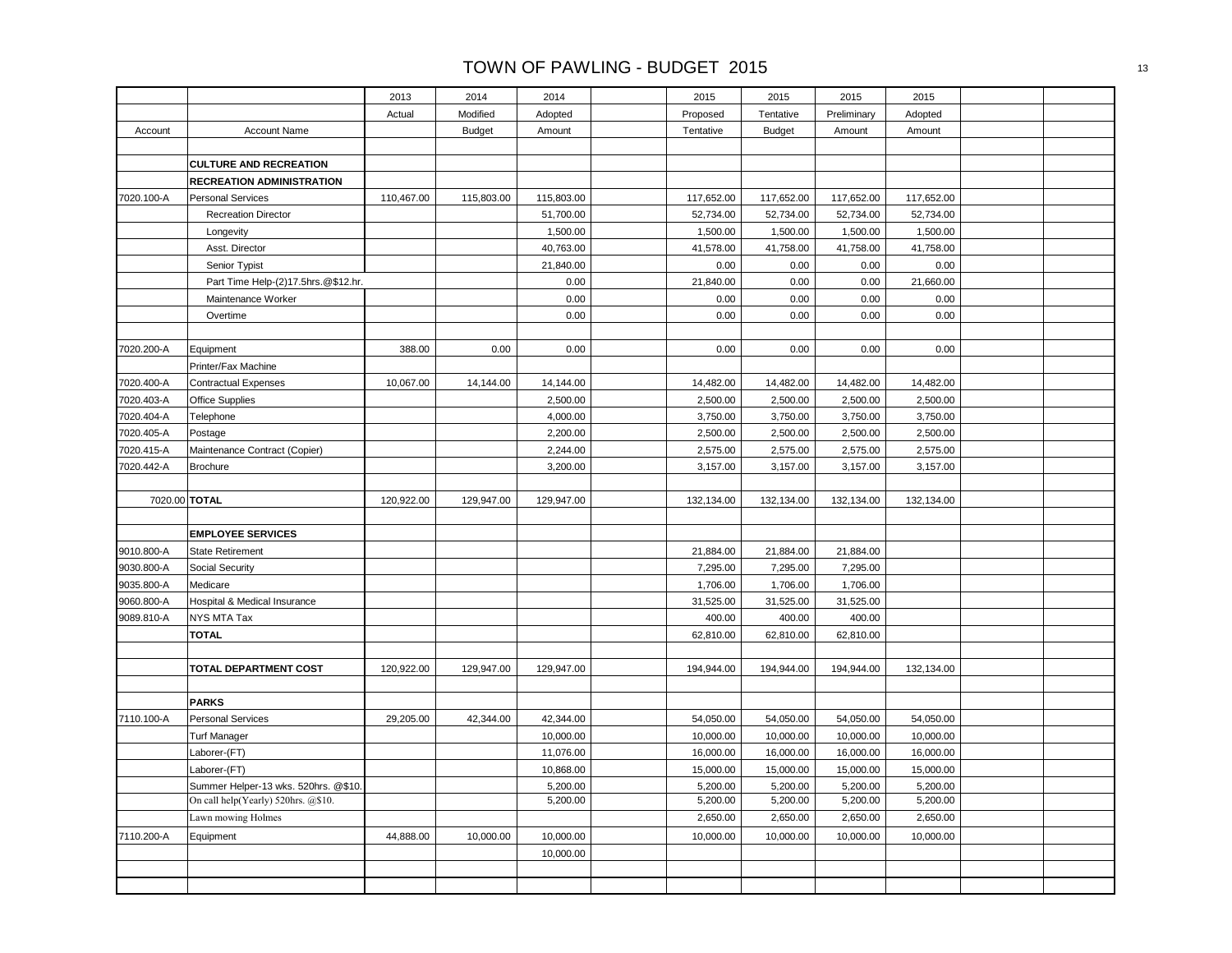# TOWN OF PAWLING - BUDGET 2015

| Account | Account Name | 2013 Actual | 2014 Modified Budget | 2014 Adopted Amount | | 2015 Proposed Tentative | 2015 Tentative Budget | 2015 Preliminary Amount | 2015 Adopted Amount | | |
|---|---|---|---|---|---|---|---|---|---|---|---|
| | **CULTURE AND RECREATION** | | | | | | | | | | |
| | **RECREATION ADMINISTRATION** | | | | | | | | | | |
| 7020.100-A | Personal Services | 110,467.00 | 115,803.00 | 115,803.00 | | 117,652.00 | 117,652.00 | 117,652.00 | 117,652.00 | | |
| | Recreation Director | | | 51,700.00 | | 52,734.00 | 52,734.00 | 52,734.00 | 52,734.00 | | |
| | Longevity | | | 1,500.00 | | 1,500.00 | 1,500.00 | 1,500.00 | 1,500.00 | | |
| | Asst. Director | | | 40,763.00 | | 41,578.00 | 41,758.00 | 41,758.00 | 41,758.00 | | |
| | Senior Typist | | | 21,840.00 | | 0.00 | 0.00 | 0.00 | 0.00 | | |
| | Part Time Help-(2)17.5hrs.@$12.hr. | | | 0.00 | | 21,840.00 | 0.00 | 0.00 | 21,660.00 | | |
| | Maintenance Worker | | | 0.00 | | 0.00 | 0.00 | 0.00 | 0.00 | | |
| | Overtime | | | 0.00 | | 0.00 | 0.00 | 0.00 | 0.00 | | |
| 7020.200-A | Equipment | 388.00 | 0.00 | 0.00 | | 0.00 | 0.00 | 0.00 | 0.00 | | |
| | Printer/Fax Machine | | | | | | | | | | |
| 7020.400-A | Contractual Expenses | 10,067.00 | 14,144.00 | 14,144.00 | | 14,482.00 | 14,482.00 | 14,482.00 | 14,482.00 | | |
| 7020.403-A | Office Supplies | | | 2,500.00 | | 2,500.00 | 2,500.00 | 2,500.00 | 2,500.00 | | |
| 7020.404-A | Telephone | | | 4,000.00 | | 3,750.00 | 3,750.00 | 3,750.00 | 3,750.00 | | |
| 7020.405-A | Postage | | | 2,200.00 | | 2,500.00 | 2,500.00 | 2,500.00 | 2,500.00 | | |
| 7020.415-A | Maintenance Contract (Copier) | | | 2,244.00 | | 2,575.00 | 2,575.00 | 2,575.00 | 2,575.00 | | |
| 7020.442-A | Brochure | | | 3,200.00 | | 3,157.00 | 3,157.00 | 3,157.00 | 3,157.00 | | |
| 7020.00 | **TOTAL** | 120,922.00 | 129,947.00 | 129,947.00 | | 132,134.00 | 132,134.00 | 132,134.00 | 132,134.00 | | |
| | **EMPLOYEE SERVICES** | | | | | | | | | | |
| 9010.800-A | State Retirement | | | | | 21,884.00 | 21,884.00 | 21,884.00 | | | |
| 9030.800-A | Social Security | | | | | 7,295.00 | 7,295.00 | 7,295.00 | | | |
| 9035.800-A | Medicare | | | | | 1,706.00 | 1,706.00 | 1,706.00 | | | |
| 9060.800-A | Hospital & Medical Insurance | | | | | 31,525.00 | 31,525.00 | 31,525.00 | | | |
| 9089.810-A | NYS MTA Tax | | | | | 400.00 | 400.00 | 400.00 | | | |
| | **TOTAL** | | | | | 62,810.00 | 62,810.00 | 62,810.00 | | | |
| | **TOTAL DEPARTMENT COST** | 120,922.00 | 129,947.00 | 129,947.00 | | 194,944.00 | 194,944.00 | 194,944.00 | 132,134.00 | | |
| | **PARKS** | | | | | | | | | | |
| 7110.100-A | Personal Services | 29,205.00 | 42,344.00 | 42,344.00 | | 54,050.00 | 54,050.00 | 54,050.00 | 54,050.00 | | |
| | Turf Manager | | | 10,000.00 | | 10,000.00 | 10,000.00 | 10,000.00 | 10,000.00 | | |
| | Laborer-(FT) | | | 11,076.00 | | 16,000.00 | 16,000.00 | 16,000.00 | 16,000.00 | | |
| | Laborer-(FT) | | | 10,868.00 | | 15,000.00 | 15,000.00 | 15,000.00 | 15,000.00 | | |
| | Summer Helper-13 wks. 520hrs. @$10. | | | 5,200.00 | | 5,200.00 | 5,200.00 | 5,200.00 | 5,200.00 | | |
| | On call help(Yearly) 520hrs. @$10. | | | 5,200.00 | | 5,200.00 | 5,200.00 | 5,200.00 | 5,200.00 | | |
| | Lawn mowing Holmes | | | | | 2,650.00 | 2,650.00 | 2,650.00 | 2,650.00 | | |
| 7110.200-A | Equipment | 44,888.00 | 10,000.00 | 10,000.00 | | 10,000.00 | 10,000.00 | 10,000.00 | 10,000.00 | | |
| | | | | 10,000.00 | | | | | | | |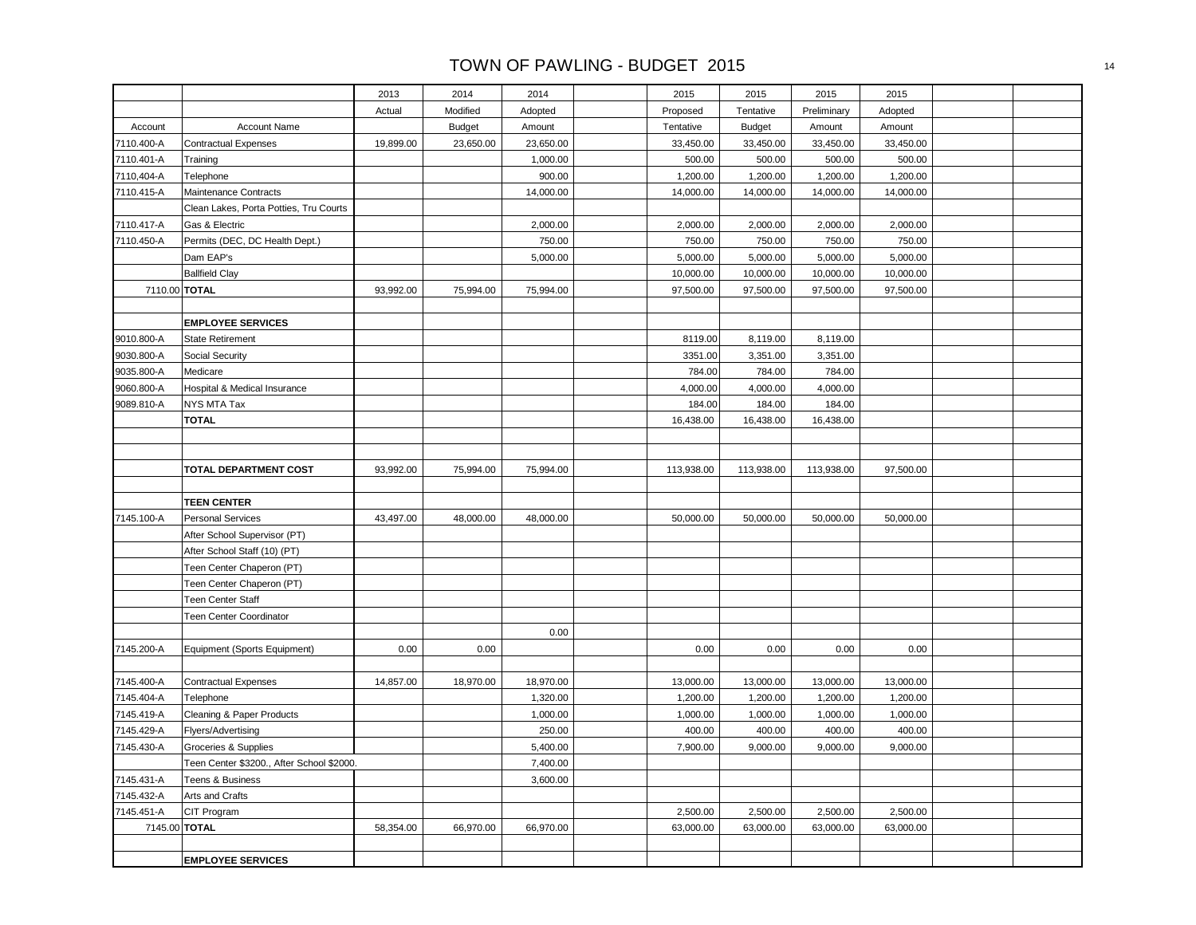# TOWN OF PAWLING - BUDGET 2015

| Account | Account Name | 2013 Actual | 2014 Modified Budget | 2014 Adopted Amount | | 2015 Proposed Tentative | 2015 Tentative Budget | 2015 Preliminary Amount | 2015 Adopted Amount | | |
|---|---|---|---|---|---|---|---|---|---|---|---|
| 7110.400-A | Contractual Expenses | 19,899.00 | 23,650.00 | 23,650.00 | | 33,450.00 | 33,450.00 | 33,450.00 | 33,450.00 | | |
| 7110.401-A | Training | | | 1,000.00 | | 500.00 | 500.00 | 500.00 | 500.00 | | |
| 7110,404-A | Telephone | | | 900.00 | | 1,200.00 | 1,200.00 | 1,200.00 | 1,200.00 | | |
| 7110.415-A | Maintenance Contracts | | | 14,000.00 | | 14,000.00 | 14,000.00 | 14,000.00 | 14,000.00 | | |
| | Clean Lakes, Porta Potties, Tru Courts | | | | | | | | | | |
| 7110.417-A | Gas & Electric | | | 2,000.00 | | 2,000.00 | 2,000.00 | 2,000.00 | 2,000.00 | | |
| 7110.450-A | Permits (DEC, DC Health Dept.) | | | 750.00 | | 750.00 | 750.00 | 750.00 | 750.00 | | |
| | Dam EAP's | | | 5,000.00 | | 5,000.00 | 5,000.00 | 5,000.00 | 5,000.00 | | |
| | Ballfield Clay | | | | | 10,000.00 | 10,000.00 | 10,000.00 | 10,000.00 | | |
| 7110.00 | **TOTAL** | 93,992.00 | 75,994.00 | 75,994.00 | | 97,500.00 | 97,500.00 | 97,500.00 | 97,500.00 | | |
| | | | | | | | | | | | |
| | **EMPLOYEE SERVICES** | | | | | | | | | | |
| 9010.800-A | State Retirement | | | | | 8119.00 | 8,119.00 | 8,119.00 | | | |
| 9030.800-A | Social Security | | | | | 3351.00 | 3,351.00 | 3,351.00 | | | |
| 9035.800-A | Medicare | | | | | 784.00 | 784.00 | 784.00 | | | |
| 9060.800-A | Hospital & Medical Insurance | | | | | 4,000.00 | 4,000.00 | 4,000.00 | | | |
| 9089.810-A | NYS MTA Tax | | | | | 184.00 | 184.00 | 184.00 | | | |
| | **TOTAL** | | | | | 16,438.00 | 16,438.00 | 16,438.00 | | | |
| | | | | | | | | | | | |
| | | | | | | | | | | | |
| | **TOTAL DEPARTMENT COST** | 93,992.00 | 75,994.00 | 75,994.00 | | 113,938.00 | 113,938.00 | 113,938.00 | 97,500.00 | | |
| | | | | | | | | | | | |
| | **TEEN CENTER** | | | | | | | | | | |
| 7145.100-A | Personal Services | 43,497.00 | 48,000.00 | 48,000.00 | | 50,000.00 | 50,000.00 | 50,000.00 | 50,000.00 | | |
| | After School Supervisor (PT) | | | | | | | | | | |
| | After School Staff (10) (PT) | | | | | | | | | | |
| | Teen Center Chaperon (PT) | | | | | | | | | | |
| | Teen Center Chaperon (PT) | | | | | | | | | | |
| | Teen Center Staff | | | | | | | | | | |
| | Teen Center Coordinator | | | | | | | | | | |
| | | | | 0.00 | | | | | | | |
| 7145.200-A | Equipment (Sports Equipment) | 0.00 | 0.00 | | | 0.00 | 0.00 | 0.00 | 0.00 | | |
| | | | | | | | | | | | |
| 7145.400-A | Contractual Expenses | 14,857.00 | 18,970.00 | 18,970.00 | | 13,000.00 | 13,000.00 | 13,000.00 | 13,000.00 | | |
| 7145.404-A | Telephone | | | 1,320.00 | | 1,200.00 | 1,200.00 | 1,200.00 | 1,200.00 | | |
| 7145.419-A | Cleaning & Paper Products | | | 1,000.00 | | 1,000.00 | 1,000.00 | 1,000.00 | 1,000.00 | | |
| 7145.429-A | Flyers/Advertising | | | 250.00 | | 400.00 | 400.00 | 400.00 | 400.00 | | |
| 7145.430-A | Groceries & Supplies | | | 5,400.00 | | 7,900.00 | 9,000.00 | 9,000.00 | 9,000.00 | | |
| | Teen Center $3200., After School $2000. | | | 7,400.00 | | | | | | | |
| 7145.431-A | Teens & Business | | | 3,600.00 | | | | | | | |
| 7145.432-A | Arts and Crafts | | | | | | | | | | |
| 7145.451-A | CIT Program | | | | | 2,500.00 | 2,500.00 | 2,500.00 | 2,500.00 | | |
| 7145.00 | **TOTAL** | 58,354.00 | 66,970.00 | 66,970.00 | | 63,000.00 | 63,000.00 | 63,000.00 | 63,000.00 | | |
| | | | | | | | | | | | |
| | **EMPLOYEE SERVICES** | | | | | | | | | | |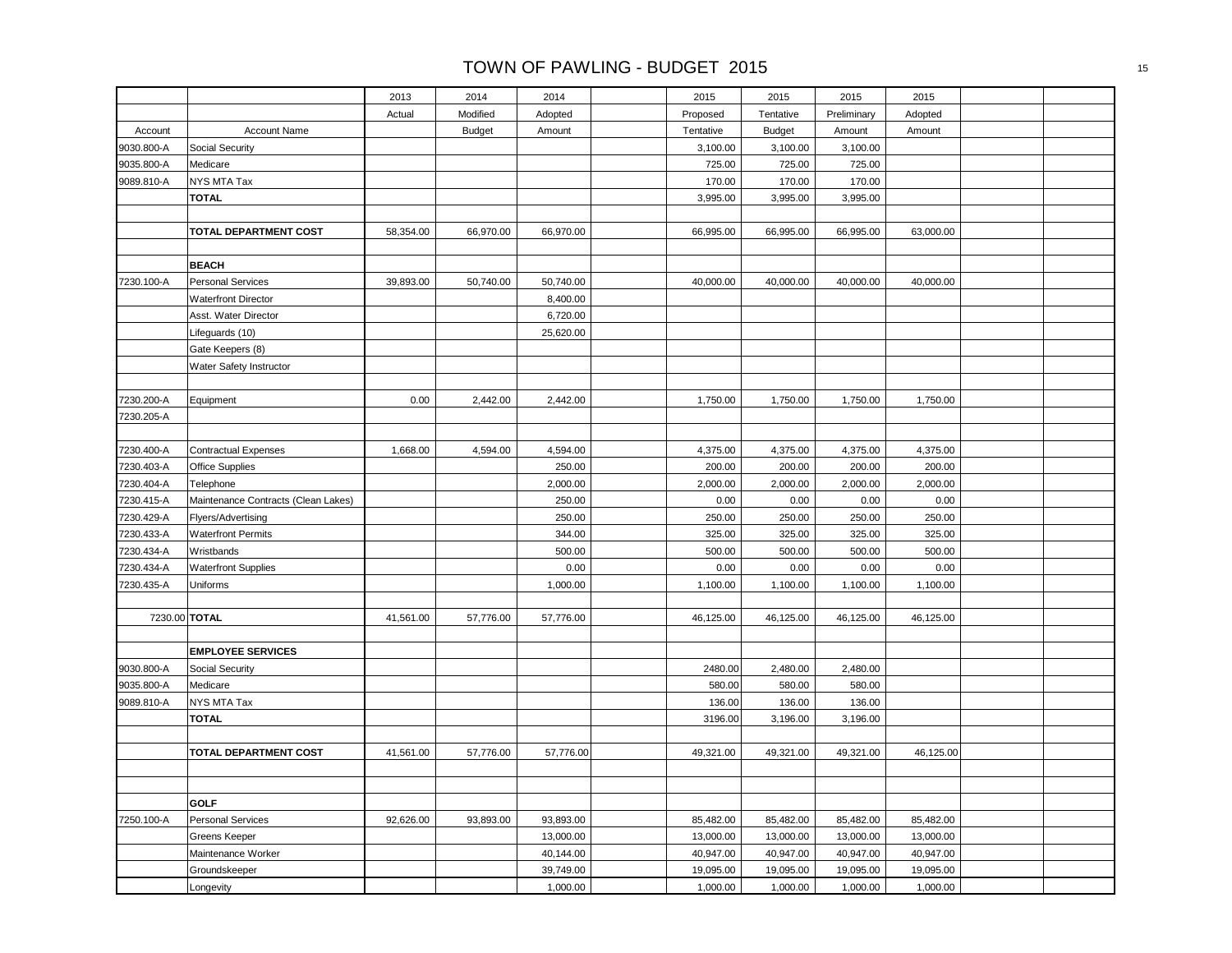# TOWN OF PAWLING - BUDGET 2015

| | | 2013 | 2014 | 2014 | | 2015 | 2015 | 2015 | 2015 | | |
|---|---|---|---|---|---|---|---|---|---|---|---|
| | | Actual | Modified | Adopted | | Proposed | Tentative | Preliminary | Adopted | | |
| Account | Account Name | | Budget | Amount | | Tentative | Budget | Amount | Amount | | |
| 9030.800-A | Social Security | | | | | 3,100.00 | 3,100.00 | 3,100.00 | | | |
| 9035.800-A | Medicare | | | | | 725.00 | 725.00 | 725.00 | | | |
| 9089.810-A | NYS MTA Tax | | | | | 170.00 | 170.00 | 170.00 | | | |
| | **TOTAL** | | | | | 3,995.00 | 3,995.00 | 3,995.00 | | | |
| | | | | | | | | | | | |
| | **TOTAL DEPARTMENT COST** | 58,354.00 | 66,970.00 | 66,970.00 | | 66,995.00 | 66,995.00 | 66,995.00 | 63,000.00 | | |
| | | | | | | | | | | | |
| | **BEACH** | | | | | | | | | | |
| 7230.100-A | Personal Services | 39,893.00 | 50,740.00 | 50,740.00 | | 40,000.00 | 40,000.00 | 40,000.00 | 40,000.00 | | |
| | Waterfront Director | | | 8,400.00 | | | | | | | |
| | Asst. Water Director | | | 6,720.00 | | | | | | | |
| | Lifeguards (10) | | | 25,620.00 | | | | | | | |
| | Gate Keepers (8) | | | | | | | | | | |
| | Water Safety Instructor | | | | | | | | | | |
| | | | | | | | | | | | |
| 7230.200-A | Equipment | 0.00 | 2,442.00 | 2,442.00 | | 1,750.00 | 1,750.00 | 1,750.00 | 1,750.00 | | |
| 7230.205-A | | | | | | | | | | | |
| | | | | | | | | | | | |
| 7230.400-A | Contractual Expenses | 1,668.00 | 4,594.00 | 4,594.00 | | 4,375.00 | 4,375.00 | 4,375.00 | 4,375.00 | | |
| 7230.403-A | Office Supplies | | | 250.00 | | 200.00 | 200.00 | 200.00 | 200.00 | | |
| 7230.404-A | Telephone | | | 2,000.00 | | 2,000.00 | 2,000.00 | 2,000.00 | 2,000.00 | | |
| 7230.415-A | Maintenance Contracts (Clean Lakes) | | | 250.00 | | 0.00 | 0.00 | 0.00 | 0.00 | | |
| 7230.429-A | Flyers/Advertising | | | 250.00 | | 250.00 | 250.00 | 250.00 | 250.00 | | |
| 7230.433-A | Waterfront Permits | | | 344.00 | | 325.00 | 325.00 | 325.00 | 325.00 | | |
| 7230.434-A | Wristbands | | | 500.00 | | 500.00 | 500.00 | 500.00 | 500.00 | | |
| 7230.434-A | Waterfront Supplies | | | 0.00 | | 0.00 | 0.00 | 0.00 | 0.00 | | |
| 7230.435-A | Uniforms | | | 1,000.00 | | 1,100.00 | 1,100.00 | 1,100.00 | 1,100.00 | | |
| | | | | | | | | | | | |
| 7230.00 | **TOTAL** | 41,561.00 | 57,776.00 | 57,776.00 | | 46,125.00 | 46,125.00 | 46,125.00 | 46,125.00 | | |
| | | | | | | | | | | | |
| | **EMPLOYEE SERVICES** | | | | | | | | | | |
| 9030.800-A | Social Security | | | | | 2480.00 | 2,480.00 | 2,480.00 | | | |
| 9035.800-A | Medicare | | | | | 580.00 | 580.00 | 580.00 | | | |
| 9089.810-A | NYS MTA Tax | | | | | 136.00 | 136.00 | 136.00 | | | |
| | **TOTAL** | | | | | 3196.00 | 3,196.00 | 3,196.00 | | | |
| | | | | | | | | | | | |
| | **TOTAL DEPARTMENT COST** | 41,561.00 | 57,776.00 | 57,776.00 | | 49,321.00 | 49,321.00 | 49,321.00 | 46,125.00 | | |
| | | | | | | | | | | | |
| | | | | | | | | | | | |
| | **GOLF** | | | | | | | | | | |
| 7250.100-A | Personal Services | 92,626.00 | 93,893.00 | 93,893.00 | | 85,482.00 | 85,482.00 | 85,482.00 | 85,482.00 | | |
| | Greens Keeper | | | 13,000.00 | | 13,000.00 | 13,000.00 | 13,000.00 | 13,000.00 | | |
| | Maintenance Worker | | | 40,144.00 | | 40,947.00 | 40,947.00 | 40,947.00 | 40,947.00 | | |
| | Groundskeeper | | | 39,749.00 | | 19,095.00 | 19,095.00 | 19,095.00 | 19,095.00 | | |
| | Longevity | | | 1,000.00 | | 1,000.00 | 1,000.00 | 1,000.00 | 1,000.00 | | |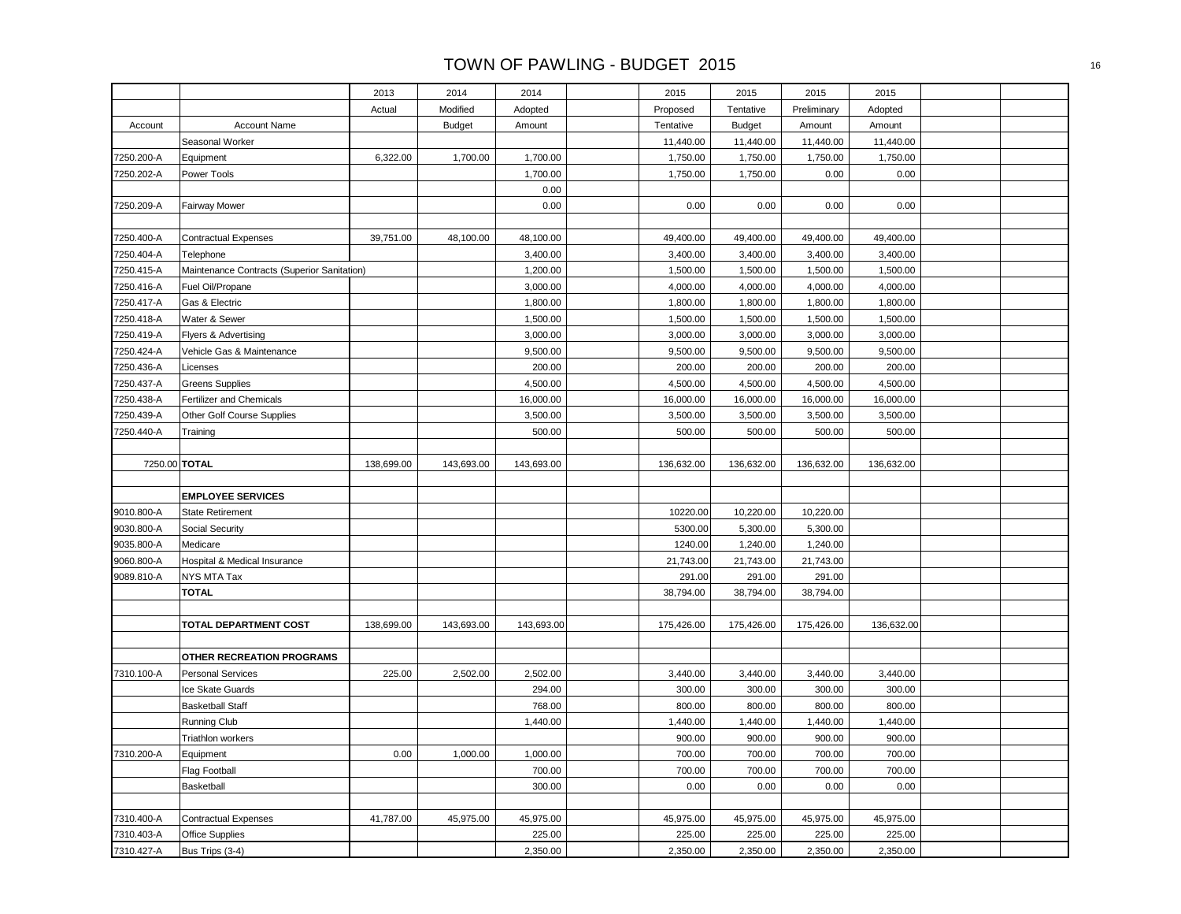# TOWN OF PAWLING - BUDGET 2015

| Account | Account Name | 2013 Actual | 2014 Modified Budget | 2014 Adopted Amount | | 2015 Proposed Tentative | 2015 Tentative Budget | 2015 Preliminary Amount | 2015 Adopted Amount | | |
|---|---|---|---|---|---|---|---|---|---|---|---|
| | Seasonal Worker | | | | | 11,440.00 | 11,440.00 | 11,440.00 | 11,440.00 | | |
| 7250.200-A | Equipment | 6,322.00 | 1,700.00 | 1,700.00 | | 1,750.00 | 1,750.00 | 1,750.00 | 1,750.00 | | |
| 7250.202-A | Power Tools | | | 1,700.00 | | 1,750.00 | 1,750.00 | 0.00 | 0.00 | | |
| | | | | 0.00 | | | | | | | |
| 7250.209-A | Fairway Mower | | | 0.00 | | 0.00 | 0.00 | 0.00 | 0.00 | | |
| | | | | | | | | | | | |
| 7250.400-A | Contractual Expenses | 39,751.00 | 48,100.00 | 48,100.00 | | 49,400.00 | 49,400.00 | 49,400.00 | 49,400.00 | | |
| 7250.404-A | Telephone | | | 3,400.00 | | 3,400.00 | 3,400.00 | 3,400.00 | 3,400.00 | | |
| 7250.415-A | Maintenance Contracts (Superior Sanitation) | | | 1,200.00 | | 1,500.00 | 1,500.00 | 1,500.00 | 1,500.00 | | |
| 7250.416-A | Fuel Oil/Propane | | | 3,000.00 | | 4,000.00 | 4,000.00 | 4,000.00 | 4,000.00 | | |
| 7250.417-A | Gas & Electric | | | 1,800.00 | | 1,800.00 | 1,800.00 | 1,800.00 | 1,800.00 | | |
| 7250.418-A | Water & Sewer | | | 1,500.00 | | 1,500.00 | 1,500.00 | 1,500.00 | 1,500.00 | | |
| 7250.419-A | Flyers & Advertising | | | 3,000.00 | | 3,000.00 | 3,000.00 | 3,000.00 | 3,000.00 | | |
| 7250.424-A | Vehicle Gas & Maintenance | | | 9,500.00 | | 9,500.00 | 9,500.00 | 9,500.00 | 9,500.00 | | |
| 7250.436-A | Licenses | | | 200.00 | | 200.00 | 200.00 | 200.00 | 200.00 | | |
| 7250.437-A | Greens Supplies | | | 4,500.00 | | 4,500.00 | 4,500.00 | 4,500.00 | 4,500.00 | | |
| 7250.438-A | Fertilizer and Chemicals | | | 16,000.00 | | 16,000.00 | 16,000.00 | 16,000.00 | 16,000.00 | | |
| 7250.439-A | Other Golf Course Supplies | | | 3,500.00 | | 3,500.00 | 3,500.00 | 3,500.00 | 3,500.00 | | |
| 7250.440-A | Training | | | 500.00 | | 500.00 | 500.00 | 500.00 | 500.00 | | |
| | | | | | | | | | | | |
| 7250.00 | **TOTAL** | 138,699.00 | 143,693.00 | 143,693.00 | | 136,632.00 | 136,632.00 | 136,632.00 | 136,632.00 | | |
| | | | | | | | | | | | |
| | **EMPLOYEE SERVICES** | | | | | | | | | | |
| 9010.800-A | State Retirement | | | | | 10220.00 | 10,220.00 | 10,220.00 | | | |
| 9030.800-A | Social Security | | | | | 5300.00 | 5,300.00 | 5,300.00 | | | |
| 9035.800-A | Medicare | | | | | 1240.00 | 1,240.00 | 1,240.00 | | | |
| 9060.800-A | Hospital & Medical Insurance | | | | | 21,743.00 | 21,743.00 | 21,743.00 | | | |
| 9089.810-A | NYS MTA Tax | | | | | 291.00 | 291.00 | 291.00 | | | |
| | **TOTAL** | | | | | 38,794.00 | 38,794.00 | 38,794.00 | | | |
| | | | | | | | | | | | |
| | **TOTAL DEPARTMENT COST** | 138,699.00 | 143,693.00 | 143,693.00 | | 175,426.00 | 175,426.00 | 175,426.00 | 136,632.00 | | |
| | | | | | | | | | | | |
| | **OTHER RECREATION PROGRAMS** | | | | | | | | | | |
| 7310.100-A | Personal Services | 225.00 | 2,502.00 | 2,502.00 | | 3,440.00 | 3,440.00 | 3,440.00 | 3,440.00 | | |
| | Ice Skate Guards | | | 294.00 | | 300.00 | 300.00 | 300.00 | 300.00 | | |
| | Basketball Staff | | | 768.00 | | 800.00 | 800.00 | 800.00 | 800.00 | | |
| | Running Club | | | 1,440.00 | | 1,440.00 | 1,440.00 | 1,440.00 | 1,440.00 | | |
| | Triathlon workers | | | | | 900.00 | 900.00 | 900.00 | 900.00 | | |
| 7310.200-A | Equipment | 0.00 | 1,000.00 | 1,000.00 | | 700.00 | 700.00 | 700.00 | 700.00 | | |
| | Flag Football | | | 700.00 | | 700.00 | 700.00 | 700.00 | 700.00 | | |
| | Basketball | | | 300.00 | | 0.00 | 0.00 | 0.00 | 0.00 | | |
| | | | | | | | | | | | |
| 7310.400-A | Contractual Expenses | 41,787.00 | 45,975.00 | 45,975.00 | | 45,975.00 | 45,975.00 | 45,975.00 | 45,975.00 | | |
| 7310.403-A | Office Supplies | | | 225.00 | | 225.00 | 225.00 | 225.00 | 225.00 | | |
| 7310.427-A | Bus Trips (3-4) | | | 2,350.00 | | 2,350.00 | 2,350.00 | 2,350.00 | 2,350.00 | | |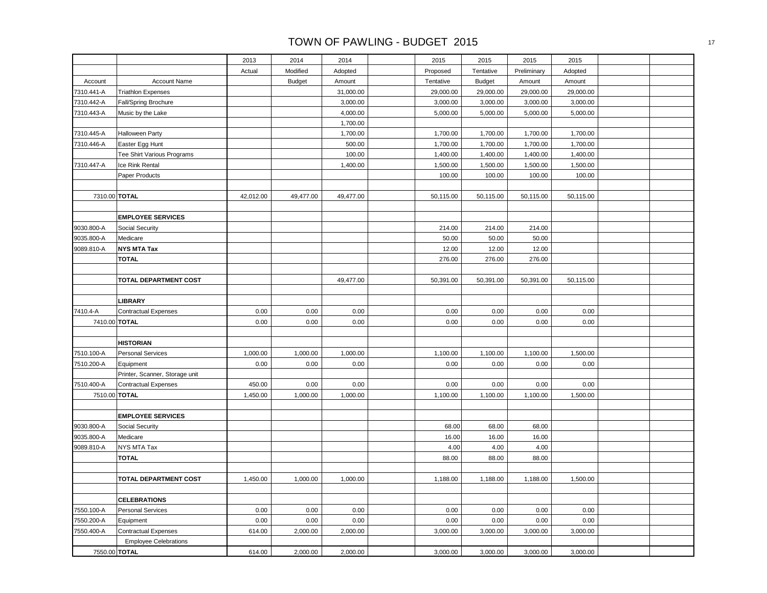# TOWN OF PAWLING - BUDGET 2015

| Account | Account Name | 2013 Actual | 2014 Modified Budget | 2014 Adopted Amount | | 2015 Proposed Tentative | 2015 Tentative Budget | 2015 Preliminary Amount | 2015 Adopted Amount | | |
|---|---|---|---|---|---|---|---|---|---|---|---|
| 7310.441-A | Triathlon Expenses | | | 31,000.00 | | 29,000.00 | 29,000.00 | 29,000.00 | 29,000.00 | | |
| 7310.442-A | Fall/Spring Brochure | | | 3,000.00 | | 3,000.00 | 3,000.00 | 3,000.00 | 3,000.00 | | |
| 7310.443-A | Music by the Lake | | | 4,000.00 | | 5,000.00 | 5,000.00 | 5,000.00 | 5,000.00 | | |
| | | | | 1,700.00 | | | | | | | |
| 7310.445-A | Halloween Party | | | 1,700.00 | | 1,700.00 | 1,700.00 | 1,700.00 | 1,700.00 | | |
| 7310.446-A | Easter Egg Hunt | | | 500.00 | | 1,700.00 | 1,700.00 | 1,700.00 | 1,700.00 | | |
| | Tee Shirt Various Programs | | | 100.00 | | 1,400.00 | 1,400.00 | 1,400.00 | 1,400.00 | | |
| 7310.447-A | Ice Rink Rental | | | 1,400.00 | | 1,500.00 | 1,500.00 | 1,500.00 | 1,500.00 | | |
| | Paper Products | | | | | 100.00 | 100.00 | 100.00 | 100.00 | | |
| | | | | | | | | | | | |
| 7310.00 | **TOTAL** | 42,012.00 | 49,477.00 | 49,477.00 | | 50,115.00 | 50,115.00 | 50,115.00 | 50,115.00 | | |
| | | | | | | | | | | | |
| | **EMPLOYEE SERVICES** | | | | | | | | | | |
| 9030.800-A | Social Security | | | | | 214.00 | 214.00 | 214.00 | | | |
| 9035.800-A | Medicare | | | | | 50.00 | 50.00 | 50.00 | | | |
| 9089.810-A | **NYS MTA Tax** | | | | | 12.00 | 12.00 | 12.00 | | | |
| | **TOTAL** | | | | | 276.00 | 276.00 | 276.00 | | | |
| | | | | | | | | | | | |
| | **TOTAL DEPARTMENT COST** | | | 49,477.00 | | 50,391.00 | 50,391.00 | 50,391.00 | 50,115.00 | | |
| | | | | | | | | | | | |
| | **LIBRARY** | | | | | | | | | | |
| 7410.4-A | Contractual Expenses | 0.00 | 0.00 | 0.00 | | 0.00 | 0.00 | 0.00 | 0.00 | | |
| 7410.00 | **TOTAL** | 0.00 | 0.00 | 0.00 | | 0.00 | 0.00 | 0.00 | 0.00 | | |
| | | | | | | | | | | | |
| | **HISTORIAN** | | | | | | | | | | |
| 7510.100-A | Personal Services | 1,000.00 | 1,000.00 | 1,000.00 | | 1,100.00 | 1,100.00 | 1,100.00 | 1,500.00 | | |
| 7510.200-A | Equipment | 0.00 | 0.00 | 0.00 | | 0.00 | 0.00 | 0.00 | 0.00 | | |
| | Printer, Scanner, Storage unit | | | | | | | | | | |
| 7510.400-A | Contractual Expenses | 450.00 | 0.00 | 0.00 | | 0.00 | 0.00 | 0.00 | 0.00 | | |
| 7510.00 | **TOTAL** | 1,450.00 | 1,000.00 | 1,000.00 | | 1,100.00 | 1,100.00 | 1,100.00 | 1,500.00 | | |
| | | | | | | | | | | | |
| | **EMPLOYEE SERVICES** | | | | | | | | | | |
| 9030.800-A | Social Security | | | | | 68.00 | 68.00 | 68.00 | | | |
| 9035.800-A | Medicare | | | | | 16.00 | 16.00 | 16.00 | | | |
| 9089.810-A | NYS MTA Tax | | | | | 4.00 | 4.00 | 4.00 | | | |
| | **TOTAL** | | | | | 88.00 | 88.00 | 88.00 | | | |
| | | | | | | | | | | | |
| | **TOTAL DEPARTMENT COST** | 1,450.00 | 1,000.00 | 1,000.00 | | 1,188.00 | 1,188.00 | 1,188.00 | 1,500.00 | | |
| | | | | | | | | | | | |
| | **CELEBRATIONS** | | | | | | | | | | |
| 7550.100-A | Personal Services | 0.00 | 0.00 | 0.00 | | 0.00 | 0.00 | 0.00 | 0.00 | | |
| 7550.200-A | Equipment | 0.00 | 0.00 | 0.00 | | 0.00 | 0.00 | 0.00 | 0.00 | | |
| 7550.400-A | Contractual Expenses | 614.00 | 2,000.00 | 2,000.00 | | 3,000.00 | 3,000.00 | 3,000.00 | 3,000.00 | | |
| | Employee Celebrations | | | | | | | | | | |
| 7550.00 | **TOTAL** | 614.00 | 2,000.00 | 2,000.00 | | 3,000.00 | 3,000.00 | 3,000.00 | 3,000.00 | | |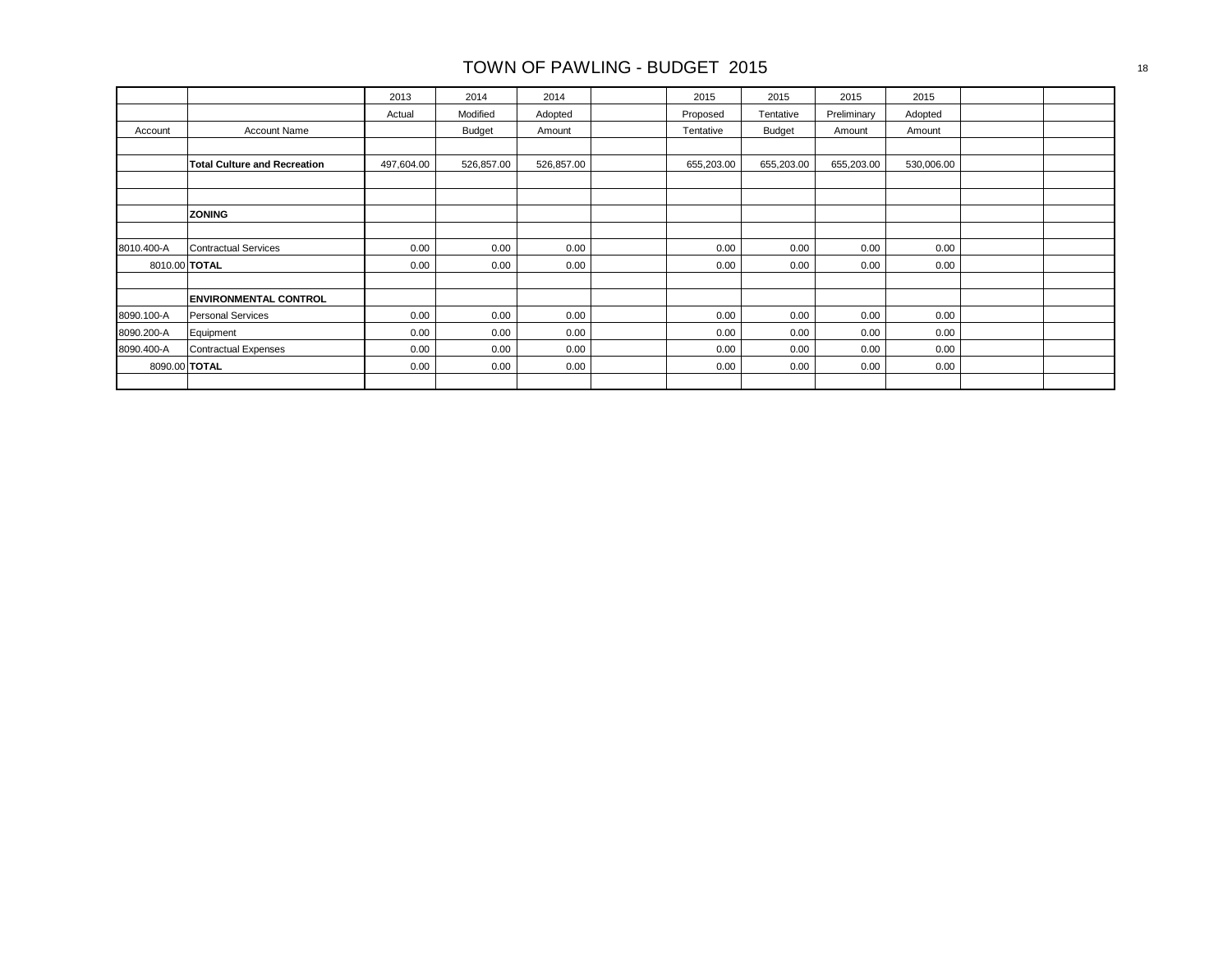# TOWN OF PAWLING - BUDGET 2015

| | | 2013 | 2014 | 2014 | | 2015 | 2015 | 2015 | 2015 | | |
|---|---|---|---|---|---|---|---|---|---|---|---|
| | | Actual | Modified | Adopted | | Proposed | Tentative | Preliminary | Adopted | | |
| Account | Account Name | | Budget | Amount | | Tentative | Budget | Amount | Amount | | |
| | | | | | | | | | | | |
| | **Total Culture and Recreation** | 497,604.00 | 526,857.00 | 526,857.00 | | 655,203.00 | 655,203.00 | 655,203.00 | 530,006.00 | | |
| | | | | | | | | | | | |
| | | | | | | | | | | | |
| | **ZONING** | | | | | | | | | | |
| | | | | | | | | | | | |
| 8010.400-A | Contractual Services | 0.00 | 0.00 | 0.00 | | 0.00 | 0.00 | 0.00 | 0.00 | | |
| 8010.00 | **TOTAL** | 0.00 | 0.00 | 0.00 | | 0.00 | 0.00 | 0.00 | 0.00 | | |
| | | | | | | | | | | | |
| | **ENVIRONMENTAL CONTROL** | | | | | | | | | | |
| 8090.100-A | Personal Services | 0.00 | 0.00 | 0.00 | | 0.00 | 0.00 | 0.00 | 0.00 | | |
| 8090.200-A | Equipment | 0.00 | 0.00 | 0.00 | | 0.00 | 0.00 | 0.00 | 0.00 | | |
| 8090.400-A | Contractual Expenses | 0.00 | 0.00 | 0.00 | | 0.00 | 0.00 | 0.00 | 0.00 | | |
| 8090.00 | **TOTAL** | 0.00 | 0.00 | 0.00 | | 0.00 | 0.00 | 0.00 | 0.00 | | |
| | | | | | | | | | | | |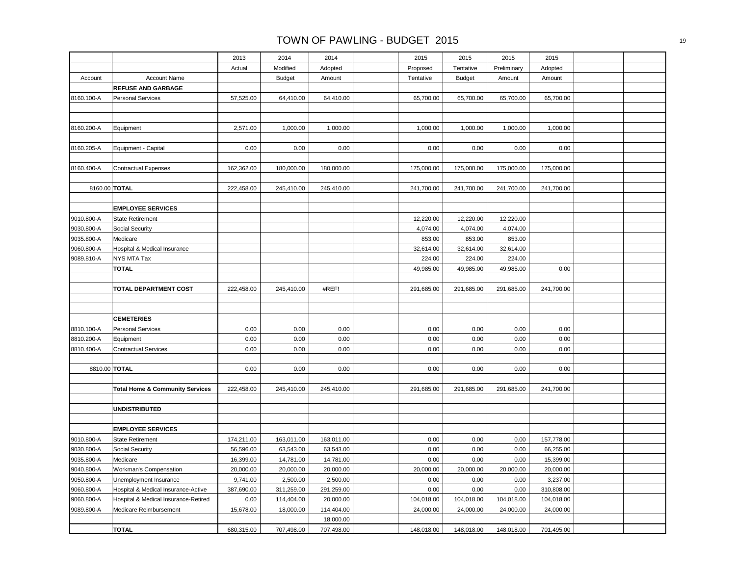# TOWN OF PAWLING - BUDGET 2015

| | | 2013 | 2014 | 2014 | | 2015 | 2015 | 2015 | 2015 | | |
|---|---|---|---|---|---|---|---|---|---|---|---|
| | | Actual | Modified | Adopted | | Proposed | Tentative | Preliminary | Adopted | | |
| Account | Account Name | | Budget | Amount | | Tentative | Budget | Amount | Amount | | |
| | **REFUSE AND GARBAGE** | | | | | | | | | | |
| 8160.100-A | Personal Services | 57,525.00 | 64,410.00 | 64,410.00 | | 65,700.00 | 65,700.00 | 65,700.00 | 65,700.00 | | |
| | | | | | | | | | | | |
| | | | | | | | | | | | |
| 8160.200-A | Equipment | 2,571.00 | 1,000.00 | 1,000.00 | | 1,000.00 | 1,000.00 | 1,000.00 | 1,000.00 | | |
| | | | | | | | | | | | |
| 8160.205-A | Equipment - Capital | 0.00 | 0.00 | 0.00 | | 0.00 | 0.00 | 0.00 | 0.00 | | |
| | | | | | | | | | | | |
| 8160.400-A | Contractual Expenses | 162,362.00 | 180,000.00 | 180,000.00 | | 175,000.00 | 175,000.00 | 175,000.00 | 175,000.00 | | |
| | | | | | | | | | | | |
| 8160.00 | **TOTAL** | 222,458.00 | 245,410.00 | 245,410.00 | | 241,700.00 | 241,700.00 | 241,700.00 | 241,700.00 | | |
| | | | | | | | | | | | |
| | **EMPLOYEE SERVICES** | | | | | | | | | | |
| 9010.800-A | State Retirement | | | | | 12,220.00 | 12,220.00 | 12,220.00 | | | |
| 9030.800-A | Social Security | | | | | 4,074.00 | 4,074.00 | 4,074.00 | | | |
| 9035.800-A | Medicare | | | | | 853.00 | 853.00 | 853.00 | | | |
| 9060.800-A | Hospital & Medical Insurance | | | | | 32,614.00 | 32,614.00 | 32,614.00 | | | |
| 9089.810-A | NYS MTA Tax | | | | | 224.00 | 224.00 | 224.00 | | | |
| | **TOTAL** | | | | | 49,985.00 | 49,985.00 | 49,985.00 | 0.00 | | |
| | | | | | | | | | | | |
| | **TOTAL DEPARTMENT COST** | 222,458.00 | 245,410.00 | #REF! | | 291,685.00 | 291,685.00 | 291,685.00 | 241,700.00 | | |
| | | | | | | | | | | | |
| | | | | | | | | | | | |
| | **CEMETERIES** | | | | | | | | | | |
| 8810.100-A | Personal Services | 0.00 | 0.00 | 0.00 | | 0.00 | 0.00 | 0.00 | 0.00 | | |
| 8810.200-A | Equipment | 0.00 | 0.00 | 0.00 | | 0.00 | 0.00 | 0.00 | 0.00 | | |
| 8810.400-A | Contractual Services | 0.00 | 0.00 | 0.00 | | 0.00 | 0.00 | 0.00 | 0.00 | | |
| | | | | | | | | | | | |
| 8810.00 | **TOTAL** | 0.00 | 0.00 | 0.00 | | 0.00 | 0.00 | 0.00 | 0.00 | | |
| | | | | | | | | | | | |
| | **Total Home & Community Services** | 222,458.00 | 245,410.00 | 245,410.00 | | 291,685.00 | 291,685.00 | 291,685.00 | 241,700.00 | | |
| | | | | | | | | | | | |
| | **UNDISTRIBUTED** | | | | | | | | | | |
| | | | | | | | | | | | |
| | **EMPLOYEE SERVICES** | | | | | | | | | | |
| 9010.800-A | State Retirement | 174,211.00 | 163,011.00 | 163,011.00 | | 0.00 | 0.00 | 0.00 | 157,778.00 | | |
| 9030.800-A | Social Security | 56,596.00 | 63,543.00 | 63,543.00 | | 0.00 | 0.00 | 0.00 | 66,255.00 | | |
| 9035.800-A | Medicare | 16,399.00 | 14,781.00 | 14,781.00 | | 0.00 | 0.00 | 0.00 | 15,399.00 | | |
| 9040.800-A | Workman's Compensation | 20,000.00 | 20,000.00 | 20,000.00 | | 20,000.00 | 20,000.00 | 20,000.00 | 20,000.00 | | |
| 9050.800-A | Unemployment Insurance | 9,741.00 | 2,500.00 | 2,500.00 | | 0.00 | 0.00 | 0.00 | 3,237.00 | | |
| 9060.800-A | Hospital & Medical Insurance-Active | 387,690.00 | 311,259.00 | 291,259.00 | | 0.00 | 0.00 | 0.00 | 310,808.00 | | |
| 9060.800-A | Hospital & Medical Insurance-Retired | 0.00 | 114,404.00 | 20,000.00 | | 104,018.00 | 104,018.00 | 104,018.00 | 104,018.00 | | |
| 9089.800-A | Medicare Reimbursement | 15,678.00 | 18,000.00 | 114,404.00 | | 24,000.00 | 24,000.00 | 24,000.00 | 24,000.00 | | |
| | | | | 18,000.00 | | | | | | | |
| | **TOTAL** | 680,315.00 | 707,498.00 | 707,498.00 | | 148,018.00 | 148,018.00 | 148,018.00 | 701,495.00 | | |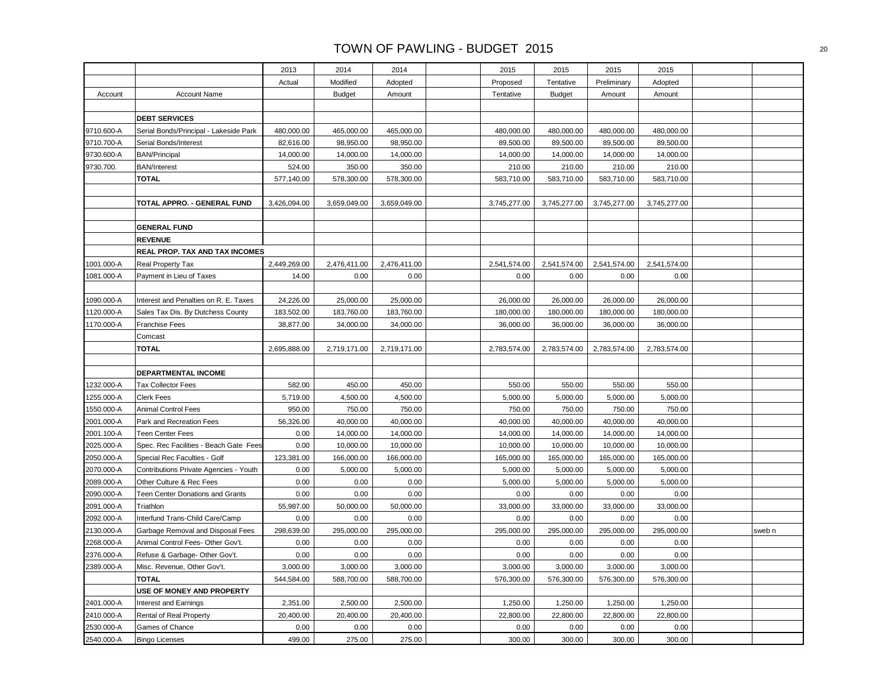# TOWN OF PAWLING - BUDGET 2015

| | | 2013 | 2014 | 2014 | | 2015 | 2015 | 2015 | 2015 | | |
|---|---|---|---|---|---|---|---|---|---|---|---|
| | | Actual | Modified | Adopted | | Proposed | Tentative | Preliminary | Adopted | | |
| Account | Account Name | | Budget | Amount | | Tentative | Budget | Amount | Amount | | |
| | | | | | | | | | | | |
| | **DEBT SERVICES** | | | | | | | | | | |
| 9710.600-A | Serial Bonds/Principal - Lakeside Park | 480,000.00 | 465,000.00 | 465,000.00 | | 480,000.00 | 480,000.00 | 480,000.00 | 480,000.00 | | |
| 9710.700-A | Serial Bonds/Interest | 82,616.00 | 98,950.00 | 98,950.00 | | 89,500.00 | 89,500.00 | 89,500.00 | 89,500.00 | | |
| 9730.600-A | BAN/Principal | 14,000.00 | 14,000.00 | 14,000.00 | | 14,000.00 | 14,000.00 | 14,000.00 | 14,000.00 | | |
| 9730.700. | BAN/Interest | 524.00 | 350.00 | 350.00 | | 210.00 | 210.00 | 210.00 | 210.00 | | |
| | **TOTAL** | 577,140.00 | 578,300.00 | 578,300.00 | | 583,710.00 | 583,710.00 | 583,710.00 | 583,710.00 | | |
| | | | | | | | | | | | |
| | **TOTAL APPRO. - GENERAL FUND** | 3,426,094.00 | 3,659,049.00 | 3,659,049.00 | | 3,745,277.00 | 3,745,277.00 | 3,745,277.00 | 3,745,277.00 | | |
| | | | | | | | | | | | |
| | **GENERAL FUND** | | | | | | | | | | |
| | **REVENUE** | | | | | | | | | | |
| | **REAL PROP. TAX AND TAX INCOMES** | | | | | | | | | | |
| 1001.000-A | Real Property Tax | 2,449,269.00 | 2,476,411.00 | 2,476,411.00 | | 2,541,574.00 | 2,541,574.00 | 2,541,574.00 | 2,541,574.00 | | |
| 1081.000-A | Payment in Lieu of Taxes | 14.00 | 0.00 | 0.00 | | 0.00 | 0.00 | 0.00 | 0.00 | | |
| | | | | | | | | | | | |
| 1090.000-A | Interest and Penalties on R. E. Taxes | 24,226.00 | 25,000.00 | 25,000.00 | | 26,000.00 | 26,000.00 | 26,000.00 | 26,000.00 | | |
| 1120.000-A | Sales Tax Dis. By Dutchess County | 183,502.00 | 183,760.00 | 183,760.00 | | 180,000.00 | 180,000.00 | 180,000.00 | 180,000.00 | | |
| 1170.000-A | Franchise Fees | 38,877.00 | 34,000.00 | 34,000.00 | | 36,000.00 | 36,000.00 | 36,000.00 | 36,000.00 | | |
| | Comcast | | | | | | | | | | |
| | **TOTAL** | 2,695,888.00 | 2,719,171.00 | 2,719,171.00 | | 2,783,574.00 | 2,783,574.00 | 2,783,574.00 | 2,783,574.00 | | |
| | | | | | | | | | | | |
| | **DEPARTMENTAL INCOME** | | | | | | | | | | |
| 1232.000-A | Tax Collector Fees | 582.00 | 450.00 | 450.00 | | 550.00 | 550.00 | 550.00 | 550.00 | | |
| 1255.000-A | Clerk Fees | 5,719.00 | 4,500.00 | 4,500.00 | | 5,000.00 | 5,000.00 | 5,000.00 | 5,000.00 | | |
| 1550.000-A | Animal Control Fees | 950.00 | 750.00 | 750.00 | | 750.00 | 750.00 | 750.00 | 750.00 | | |
| 2001.000-A | Park and Recreation Fees | 56,326.00 | 40,000.00 | 40,000.00 | | 40,000.00 | 40,000.00 | 40,000.00 | 40,000.00 | | |
| 2001.100-A | Teen Center Fees | 0.00 | 14,000.00 | 14,000.00 | | 14,000.00 | 14,000.00 | 14,000.00 | 14,000.00 | | |
| 2025.000-A | Spec. Rec Facilities - Beach Gate Fees | 0.00 | 10,000.00 | 10,000.00 | | 10,000.00 | 10,000.00 | 10,000.00 | 10,000.00 | | |
| 2050.000-A | Special Rec Faculties - Golf | 123,381.00 | 166,000.00 | 166,000.00 | | 165,000.00 | 165,000.00 | 165,000.00 | 165,000.00 | | |
| 2070.000-A | Contributions Private Agencies - Youth | 0.00 | 5,000.00 | 5,000.00 | | 5,000.00 | 5,000.00 | 5,000.00 | 5,000.00 | | |
| 2089.000-A | Other Culture & Rec Fees | 0.00 | 0.00 | 0.00 | | 5,000.00 | 5,000.00 | 5,000.00 | 5,000.00 | | |
| 2090.000-A | Teen Center Donations and Grants | 0.00 | 0.00 | 0.00 | | 0.00 | 0.00 | 0.00 | 0.00 | | |
| 2091.000-A | Triathlon | 55,987.00 | 50,000.00 | 50,000.00 | | 33,000.00 | 33,000.00 | 33,000.00 | 33,000.00 | | |
| 2092.000-A | Interfund Trans-Child Care/Camp | 0.00 | 0.00 | 0.00 | | 0.00 | 0.00 | 0.00 | 0.00 | | |
| 2130.000-A | Garbage Removal and Disposal Fees | 298,639.00 | 295,000.00 | 295,000.00 | | 295,000.00 | 295,000.00 | 295,000.00 | 295,000.00 | | sweb n |
| 2268.000-A | Animal Control Fees- Other Gov't. | 0.00 | 0.00 | 0.00 | | 0.00 | 0.00 | 0.00 | 0.00 | | |
| 2376.000-A | Refuse & Garbage- Other Gov't. | 0.00 | 0.00 | 0.00 | | 0.00 | 0.00 | 0.00 | 0.00 | | |
| 2389.000-A | Misc. Revenue, Other Gov't. | 3,000.00 | 3,000.00 | 3,000.00 | | 3,000.00 | 3,000.00 | 3,000.00 | 3,000.00 | | |
| | **TOTAL** | 544,584.00 | 588,700.00 | 588,700.00 | | 576,300.00 | 576,300.00 | 576,300.00 | 576,300.00 | | |
| | **USE OF MONEY AND PROPERTY** | | | | | | | | | | |
| 2401.000-A | Interest and Earnings | 2,351.00 | 2,500.00 | 2,500.00 | | 1,250.00 | 1,250.00 | 1,250.00 | 1,250.00 | | |
| 2410.000-A | Rental of Real Property | 20,400.00 | 20,400.00 | 20,400.00 | | 22,800.00 | 22,800.00 | 22,800.00 | 22,800.00 | | |
| 2530.000-A | Games of Chance | 0.00 | 0.00 | 0.00 | | 0.00 | 0.00 | 0.00 | 0.00 | | |
| 2540.000-A | Bingo Licenses | 499.00 | 275.00 | 275.00 | | 300.00 | 300.00 | 300.00 | 300.00 | | |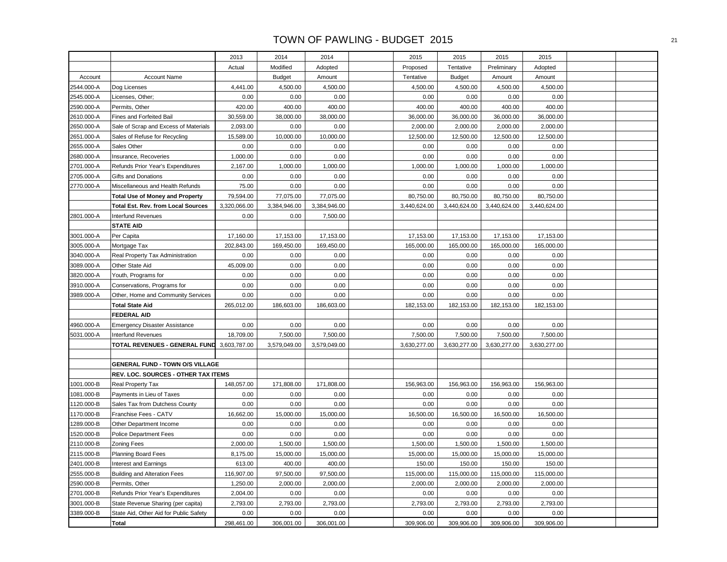# TOWN OF PAWLING - BUDGET 2015

| | | 2013 | 2014 | 2014 | | 2015 | 2015 | 2015 | 2015 | | |
|---|---|---|---|---|---|---|---|---|---|---|---|
| | | Actual | Modified | Adopted | | Proposed | Tentative | Preliminary | Adopted | | |
| Account | Account Name | | Budget | Amount | | Tentative | Budget | Amount | Amount | | |
| 2544.000-A | Dog Licenses | 4,441.00 | 4,500.00 | 4,500.00 | | 4,500.00 | 4,500.00 | 4,500.00 | 4,500.00 | | |
| 2545.000-A | Licenses, Other; | 0.00 | 0.00 | 0.00 | | 0.00 | 0.00 | 0.00 | 0.00 | | |
| 2590.000-A | Permits, Other | 420.00 | 400.00 | 400.00 | | 400.00 | 400.00 | 400.00 | 400.00 | | |
| 2610.000-A | Fines and Forfeited Bail | 30,559.00 | 38,000.00 | 38,000.00 | | 36,000.00 | 36,000.00 | 36,000.00 | 36,000.00 | | |
| 2650.000-A | Sale of Scrap and Excess of Materials | 2,093.00 | 0.00 | 0.00 | | 2,000.00 | 2,000.00 | 2,000.00 | 2,000.00 | | |
| 2651.000-A | Sales of Refuse for Recycling | 15,589.00 | 10,000.00 | 10,000.00 | | 12,500.00 | 12,500.00 | 12,500.00 | 12,500.00 | | |
| 2655.000-A | Sales Other | 0.00 | 0.00 | 0.00 | | 0.00 | 0.00 | 0.00 | 0.00 | | |
| 2680.000-A | Insurance, Recoveries | 1,000.00 | 0.00 | 0.00 | | 0.00 | 0.00 | 0.00 | 0.00 | | |
| 2701.000-A | Refunds Prior Year's Expenditures | 2,167.00 | 1,000.00 | 1,000.00 | | 1,000.00 | 1,000.00 | 1,000.00 | 1,000.00 | | |
| 2705.000-A | Gifts and Donations | 0.00 | 0.00 | 0.00 | | 0.00 | 0.00 | 0.00 | 0.00 | | |
| 2770.000-A | Miscellaneous and Health Refunds | 75.00 | 0.00 | 0.00 | | 0.00 | 0.00 | 0.00 | 0.00 | | |
| | **Total Use of Money and Property** | 79,594.00 | 77,075.00 | 77,075.00 | | 80,750.00 | 80,750.00 | 80,750.00 | 80,750.00 | | |
| | **Total Est. Rev. from Local Sources** | 3,320,066.00 | 3,384,946.00 | 3,384,946.00 | | 3,440,624.00 | 3,440,624.00 | 3,440,624.00 | 3,440,624.00 | | |
| 2801.000-A | Interfund Revenues | 0.00 | 0.00 | 7,500.00 | | | | | | | |
| | **STATE AID** | | | | | | | | | | |
| 3001.000-A | Per Capita | 17,160.00 | 17,153.00 | 17,153.00 | | 17,153.00 | 17,153.00 | 17,153.00 | 17,153.00 | | |
| 3005.000-A | Mortgage Tax | 202,843.00 | 169,450.00 | 169,450.00 | | 165,000.00 | 165,000.00 | 165,000.00 | 165,000.00 | | |
| 3040.000-A | Real Property Tax Administration | 0.00 | 0.00 | 0.00 | | 0.00 | 0.00 | 0.00 | 0.00 | | |
| 3089.000-A | Other State Aid | 45,009.00 | 0.00 | 0.00 | | 0.00 | 0.00 | 0.00 | 0.00 | | |
| 3820.000-A | Youth, Programs for | 0.00 | 0.00 | 0.00 | | 0.00 | 0.00 | 0.00 | 0.00 | | |
| 3910.000-A | Conservations, Programs for | 0.00 | 0.00 | 0.00 | | 0.00 | 0.00 | 0.00 | 0.00 | | |
| 3989.000-A | Other, Home and Community Services | 0.00 | 0.00 | 0.00 | | 0.00 | 0.00 | 0.00 | 0.00 | | |
| | **Total State Aid** | 265,012.00 | 186,603.00 | 186,603.00 | | 182,153.00 | 182,153.00 | 182,153.00 | 182,153.00 | | |
| | **FEDERAL AID** | | | | | | | | | | |
| 4960.000-A | Emergency Disaster Assistance | 0.00 | 0.00 | 0.00 | | 0.00 | 0.00 | 0.00 | 0.00 | | |
| 5031.000-A | Interfund Revenues | 18,709.00 | 7,500.00 | 7,500.00 | | 7,500.00 | 7,500.00 | 7,500.00 | 7,500.00 | | |
| | **TOTAL REVENUES - GENERAL FUND** | 3,603,787.00 | 3,579,049.00 | 3,579,049.00 | | 3,630,277.00 | 3,630,277.00 | 3,630,277.00 | 3,630,277.00 | | |
| | | | | | | | | | | | |
| | **GENERAL FUND - TOWN O/S VILLAGE** | | | | | | | | | | |
| | **REV. LOC. SOURCES - OTHER TAX ITEMS** | | | | | | | | | | |
| 1001.000-B | Real Property Tax | 148,057.00 | 171,808.00 | 171,808.00 | | 156,963.00 | 156,963.00 | 156,963.00 | 156,963.00 | | |
| 1081.000-B | Payments in Lieu of Taxes | 0.00 | 0.00 | 0.00 | | 0.00 | 0.00 | 0.00 | 0.00 | | |
| 1120.000-B | Sales Tax from Dutchess County | 0.00 | 0.00 | 0.00 | | 0.00 | 0.00 | 0.00 | 0.00 | | |
| 1170.000-B | Franchise Fees - CATV | 16,662.00 | 15,000.00 | 15,000.00 | | 16,500.00 | 16,500.00 | 16,500.00 | 16,500.00 | | |
| 1289.000-B | Other Department Income | 0.00 | 0.00 | 0.00 | | 0.00 | 0.00 | 0.00 | 0.00 | | |
| 1520.000-B | Police Department Fees | 0.00 | 0.00 | 0.00 | | 0.00 | 0.00 | 0.00 | 0.00 | | |
| 2110.000-B | Zoning Fees | 2,000.00 | 1,500.00 | 1,500.00 | | 1,500.00 | 1,500.00 | 1,500.00 | 1,500.00 | | |
| 2115.000-B | Planning Board Fees | 8,175.00 | 15,000.00 | 15,000.00 | | 15,000.00 | 15,000.00 | 15,000.00 | 15,000.00 | | |
| 2401.000-B | Interest and Earnings | 613.00 | 400.00 | 400.00 | | 150.00 | 150.00 | 150.00 | 150.00 | | |
| 2555.000-B | Building and Alteration Fees | 116,907.00 | 97,500.00 | 97,500.00 | | 115,000.00 | 115,000.00 | 115,000.00 | 115,000.00 | | |
| 2590.000-B | Permits, Other | 1,250.00 | 2,000.00 | 2,000.00 | | 2,000.00 | 2,000.00 | 2,000.00 | 2,000.00 | | |
| 2701.000-B | Refunds Prior Year's Expenditures | 2,004.00 | 0.00 | 0.00 | | 0.00 | 0.00 | 0.00 | 0.00 | | |
| 3001.000-B | State Revenue Sharing (per capita) | 2,793.00 | 2,793.00 | 2,793.00 | | 2,793.00 | 2,793.00 | 2,793.00 | 2,793.00 | | |
| 3389.000-B | State Aid, Other Aid for Public Safety | 0.00 | 0.00 | 0.00 | | 0.00 | 0.00 | 0.00 | 0.00 | | |
| | **Total** | 298,461.00 | 306,001.00 | 306,001.00 | | 309,906.00 | 309,906.00 | 309,906.00 | 309,906.00 | | |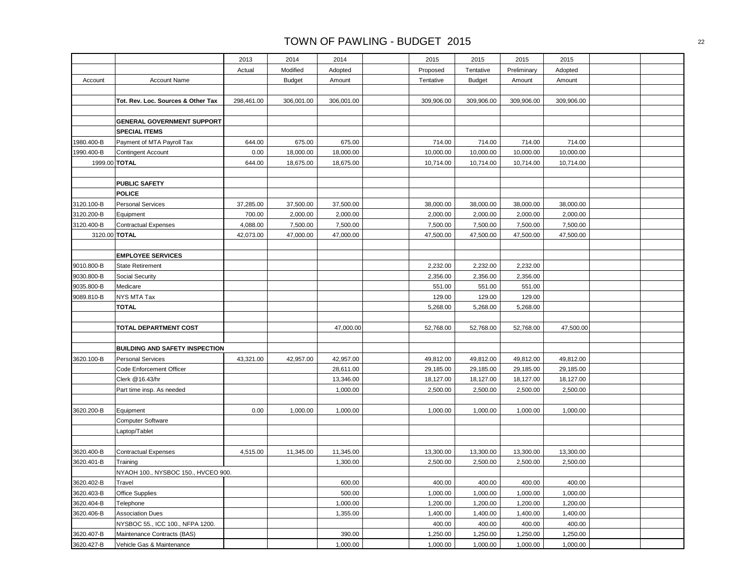# TOWN OF PAWLING - BUDGET 2015

| Account | Account Name | 2013 Actual | 2014 Modified Budget | 2014 Adopted Amount | | 2015 Proposed Tentative | 2015 Tentative Budget | 2015 Preliminary Amount | 2015 Adopted Amount | | |
|---|---|---|---|---|---|---|---|---|---|---|---|
| | | | | | | | | | | | |
| | **Tot. Rev. Loc. Sources & Other Tax** | 298,461.00 | 306,001.00 | 306,001.00 | | 309,906.00 | 309,906.00 | 309,906.00 | 309,906.00 | | |
| | | | | | | | | | | | |
| | **GENERAL GOVERNMENT SUPPORT** | | | | | | | | | | |
| | **SPECIAL ITEMS** | | | | | | | | | | |
| 1980.400-B | Payment of MTA Payroll Tax | 644.00 | 675.00 | 675.00 | | 714.00 | 714.00 | 714.00 | 714.00 | | |
| 1990.400-B | Contingent Account | 0.00 | 18,000.00 | 18,000.00 | | 10,000.00 | 10,000.00 | 10,000.00 | 10,000.00 | | |
| 1999.00 | **TOTAL** | 644.00 | 18,675.00 | 18,675.00 | | 10,714.00 | 10,714.00 | 10,714.00 | 10,714.00 | | |
| | | | | | | | | | | | |
| | **PUBLIC SAFETY** | | | | | | | | | | |
| | **POLICE** | | | | | | | | | | |
| 3120.100-B | Personal Services | 37,285.00 | 37,500.00 | 37,500.00 | | 38,000.00 | 38,000.00 | 38,000.00 | 38,000.00 | | |
| 3120.200-B | Equipment | 700.00 | 2,000.00 | 2,000.00 | | 2,000.00 | 2,000.00 | 2,000.00 | 2,000.00 | | |
| 3120.400-B | Contractual Expenses | 4,088.00 | 7,500.00 | 7,500.00 | | 7,500.00 | 7,500.00 | 7,500.00 | 7,500.00 | | |
| 3120.00 | **TOTAL** | 42,073.00 | 47,000.00 | 47,000.00 | | 47,500.00 | 47,500.00 | 47,500.00 | 47,500.00 | | |
| | | | | | | | | | | | |
| | **EMPLOYEE SERVICES** | | | | | | | | | | |
| 9010.800-B | State Retirement | | | | | 2,232.00 | 2,232.00 | 2,232.00 | | | |
| 9030.800-B | Social Security | | | | | 2,356.00 | 2,356.00 | 2,356.00 | | | |
| 9035.800-B | Medicare | | | | | 551.00 | 551.00 | 551.00 | | | |
| 9089.810-B | NYS MTA Tax | | | | | 129.00 | 129.00 | 129.00 | | | |
| | **TOTAL** | | | | | 5,268.00 | 5,268.00 | 5,268.00 | | | |
| | | | | | | | | | | | |
| | **TOTAL DEPARTMENT COST** | | | 47,000.00 | | 52,768.00 | 52,768.00 | 52,768.00 | 47,500.00 | | |
| | | | | | | | | | | | |
| | **BUILDING AND SAFETY INSPECTION** | | | | | | | | | | |
| 3620.100-B | Personal Services | 43,321.00 | 42,957.00 | 42,957.00 | | 49,812.00 | 49,812.00 | 49,812.00 | 49,812.00 | | |
| | Code Enforcement Officer | | | 28,611.00 | | 29,185.00 | 29,185.00 | 29,185.00 | 29,185.00 | | |
| | Clerk @16.43/hr | | | 13,346.00 | | 18,127.00 | 18,127.00 | 18,127.00 | 18,127.00 | | |
| | Part time insp. As needed | | | 1,000.00 | | 2,500.00 | 2,500.00 | 2,500.00 | 2,500.00 | | |
| | | | | | | | | | | | |
| 3620.200-B | Equipment | 0.00 | 1,000.00 | 1,000.00 | | 1,000.00 | 1,000.00 | 1,000.00 | 1,000.00 | | |
| | Computer Software | | | | | | | | | | |
| | Laptop/Tablet | | | | | | | | | | |
| | | | | | | | | | | | |
| 3620.400-B | Contractual Expenses | 4,515.00 | 11,345.00 | 11,345.00 | | 13,300.00 | 13,300.00 | 13,300.00 | 13,300.00 | | |
| 3620.401-B | Training | | | 1,300.00 | | 2,500.00 | 2,500.00 | 2,500.00 | 2,500.00 | | |
| | NYAOH 100., NYSBOC 150., HVCEO 900. | | | | | | | | | | |
| 3620.402-B | Travel | | | 600.00 | | 400.00 | 400.00 | 400.00 | 400.00 | | |
| 3620.403-B | Office Supplies | | | 500.00 | | 1,000.00 | 1,000.00 | 1,000.00 | 1,000.00 | | |
| 3620.404-B | Telephone | | | 1,000.00 | | 1,200.00 | 1,200.00 | 1,200.00 | 1,200.00 | | |
| 3620.406-B | Association Dues | | | 1,355.00 | | 1,400.00 | 1,400.00 | 1,400.00 | 1,400.00 | | |
| | NYSBOC 55., ICC 100., NFPA 1200. | | | | | 400.00 | 400.00 | 400.00 | 400.00 | | |
| 3620.407-B | Maintenance Contracts (BAS) | | | 390.00 | | 1,250.00 | 1,250.00 | 1,250.00 | 1,250.00 | | |
| 3620.427-B | Vehicle Gas & Maintenance | | | 1,000.00 | | 1,000.00 | 1,000.00 | 1,000.00 | 1,000.00 | | |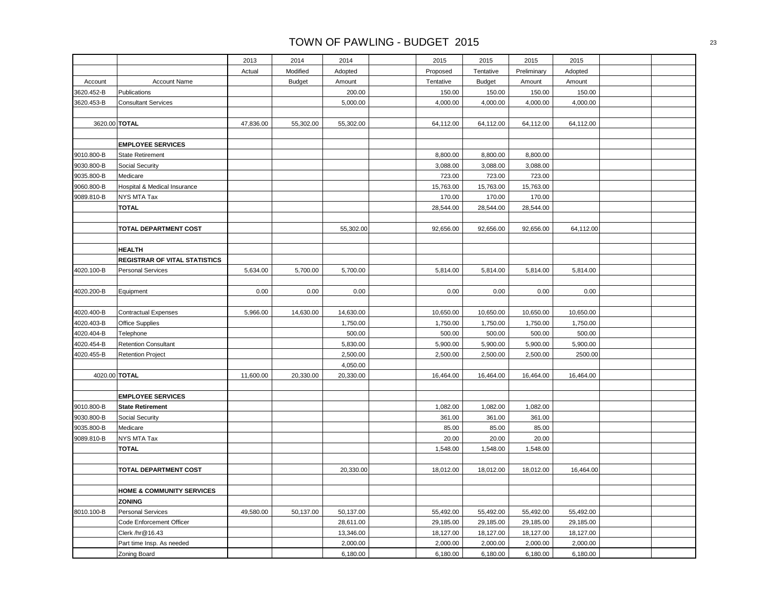# TOWN OF PAWLING - BUDGET 2015

| | | 2013 | 2014 | 2014 | | 2015 | 2015 | 2015 | 2015 | | |
|---|---|---|---|---|---|---|---|---|---|---|---|
| | | Actual | Modified | Adopted | | Proposed | Tentative | Preliminary | Adopted | | |
| Account | Account Name | | Budget | Amount | | Tentative | Budget | Amount | Amount | | |
| 3620.452-B | Publications | | | 200.00 | | 150.00 | 150.00 | 150.00 | 150.00 | | |
| 3620.453-B | Consultant Services | | | 5,000.00 | | 4,000.00 | 4,000.00 | 4,000.00 | 4,000.00 | | |
| | | | | | | | | | | | |
| 3620.00 | **TOTAL** | 47,836.00 | 55,302.00 | 55,302.00 | | 64,112.00 | 64,112.00 | 64,112.00 | 64,112.00 | | |
| | | | | | | | | | | | |
| | **EMPLOYEE SERVICES** | | | | | | | | | | |
| 9010.800-B | State Retirement | | | | | 8,800.00 | 8,800.00 | 8,800.00 | | | |
| 9030.800-B | Social Security | | | | | 3,088.00 | 3,088.00 | 3,088.00 | | | |
| 9035.800-B | Medicare | | | | | 723.00 | 723.00 | 723.00 | | | |
| 9060.800-B | Hospital & Medical Insurance | | | | | 15,763.00 | 15,763.00 | 15,763.00 | | | |
| 9089.810-B | NYS MTA Tax | | | | | 170.00 | 170.00 | 170.00 | | | |
| | **TOTAL** | | | | | 28,544.00 | 28,544.00 | 28,544.00 | | | |
| | | | | | | | | | | | |
| | **TOTAL DEPARTMENT COST** | | | 55,302.00 | | 92,656.00 | 92,656.00 | 92,656.00 | 64,112.00 | | |
| | | | | | | | | | | | |
| | **HEALTH** | | | | | | | | | | |
| | **REGISTRAR OF VITAL STATISTICS** | | | | | | | | | | |
| 4020.100-B | Personal Services | 5,634.00 | 5,700.00 | 5,700.00 | | 5,814.00 | 5,814.00 | 5,814.00 | 5,814.00 | | |
| | | | | | | | | | | | |
| 4020.200-B | Equipment | 0.00 | 0.00 | 0.00 | | 0.00 | 0.00 | 0.00 | 0.00 | | |
| | | | | | | | | | | | |
| 4020.400-B | Contractual Expenses | 5,966.00 | 14,630.00 | 14,630.00 | | 10,650.00 | 10,650.00 | 10,650.00 | 10,650.00 | | |
| 4020.403-B | Office Supplies | | | 1,750.00 | | 1,750.00 | 1,750.00 | 1,750.00 | 1,750.00 | | |
| 4020.404-B | Telephone | | | 500.00 | | 500.00 | 500.00 | 500.00 | 500.00 | | |
| 4020.454-B | Retention Consultant | | | 5,830.00 | | 5,900.00 | 5,900.00 | 5,900.00 | 5,900.00 | | |
| 4020.455-B | Retention Project | | | 2,500.00 | | 2,500.00 | 2,500.00 | 2,500.00 | 2500.00 | | |
| | | | | 4,050.00 | | | | | | | |
| 4020.00 | **TOTAL** | 11,600.00 | 20,330.00 | 20,330.00 | | 16,464.00 | 16,464.00 | 16,464.00 | 16,464.00 | | |
| | | | | | | | | | | | |
| | **EMPLOYEE SERVICES** | | | | | | | | | | |
| 9010.800-B | **State Retirement** | | | | | 1,082.00 | 1,082.00 | 1,082.00 | | | |
| 9030.800-B | Social Security | | | | | 361.00 | 361.00 | 361.00 | | | |
| 9035.800-B | Medicare | | | | | 85.00 | 85.00 | 85.00 | | | |
| 9089.810-B | NYS MTA Tax | | | | | 20.00 | 20.00 | 20.00 | | | |
| | **TOTAL** | | | | | 1,548.00 | 1,548.00 | 1,548.00 | | | |
| | | | | | | | | | | | |
| | **TOTAL DEPARTMENT COST** | | | 20,330.00 | | 18,012.00 | 18,012.00 | 18,012.00 | 16,464.00 | | |
| | | | | | | | | | | | |
| | **HOME & COMMUNITY SERVICES** | | | | | | | | | | |
| | **ZONING** | | | | | | | | | | |
| 8010.100-B | Personal Services | 49,580.00 | 50,137.00 | 50,137.00 | | 55,492.00 | 55,492.00 | 55,492.00 | 55,492.00 | | |
| | Code Enforcement Officer | | | 28,611.00 | | 29,185.00 | 29,185.00 | 29,185.00 | 29,185.00 | | |
| | Clerk /hr@16.43 | | | 13,346.00 | | 18,127.00 | 18,127.00 | 18,127.00 | 18,127.00 | | |
| | Part time Insp. As needed | | | 2,000.00 | | 2,000.00 | 2,000.00 | 2,000.00 | 2,000.00 | | |
| | Zoning Board | | | 6,180.00 | | 6,180.00 | 6,180.00 | 6,180.00 | 6,180.00 | | |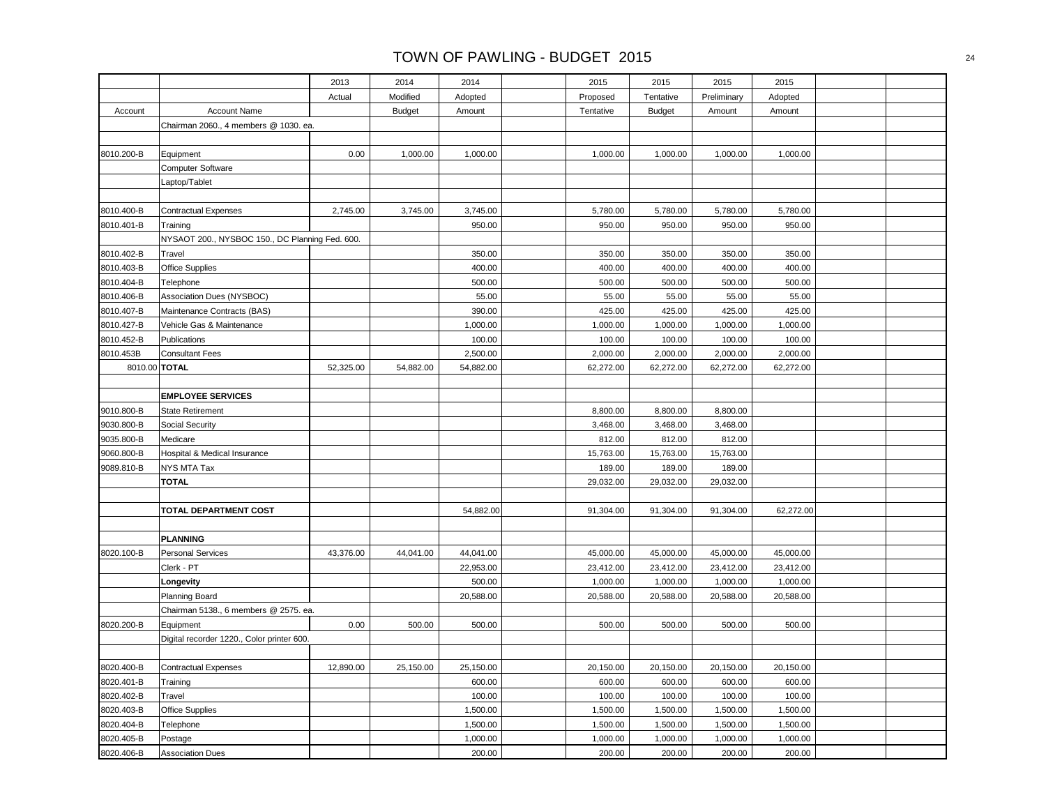# TOWN OF PAWLING - BUDGET 2015

| Account | Account Name | 2013 Actual | 2014 Modified Budget | 2014 Adopted Amount | | 2015 Proposed Tentative | 2015 Tentative Budget | 2015 Preliminary Amount | 2015 Adopted Amount | | |
|---|---|---|---|---|---|---|---|---|---|---|---|
| | Chairman 2060., 4 members @ 1030. ea. | | | | | | | | | | |
| | | | | | | | | | | | |
| 8010.200-B | Equipment | 0.00 | 1,000.00 | 1,000.00 | | 1,000.00 | 1,000.00 | 1,000.00 | 1,000.00 | | |
| | Computer Software | | | | | | | | | | |
| | Laptop/Tablet | | | | | | | | | | |
| | | | | | | | | | | | |
| 8010.400-B | Contractual Expenses | 2,745.00 | 3,745.00 | 3,745.00 | | 5,780.00 | 5,780.00 | 5,780.00 | 5,780.00 | | |
| 8010.401-B | Training | | | 950.00 | | 950.00 | 950.00 | 950.00 | 950.00 | | |
| | NYSAOT 200., NYSBOC 150., DC Planning Fed. 600. | | | | | | | | | | |
| 8010.402-B | Travel | | | 350.00 | | 350.00 | 350.00 | 350.00 | 350.00 | | |
| 8010.403-B | Office Supplies | | | 400.00 | | 400.00 | 400.00 | 400.00 | 400.00 | | |
| 8010.404-B | Telephone | | | 500.00 | | 500.00 | 500.00 | 500.00 | 500.00 | | |
| 8010.406-B | Association Dues (NYSBOC) | | | 55.00 | | 55.00 | 55.00 | 55.00 | 55.00 | | |
| 8010.407-B | Maintenance Contracts (BAS) | | | 390.00 | | 425.00 | 425.00 | 425.00 | 425.00 | | |
| 8010.427-B | Vehicle Gas & Maintenance | | | 1,000.00 | | 1,000.00 | 1,000.00 | 1,000.00 | 1,000.00 | | |
| 8010.452-B | Publications | | | 100.00 | | 100.00 | 100.00 | 100.00 | 100.00 | | |
| 8010.453B | Consultant Fees | | | 2,500.00 | | 2,000.00 | 2,000.00 | 2,000.00 | 2,000.00 | | |
| 8010.00 | **TOTAL** | 52,325.00 | 54,882.00 | 54,882.00 | | 62,272.00 | 62,272.00 | 62,272.00 | 62,272.00 | | |
| | | | | | | | | | | | |
| | **EMPLOYEE SERVICES** | | | | | | | | | | |
| 9010.800-B | State Retirement | | | | | 8,800.00 | 8,800.00 | 8,800.00 | | | |
| 9030.800-B | Social Security | | | | | 3,468.00 | 3,468.00 | 3,468.00 | | | |
| 9035.800-B | Medicare | | | | | 812.00 | 812.00 | 812.00 | | | |
| 9060.800-B | Hospital & Medical Insurance | | | | | 15,763.00 | 15,763.00 | 15,763.00 | | | |
| 9089.810-B | NYS MTA Tax | | | | | 189.00 | 189.00 | 189.00 | | | |
| | **TOTAL** | | | | | 29,032.00 | 29,032.00 | 29,032.00 | | | |
| | | | | | | | | | | | |
| | **TOTAL DEPARTMENT COST** | | | 54,882.00 | | 91,304.00 | 91,304.00 | 91,304.00 | 62,272.00 | | |
| | | | | | | | | | | | |
| | **PLANNING** | | | | | | | | | | |
| 8020.100-B | Personal Services | 43,376.00 | 44,041.00 | 44,041.00 | | 45,000.00 | 45,000.00 | 45,000.00 | 45,000.00 | | |
| | Clerk - PT | | | 22,953.00 | | 23,412.00 | 23,412.00 | 23,412.00 | 23,412.00 | | |
| | **Longevity** | | | 500.00 | | 1,000.00 | 1,000.00 | 1,000.00 | 1,000.00 | | |
| | Planning Board | | | 20,588.00 | | 20,588.00 | 20,588.00 | 20,588.00 | 20,588.00 | | |
| | Chairman 5138., 6 members @ 2575. ea. | | | | | | | | | | |
| 8020.200-B | Equipment | 0.00 | 500.00 | 500.00 | | 500.00 | 500.00 | 500.00 | 500.00 | | |
| | Digital recorder 1220., Color printer 600. | | | | | | | | | | |
| | | | | | | | | | | | |
| 8020.400-B | Contractual Expenses | 12,890.00 | 25,150.00 | 25,150.00 | | 20,150.00 | 20,150.00 | 20,150.00 | 20,150.00 | | |
| 8020.401-B | Training | | | 600.00 | | 600.00 | 600.00 | 600.00 | 600.00 | | |
| 8020.402-B | Travel | | | 100.00 | | 100.00 | 100.00 | 100.00 | 100.00 | | |
| 8020.403-B | Office Supplies | | | 1,500.00 | | 1,500.00 | 1,500.00 | 1,500.00 | 1,500.00 | | |
| 8020.404-B | Telephone | | | 1,500.00 | | 1,500.00 | 1,500.00 | 1,500.00 | 1,500.00 | | |
| 8020.405-B | Postage | | | 1,000.00 | | 1,000.00 | 1,000.00 | 1,000.00 | 1,000.00 | | |
| 8020.406-B | Association Dues | | | 200.00 | | 200.00 | 200.00 | 200.00 | 200.00 | | |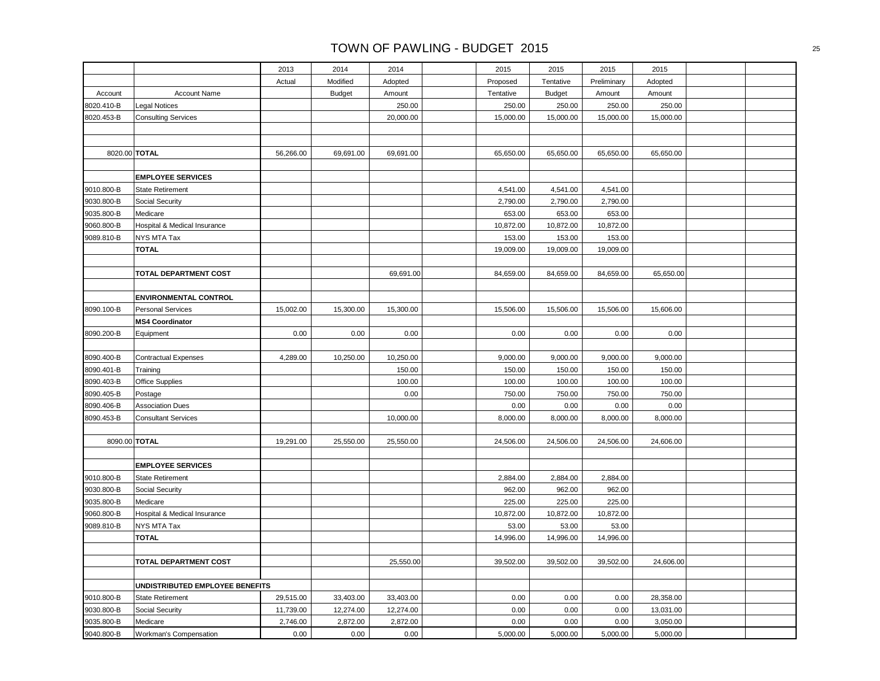# TOWN OF PAWLING - BUDGET 2015

| | | 2013 | 2014 | 2014 | | 2015 | 2015 | 2015 | 2015 | | |
|---|---|---|---|---|---|---|---|---|---|---|---|
| | | Actual | Modified | Adopted | | Proposed | Tentative | Preliminary | Adopted | | |
| Account | Account Name | | Budget | Amount | | Tentative | Budget | Amount | Amount | | |
| 8020.410-B | Legal Notices | | | 250.00 | | 250.00 | 250.00 | 250.00 | 250.00 | | |
| 8020.453-B | Consulting Services | | | 20,000.00 | | 15,000.00 | 15,000.00 | 15,000.00 | 15,000.00 | | |
| | | | | | | | | | | | |
| | | | | | | | | | | | |
| 8020.00 | **TOTAL** | 56,266.00 | 69,691.00 | 69,691.00 | | 65,650.00 | 65,650.00 | 65,650.00 | 65,650.00 | | |
| | | | | | | | | | | | |
| | **EMPLOYEE SERVICES** | | | | | | | | | | |
| 9010.800-B | State Retirement | | | | | 4,541.00 | 4,541.00 | 4,541.00 | | | |
| 9030.800-B | Social Security | | | | | 2,790.00 | 2,790.00 | 2,790.00 | | | |
| 9035.800-B | Medicare | | | | | 653.00 | 653.00 | 653.00 | | | |
| 9060.800-B | Hospital & Medical Insurance | | | | | 10,872.00 | 10,872.00 | 10,872.00 | | | |
| 9089.810-B | NYS MTA Tax | | | | | 153.00 | 153.00 | 153.00 | | | |
| | **TOTAL** | | | | | 19,009.00 | 19,009.00 | 19,009.00 | | | |
| | | | | | | | | | | | |
| | **TOTAL DEPARTMENT COST** | | | 69,691.00 | | 84,659.00 | 84,659.00 | 84,659.00 | 65,650.00 | | |
| | | | | | | | | | | | |
| | **ENVIRONMENTAL CONTROL** | | | | | | | | | | |
| 8090.100-B | Personal Services | 15,002.00 | 15,300.00 | 15,300.00 | | 15,506.00 | 15,506.00 | 15,506.00 | 15,606.00 | | |
| | **MS4 Coordinator** | | | | | | | | | | |
| 8090.200-B | Equipment | 0.00 | 0.00 | 0.00 | | 0.00 | 0.00 | 0.00 | 0.00 | | |
| | | | | | | | | | | | |
| 8090.400-B | Contractual Expenses | 4,289.00 | 10,250.00 | 10,250.00 | | 9,000.00 | 9,000.00 | 9,000.00 | 9,000.00 | | |
| 8090.401-B | Training | | | 150.00 | | 150.00 | 150.00 | 150.00 | 150.00 | | |
| 8090.403-B | Office Supplies | | | 100.00 | | 100.00 | 100.00 | 100.00 | 100.00 | | |
| 8090.405-B | Postage | | | 0.00 | | 750.00 | 750.00 | 750.00 | 750.00 | | |
| 8090.406-B | Association Dues | | | | | 0.00 | 0.00 | 0.00 | 0.00 | | |
| 8090.453-B | Consultant Services | | | 10,000.00 | | 8,000.00 | 8,000.00 | 8,000.00 | 8,000.00 | | |
| | | | | | | | | | | | |
| 8090.00 | **TOTAL** | 19,291.00 | 25,550.00 | 25,550.00 | | 24,506.00 | 24,506.00 | 24,506.00 | 24,606.00 | | |
| | | | | | | | | | | | |
| | **EMPLOYEE SERVICES** | | | | | | | | | | |
| 9010.800-B | State Retirement | | | | | 2,884.00 | 2,884.00 | 2,884.00 | | | |
| 9030.800-B | Social Security | | | | | 962.00 | 962.00 | 962.00 | | | |
| 9035.800-B | Medicare | | | | | 225.00 | 225.00 | 225.00 | | | |
| 9060.800-B | Hospital & Medical Insurance | | | | | 10,872.00 | 10,872.00 | 10,872.00 | | | |
| 9089.810-B | NYS MTA Tax | | | | | 53.00 | 53.00 | 53.00 | | | |
| | **TOTAL** | | | | | 14,996.00 | 14,996.00 | 14,996.00 | | | |
| | | | | | | | | | | | |
| | **TOTAL DEPARTMENT COST** | | | 25,550.00 | | 39,502.00 | 39,502.00 | 39,502.00 | 24,606.00 | | |
| | | | | | | | | | | | |
| | **UNDISTRIBUTED EMPLOYEE BENEFITS** | | | | | | | | | | |
| 9010.800-B | State Retirement | 29,515.00 | 33,403.00 | 33,403.00 | | 0.00 | 0.00 | 0.00 | 28,358.00 | | |
| 9030.800-B | Social Security | 11,739.00 | 12,274.00 | 12,274.00 | | 0.00 | 0.00 | 0.00 | 13,031.00 | | |
| 9035.800-B | Medicare | 2,746.00 | 2,872.00 | 2,872.00 | | 0.00 | 0.00 | 0.00 | 3,050.00 | | |
| 9040.800-B | Workman's Compensation | 0.00 | 0.00 | 0.00 | | 5,000.00 | 5,000.00 | 5,000.00 | 5,000.00 | | |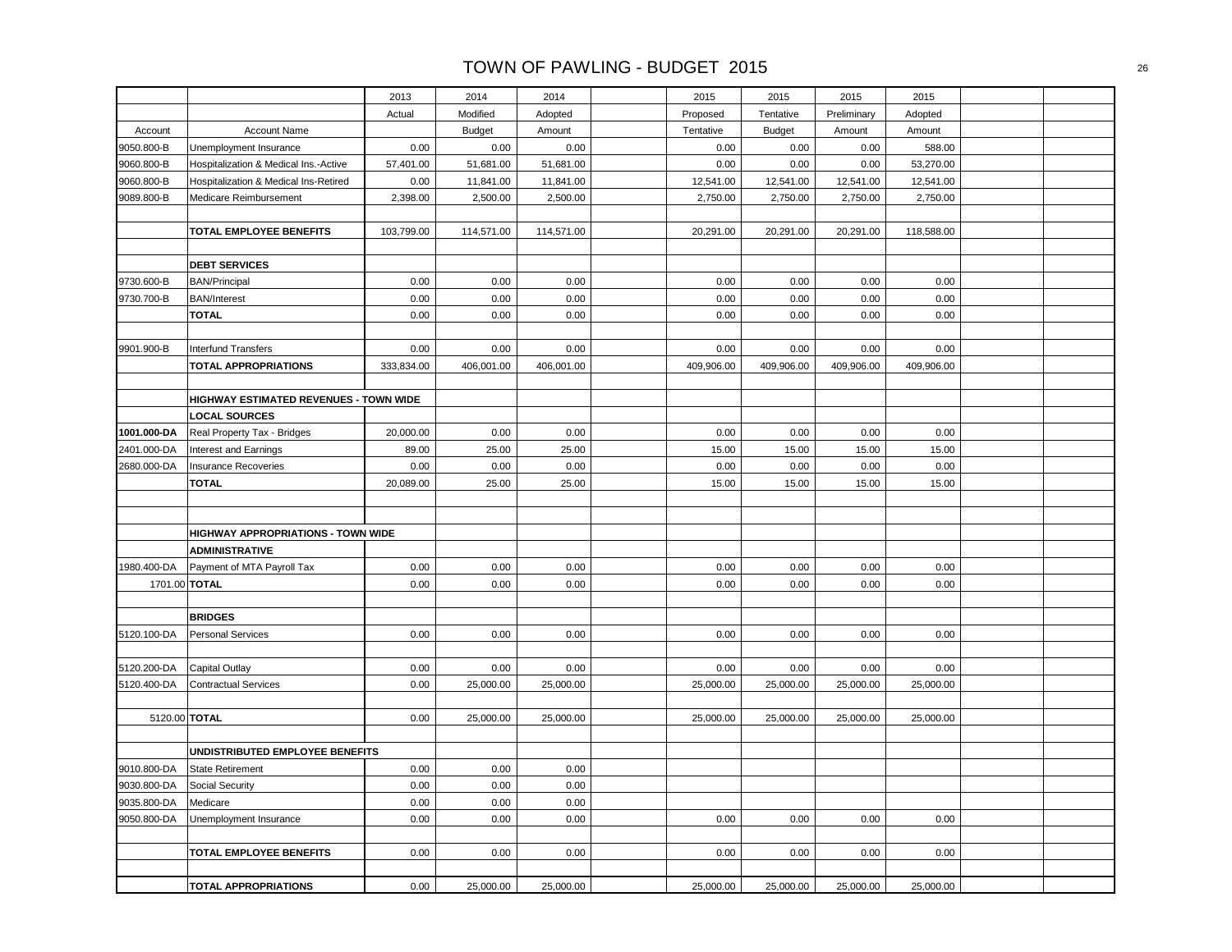# TOWN OF PAWLING - BUDGET 2015

| Account | Account Name | 2013 Actual | 2014 Modified Budget | 2014 Adopted Amount | | 2015 Proposed Tentative | 2015 Tentative Budget | 2015 Preliminary Amount | 2015 Adopted Amount | | |
|---|---|---|---|---|---|---|---|---|---|---|---|
| 9050.800-B | Unemployment Insurance | 0.00 | 0.00 | 0.00 | | 0.00 | 0.00 | 0.00 | 588.00 | | |
| 9060.800-B | Hospitalization & Medical Ins.-Active | 57,401.00 | 51,681.00 | 51,681.00 | | 0.00 | 0.00 | 0.00 | 53,270.00 | | |
| 9060.800-B | Hospitalization & Medical Ins-Retired | 0.00 | 11,841.00 | 11,841.00 | | 12,541.00 | 12,541.00 | 12,541.00 | 12,541.00 | | |
| 9089.800-B | Medicare Reimbursement | 2,398.00 | 2,500.00 | 2,500.00 | | 2,750.00 | 2,750.00 | 2,750.00 | 2,750.00 | | |
| | | | | | | | | | | | |
| | **TOTAL EMPLOYEE BENEFITS** | 103,799.00 | 114,571.00 | 114,571.00 | | 20,291.00 | 20,291.00 | 20,291.00 | 118,588.00 | | |
| | | | | | | | | | | | |
| | **DEBT SERVICES** | | | | | | | | | | |
| 9730.600-B | BAN/Principal | 0.00 | 0.00 | 0.00 | | 0.00 | 0.00 | 0.00 | 0.00 | | |
| 9730.700-B | BAN/Interest | 0.00 | 0.00 | 0.00 | | 0.00 | 0.00 | 0.00 | 0.00 | | |
| | **TOTAL** | 0.00 | 0.00 | 0.00 | | 0.00 | 0.00 | 0.00 | 0.00 | | |
| | | | | | | | | | | | |
| 9901.900-B | Interfund Transfers | 0.00 | 0.00 | 0.00 | | 0.00 | 0.00 | 0.00 | 0.00 | | |
| | **TOTAL APPROPRIATIONS** | 333,834.00 | 406,001.00 | 406,001.00 | | 409,906.00 | 409,906.00 | 409,906.00 | 409,906.00 | | |
| | | | | | | | | | | | |
| | **HIGHWAY ESTIMATED REVENUES - TOWN WIDE** | | | | | | | | | | |
| | **LOCAL SOURCES** | | | | | | | | | | |
| **1001.000-DA** | Real Property Tax - Bridges | 20,000.00 | 0.00 | 0.00 | | 0.00 | 0.00 | 0.00 | 0.00 | | |
| 2401.000-DA | Interest and Earnings | 89.00 | 25.00 | 25.00 | | 15.00 | 15.00 | 15.00 | 15.00 | | |
| 2680.000-DA | Insurance Recoveries | 0.00 | 0.00 | 0.00 | | 0.00 | 0.00 | 0.00 | 0.00 | | |
| | **TOTAL** | 20,089.00 | 25.00 | 25.00 | | 15.00 | 15.00 | 15.00 | 15.00 | | |
| | | | | | | | | | | | |
| | | | | | | | | | | | |
| | **HIGHWAY APPROPRIATIONS - TOWN WIDE** | | | | | | | | | | |
| | **ADMINISTRATIVE** | | | | | | | | | | |
| 1980.400-DA | Payment of MTA Payroll Tax | 0.00 | 0.00 | 0.00 | | 0.00 | 0.00 | 0.00 | 0.00 | | |
| 1701.00 | **TOTAL** | 0.00 | 0.00 | 0.00 | | 0.00 | 0.00 | 0.00 | 0.00 | | |
| | | | | | | | | | | | |
| | **BRIDGES** | | | | | | | | | | |
| 5120.100-DA | Personal Services | 0.00 | 0.00 | 0.00 | | 0.00 | 0.00 | 0.00 | 0.00 | | |
| | | | | | | | | | | | |
| 5120.200-DA | Capital Outlay | 0.00 | 0.00 | 0.00 | | 0.00 | 0.00 | 0.00 | 0.00 | | |
| 5120.400-DA | Contractual Services | 0.00 | 25,000.00 | 25,000.00 | | 25,000.00 | 25,000.00 | 25,000.00 | 25,000.00 | | |
| | | | | | | | | | | | |
| 5120.00 | **TOTAL** | 0.00 | 25,000.00 | 25,000.00 | | 25,000.00 | 25,000.00 | 25,000.00 | 25,000.00 | | |
| | | | | | | | | | | | |
| | **UNDISTRIBUTED EMPLOYEE BENEFITS** | | | | | | | | | | |
| 9010.800-DA | State Retirement | 0.00 | 0.00 | 0.00 | | | | | | | |
| 9030.800-DA | Social Security | 0.00 | 0.00 | 0.00 | | | | | | | |
| 9035.800-DA | Medicare | 0.00 | 0.00 | 0.00 | | | | | | | |
| 9050.800-DA | Unemployment Insurance | 0.00 | 0.00 | 0.00 | | 0.00 | 0.00 | 0.00 | 0.00 | | |
| | | | | | | | | | | | |
| | **TOTAL EMPLOYEE BENEFITS** | 0.00 | 0.00 | 0.00 | | 0.00 | 0.00 | 0.00 | 0.00 | | |
| | | | | | | | | | | | |
| | **TOTAL APPROPRIATIONS** | 0.00 | 25,000.00 | 25,000.00 | | 25,000.00 | 25,000.00 | 25,000.00 | 25,000.00 | | |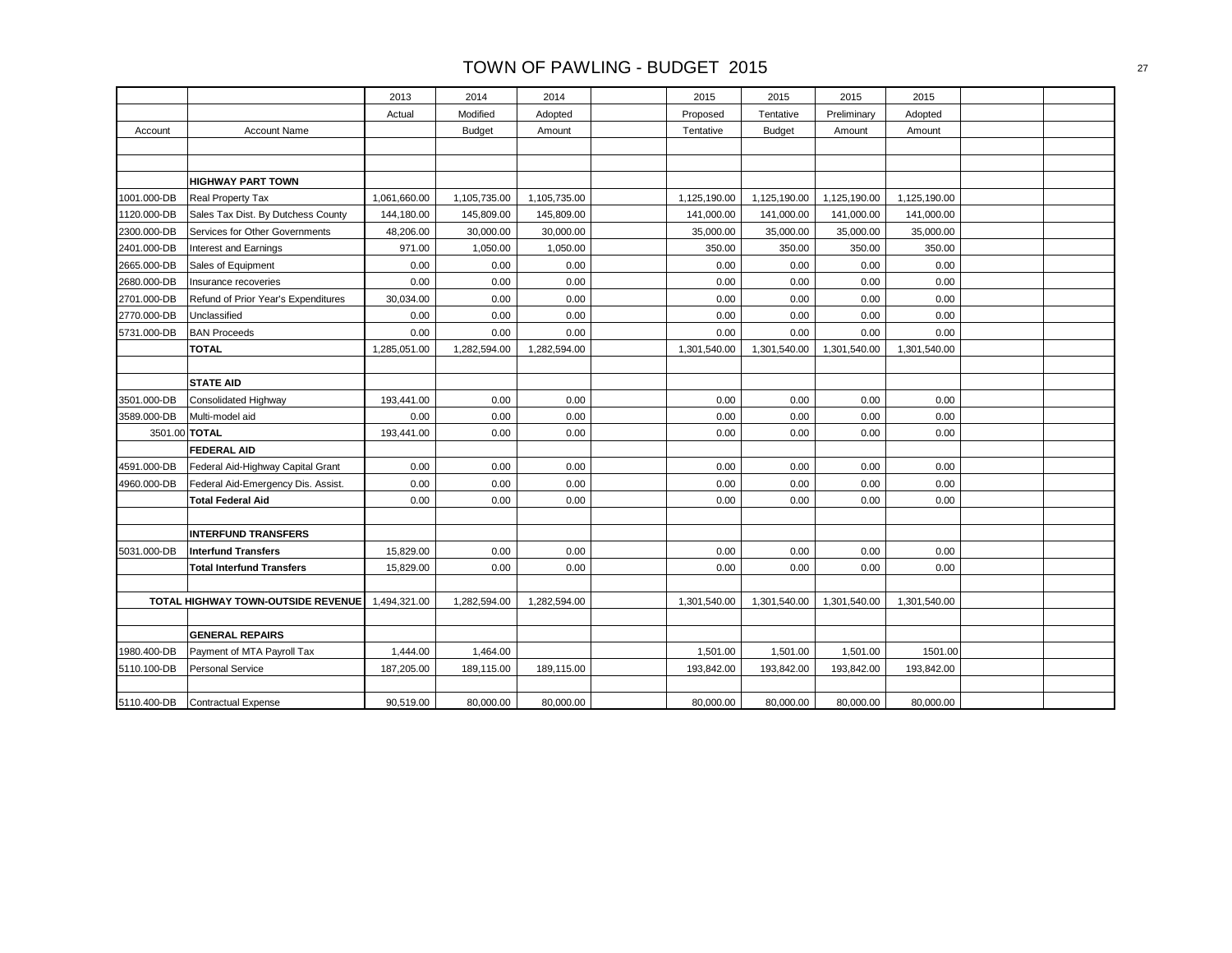# TOWN OF PAWLING - BUDGET 2015

| | | 2013 | 2014 | 2014 | | 2015 | 2015 | 2015 | 2015 | | |
|---|---|---|---|---|---|---|---|---|---|---|---|
| | | Actual | Modified | Adopted | | Proposed | Tentative | Preliminary | Adopted | | |
| Account | Account Name | | Budget | Amount | | Tentative | Budget | Amount | Amount | | |
| | | | | | | | | | | | |
| | | | | | | | | | | | |
| | **HIGHWAY PART TOWN** | | | | | | | | | | |
| 1001.000-DB | Real Property Tax | 1,061,660.00 | 1,105,735.00 | 1,105,735.00 | | 1,125,190.00 | 1,125,190.00 | 1,125,190.00 | 1,125,190.00 | | |
| 1120.000-DB | Sales Tax Dist. By Dutchess County | 144,180.00 | 145,809.00 | 145,809.00 | | 141,000.00 | 141,000.00 | 141,000.00 | 141,000.00 | | |
| 2300.000-DB | Services for Other Governments | 48,206.00 | 30,000.00 | 30,000.00 | | 35,000.00 | 35,000.00 | 35,000.00 | 35,000.00 | | |
| 2401.000-DB | Interest and Earnings | 971.00 | 1,050.00 | 1,050.00 | | 350.00 | 350.00 | 350.00 | 350.00 | | |
| 2665.000-DB | Sales of Equipment | 0.00 | 0.00 | 0.00 | | 0.00 | 0.00 | 0.00 | 0.00 | | |
| 2680.000-DB | Insurance recoveries | 0.00 | 0.00 | 0.00 | | 0.00 | 0.00 | 0.00 | 0.00 | | |
| 2701.000-DB | Refund of Prior Year's Expenditures | 30,034.00 | 0.00 | 0.00 | | 0.00 | 0.00 | 0.00 | 0.00 | | |
| 2770.000-DB | Unclassified | 0.00 | 0.00 | 0.00 | | 0.00 | 0.00 | 0.00 | 0.00 | | |
| 5731.000-DB | BAN Proceeds | 0.00 | 0.00 | 0.00 | | 0.00 | 0.00 | 0.00 | 0.00 | | |
| | **TOTAL** | 1,285,051.00 | 1,282,594.00 | 1,282,594.00 | | 1,301,540.00 | 1,301,540.00 | 1,301,540.00 | 1,301,540.00 | | |
| | | | | | | | | | | | |
| | **STATE AID** | | | | | | | | | | |
| 3501.000-DB | Consolidated Highway | 193,441.00 | 0.00 | 0.00 | | 0.00 | 0.00 | 0.00 | 0.00 | | |
| 3589.000-DB | Multi-model aid | 0.00 | 0.00 | 0.00 | | 0.00 | 0.00 | 0.00 | 0.00 | | |
| 3501.00 | **TOTAL** | 193,441.00 | 0.00 | 0.00 | | 0.00 | 0.00 | 0.00 | 0.00 | | |
| | **FEDERAL AID** | | | | | | | | | | |
| 4591.000-DB | Federal Aid-Highway Capital Grant | 0.00 | 0.00 | 0.00 | | 0.00 | 0.00 | 0.00 | 0.00 | | |
| 4960.000-DB | Federal Aid-Emergency Dis. Assist. | 0.00 | 0.00 | 0.00 | | 0.00 | 0.00 | 0.00 | 0.00 | | |
| | **Total Federal Aid** | 0.00 | 0.00 | 0.00 | | 0.00 | 0.00 | 0.00 | 0.00 | | |
| | | | | | | | | | | | |
| | **INTERFUND TRANSFERS** | | | | | | | | | | |
| 5031.000-DB | **Interfund Transfers** | 15,829.00 | 0.00 | 0.00 | | 0.00 | 0.00 | 0.00 | 0.00 | | |
| | **Total Interfund Transfers** | 15,829.00 | 0.00 | 0.00 | | 0.00 | 0.00 | 0.00 | 0.00 | | |
| | | | | | | | | | | | |
| | **TOTAL HIGHWAY TOWN-OUTSIDE REVENUE** | 1,494,321.00 | 1,282,594.00 | 1,282,594.00 | | 1,301,540.00 | 1,301,540.00 | 1,301,540.00 | 1,301,540.00 | | |
| | | | | | | | | | | | |
| | **GENERAL REPAIRS** | | | | | | | | | | |
| 1980.400-DB | Payment of MTA Payroll Tax | 1,444.00 | 1,464.00 | | | 1,501.00 | 1,501.00 | 1,501.00 | 1501.00 | | |
| 5110.100-DB | Personal Service | 187,205.00 | 189,115.00 | 189,115.00 | | 193,842.00 | 193,842.00 | 193,842.00 | 193,842.00 | | |
| | | | | | | | | | | | |
| 5110.400-DB | Contractual Expense | 90,519.00 | 80,000.00 | 80,000.00 | | 80,000.00 | 80,000.00 | 80,000.00 | 80,000.00 | | |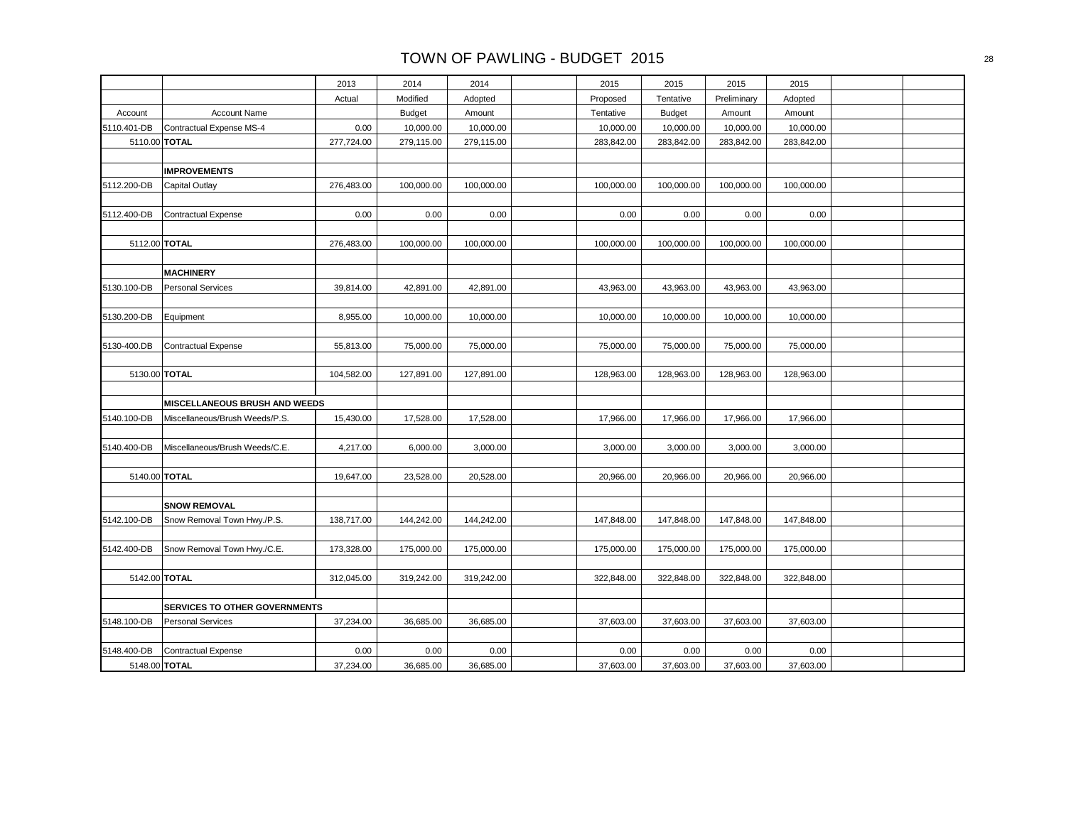# TOWN OF PAWLING - BUDGET 2015

| Account | Account Name | 2013 Actual | 2014 Modified Budget | 2014 Adopted Amount | | 2015 Proposed Tentative | 2015 Tentative Budget | 2015 Preliminary Amount | 2015 Adopted Amount | | |
|---|---|---|---|---|---|---|---|---|---|---|---|
| 5110.401-DB | Contractual Expense MS-4 | 0.00 | 10,000.00 | 10,000.00 | | 10,000.00 | 10,000.00 | 10,000.00 | 10,000.00 | | |
| 5110.00 | **TOTAL** | 277,724.00 | 279,115.00 | 279,115.00 | | 283,842.00 | 283,842.00 | 283,842.00 | 283,842.00 | | |
| | | | | | | | | | | | |
| | **IMPROVEMENTS** | | | | | | | | | | |
| 5112.200-DB | Capital Outlay | 276,483.00 | 100,000.00 | 100,000.00 | | 100,000.00 | 100,000.00 | 100,000.00 | 100,000.00 | | |
| | | | | | | | | | | | |
| 5112.400-DB | Contractual Expense | 0.00 | 0.00 | 0.00 | | 0.00 | 0.00 | 0.00 | 0.00 | | |
| | | | | | | | | | | | |
| 5112.00 | **TOTAL** | 276,483.00 | 100,000.00 | 100,000.00 | | 100,000.00 | 100,000.00 | 100,000.00 | 100,000.00 | | |
| | | | | | | | | | | | |
| | **MACHINERY** | | | | | | | | | | |
| 5130.100-DB | Personal Services | 39,814.00 | 42,891.00 | 42,891.00 | | 43,963.00 | 43,963.00 | 43,963.00 | 43,963.00 | | |
| | | | | | | | | | | | |
| 5130.200-DB | Equipment | 8,955.00 | 10,000.00 | 10,000.00 | | 10,000.00 | 10,000.00 | 10,000.00 | 10,000.00 | | |
| | | | | | | | | | | | |
| 5130-400.DB | Contractual Expense | 55,813.00 | 75,000.00 | 75,000.00 | | 75,000.00 | 75,000.00 | 75,000.00 | 75,000.00 | | |
| | | | | | | | | | | | |
| 5130.00 | **TOTAL** | 104,582.00 | 127,891.00 | 127,891.00 | | 128,963.00 | 128,963.00 | 128,963.00 | 128,963.00 | | |
| | | | | | | | | | | | |
| | **MISCELLANEOUS BRUSH AND WEEDS** | | | | | | | | | | |
| 5140.100-DB | Miscellaneous/Brush Weeds/P.S. | 15,430.00 | 17,528.00 | 17,528.00 | | 17,966.00 | 17,966.00 | 17,966.00 | 17,966.00 | | |
| | | | | | | | | | | | |
| 5140.400-DB | Miscellaneous/Brush Weeds/C.E. | 4,217.00 | 6,000.00 | 3,000.00 | | 3,000.00 | 3,000.00 | 3,000.00 | 3,000.00 | | |
| | | | | | | | | | | | |
| 5140.00 | **TOTAL** | 19,647.00 | 23,528.00 | 20,528.00 | | 20,966.00 | 20,966.00 | 20,966.00 | 20,966.00 | | |
| | | | | | | | | | | | |
| | **SNOW REMOVAL** | | | | | | | | | | |
| 5142.100-DB | Snow Removal Town Hwy./P.S. | 138,717.00 | 144,242.00 | 144,242.00 | | 147,848.00 | 147,848.00 | 147,848.00 | 147,848.00 | | |
| | | | | | | | | | | | |
| 5142.400-DB | Snow Removal Town Hwy./C.E. | 173,328.00 | 175,000.00 | 175,000.00 | | 175,000.00 | 175,000.00 | 175,000.00 | 175,000.00 | | |
| | | | | | | | | | | | |
| 5142.00 | **TOTAL** | 312,045.00 | 319,242.00 | 319,242.00 | | 322,848.00 | 322,848.00 | 322,848.00 | 322,848.00 | | |
| | | | | | | | | | | | |
| | **SERVICES TO OTHER GOVERNMENTS** | | | | | | | | | | |
| 5148.100-DB | Personal Services | 37,234.00 | 36,685.00 | 36,685.00 | | 37,603.00 | 37,603.00 | 37,603.00 | 37,603.00 | | |
| | | | | | | | | | | | |
| 5148.400-DB | Contractual Expense | 0.00 | 0.00 | 0.00 | | 0.00 | 0.00 | 0.00 | 0.00 | | |
| 5148.00 | **TOTAL** | 37,234.00 | 36,685.00 | 36,685.00 | | 37,603.00 | 37,603.00 | 37,603.00 | 37,603.00 | | |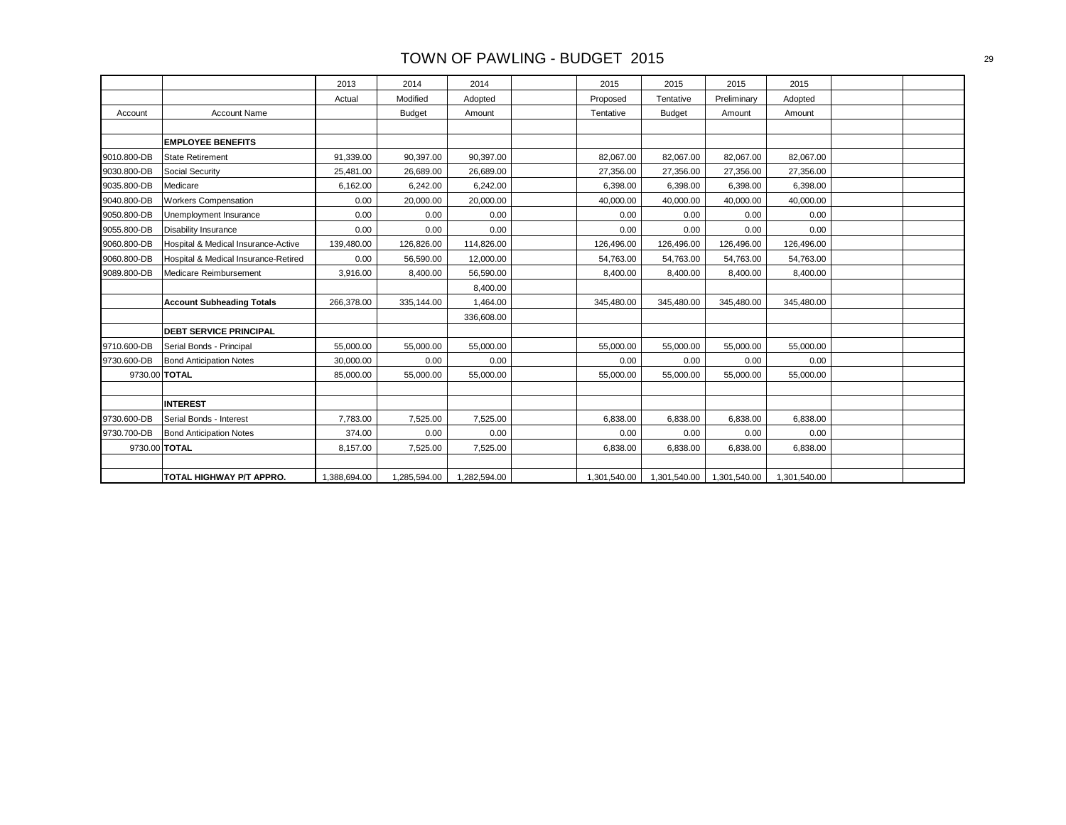# TOWN OF PAWLING - BUDGET 2015

| | | 2013 | 2014 | 2014 | | 2015 | 2015 | 2015 | 2015 | | |
|---|---|---|---|---|---|---|---|---|---|---|---|
| | | Actual | Modified | Adopted | | Proposed | Tentative | Preliminary | Adopted | | |
| Account | Account Name | | Budget | Amount | | Tentative | Budget | Amount | Amount | | |
| | | | | | | | | | | | |
| | **EMPLOYEE BENEFITS** | | | | | | | | | | |
| 9010.800-DB | State Retirement | 91,339.00 | 90,397.00 | 90,397.00 | | 82,067.00 | 82,067.00 | 82,067.00 | 82,067.00 | | |
| 9030.800-DB | Social Security | 25,481.00 | 26,689.00 | 26,689.00 | | 27,356.00 | 27,356.00 | 27,356.00 | 27,356.00 | | |
| 9035.800-DB | Medicare | 6,162.00 | 6,242.00 | 6,242.00 | | 6,398.00 | 6,398.00 | 6,398.00 | 6,398.00 | | |
| 9040.800-DB | Workers Compensation | 0.00 | 20,000.00 | 20,000.00 | | 40,000.00 | 40,000.00 | 40,000.00 | 40,000.00 | | |
| 9050.800-DB | Unemployment Insurance | 0.00 | 0.00 | 0.00 | | 0.00 | 0.00 | 0.00 | 0.00 | | |
| 9055.800-DB | Disability Insurance | 0.00 | 0.00 | 0.00 | | 0.00 | 0.00 | 0.00 | 0.00 | | |
| 9060.800-DB | Hospital & Medical Insurance-Active | 139,480.00 | 126,826.00 | 114,826.00 | | 126,496.00 | 126,496.00 | 126,496.00 | 126,496.00 | | |
| 9060.800-DB | Hospital & Medical Insurance-Retired | 0.00 | 56,590.00 | 12,000.00 | | 54,763.00 | 54,763.00 | 54,763.00 | 54,763.00 | | |
| 9089.800-DB | Medicare Reimbursement | 3,916.00 | 8,400.00 | 56,590.00 | | 8,400.00 | 8,400.00 | 8,400.00 | 8,400.00 | | |
| | | | | 8,400.00 | | | | | | | |
| | **Account Subheading Totals** | 266,378.00 | 335,144.00 | 1,464.00 | | 345,480.00 | 345,480.00 | 345,480.00 | 345,480.00 | | |
| | | | | 336,608.00 | | | | | | | |
| | **DEBT SERVICE PRINCIPAL** | | | | | | | | | | |
| 9710.600-DB | Serial Bonds - Principal | 55,000.00 | 55,000.00 | 55,000.00 | | 55,000.00 | 55,000.00 | 55,000.00 | 55,000.00 | | |
| 9730.600-DB | Bond Anticipation Notes | 30,000.00 | 0.00 | 0.00 | | 0.00 | 0.00 | 0.00 | 0.00 | | |
| 9730.00 | **TOTAL** | 85,000.00 | 55,000.00 | 55,000.00 | | 55,000.00 | 55,000.00 | 55,000.00 | 55,000.00 | | |
| | | | | | | | | | | | |
| | **INTEREST** | | | | | | | | | | |
| 9730.600-DB | Serial Bonds - Interest | 7,783.00 | 7,525.00 | 7,525.00 | | 6,838.00 | 6,838.00 | 6,838.00 | 6,838.00 | | |
| 9730.700-DB | Bond Anticipation Notes | 374.00 | 0.00 | 0.00 | | 0.00 | 0.00 | 0.00 | 0.00 | | |
| 9730.00 | **TOTAL** | 8,157.00 | 7,525.00 | 7,525.00 | | 6,838.00 | 6,838.00 | 6,838.00 | 6,838.00 | | |
| | | | | | | | | | | | |
| | **TOTAL HIGHWAY P/T APPRO.** | 1,388,694.00 | 1,285,594.00 | 1,282,594.00 | | 1,301,540.00 | 1,301,540.00 | 1,301,540.00 | 1,301,540.00 | | |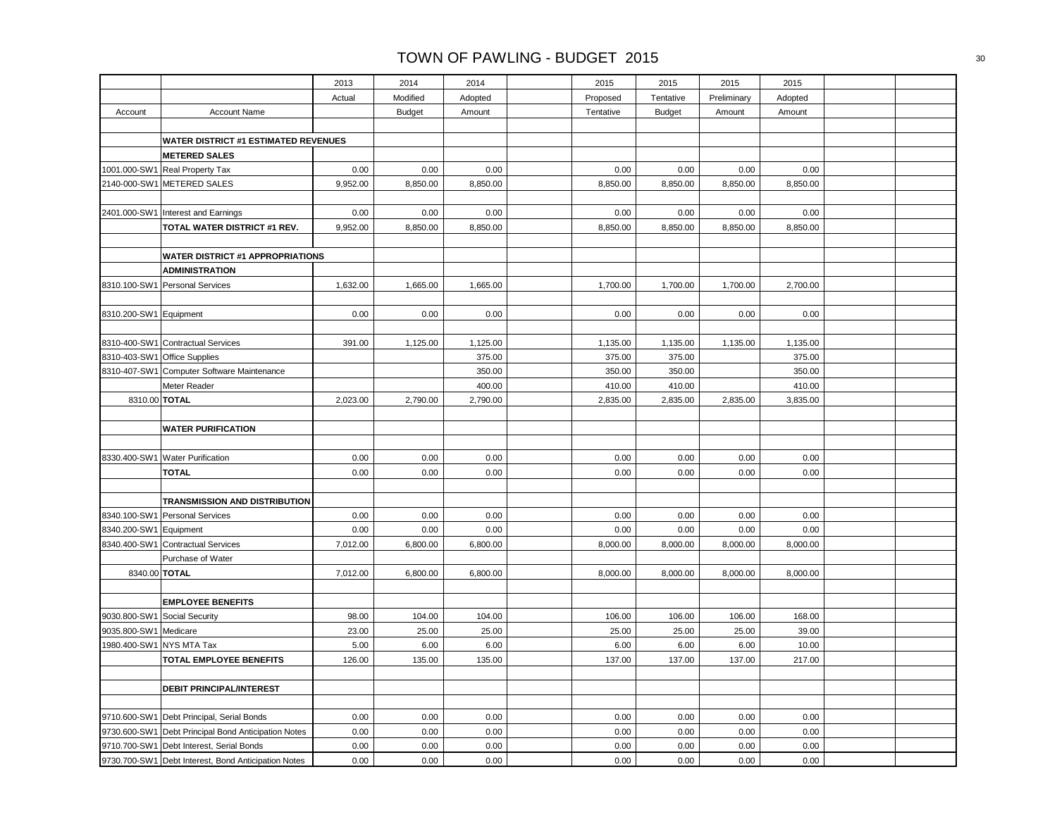# TOWN OF PAWLING - BUDGET 2015

| Account | Account Name | 2013 Actual | 2014 Modified Budget | 2014 Adopted Amount | | 2015 Proposed Tentative | 2015 Tentative Budget | 2015 Preliminary Amount | 2015 Adopted Amount | | |
|---|---|---|---|---|---|---|---|---|---|---|---|
| | | | | | | | | | | | |
| | **WATER DISTRICT #1 ESTIMATED REVENUES** | | | | | | | | | | |
| | **METERED SALES** | | | | | | | | | | |
| 1001.000-SW1 | Real Property Tax | 0.00 | 0.00 | 0.00 | | 0.00 | 0.00 | 0.00 | 0.00 | | |
| 2140-000-SW1 | METERED SALES | 9,952.00 | 8,850.00 | 8,850.00 | | 8,850.00 | 8,850.00 | 8,850.00 | 8,850.00 | | |
| | | | | | | | | | | | |
| 2401.000-SW1 | Interest and Earnings | 0.00 | 0.00 | 0.00 | | 0.00 | 0.00 | 0.00 | 0.00 | | |
| | **TOTAL WATER DISTRICT #1 REV.** | 9,952.00 | 8,850.00 | 8,850.00 | | 8,850.00 | 8,850.00 | 8,850.00 | 8,850.00 | | |
| | | | | | | | | | | | |
| | **WATER DISTRICT #1 APPROPRIATIONS** | | | | | | | | | | |
| | **ADMINISTRATION** | | | | | | | | | | |
| 8310.100-SW1 | Personal Services | 1,632.00 | 1,665.00 | 1,665.00 | | 1,700.00 | 1,700.00 | 1,700.00 | 2,700.00 | | |
| | | | | | | | | | | | |
| 8310.200-SW1 | Equipment | 0.00 | 0.00 | 0.00 | | 0.00 | 0.00 | 0.00 | 0.00 | | |
| | | | | | | | | | | | |
| 8310-400-SW1 | Contractual Services | 391.00 | 1,125.00 | 1,125.00 | | 1,135.00 | 1,135.00 | 1,135.00 | 1,135.00 | | |
| 8310-403-SW1 | Office Supplies | | | 375.00 | | 375.00 | 375.00 | | 375.00 | | |
| 8310-407-SW1 | Computer Software Maintenance | | | 350.00 | | 350.00 | 350.00 | | 350.00 | | |
| | Meter Reader | | | 400.00 | | 410.00 | 410.00 | | 410.00 | | |
| 8310.00 | **TOTAL** | 2,023.00 | 2,790.00 | 2,790.00 | | 2,835.00 | 2,835.00 | 2,835.00 | 3,835.00 | | |
| | | | | | | | | | | | |
| | **WATER PURIFICATION** | | | | | | | | | | |
| | | | | | | | | | | | |
| 8330.400-SW1 | Water Purification | 0.00 | 0.00 | 0.00 | | 0.00 | 0.00 | 0.00 | 0.00 | | |
| | **TOTAL** | 0.00 | 0.00 | 0.00 | | 0.00 | 0.00 | 0.00 | 0.00 | | |
| | | | | | | | | | | | |
| | **TRANSMISSION AND DISTRIBUTION** | | | | | | | | | | |
| 8340.100-SW1 | Personal Services | 0.00 | 0.00 | 0.00 | | 0.00 | 0.00 | 0.00 | 0.00 | | |
| 8340.200-SW1 | Equipment | 0.00 | 0.00 | 0.00 | | 0.00 | 0.00 | 0.00 | 0.00 | | |
| 8340.400-SW1 | Contractual Services | 7,012.00 | 6,800.00 | 6,800.00 | | 8,000.00 | 8,000.00 | 8,000.00 | 8,000.00 | | |
| | Purchase of Water | | | | | | | | | | |
| 8340.00 | **TOTAL** | 7,012.00 | 6,800.00 | 6,800.00 | | 8,000.00 | 8,000.00 | 8,000.00 | 8,000.00 | | |
| | | | | | | | | | | | |
| | **EMPLOYEE BENEFITS** | | | | | | | | | | |
| 9030.800-SW1 | Social Security | 98.00 | 104.00 | 104.00 | | 106.00 | 106.00 | 106.00 | 168.00 | | |
| 9035.800-SW1 | Medicare | 23.00 | 25.00 | 25.00 | | 25.00 | 25.00 | 25.00 | 39.00 | | |
| 1980.400-SW1 | NYS MTA Tax | 5.00 | 6.00 | 6.00 | | 6.00 | 6.00 | 6.00 | 10.00 | | |
| | **TOTAL EMPLOYEE BENEFITS** | 126.00 | 135.00 | 135.00 | | 137.00 | 137.00 | 137.00 | 217.00 | | |
| | | | | | | | | | | | |
| | **DEBIT PRINCIPAL/INTEREST** | | | | | | | | | | |
| | | | | | | | | | | | |
| 9710.600-SW1 | Debt Principal, Serial Bonds | 0.00 | 0.00 | 0.00 | | 0.00 | 0.00 | 0.00 | 0.00 | | |
| 9730.600-SW1 | Debt Principal Bond Anticipation Notes | 0.00 | 0.00 | 0.00 | | 0.00 | 0.00 | 0.00 | 0.00 | | |
| 9710.700-SW1 | Debt Interest, Serial Bonds | 0.00 | 0.00 | 0.00 | | 0.00 | 0.00 | 0.00 | 0.00 | | |
| 9730.700-SW1 | Debt Interest, Bond Anticipation Notes | 0.00 | 0.00 | 0.00 | | 0.00 | 0.00 | 0.00 | 0.00 | | |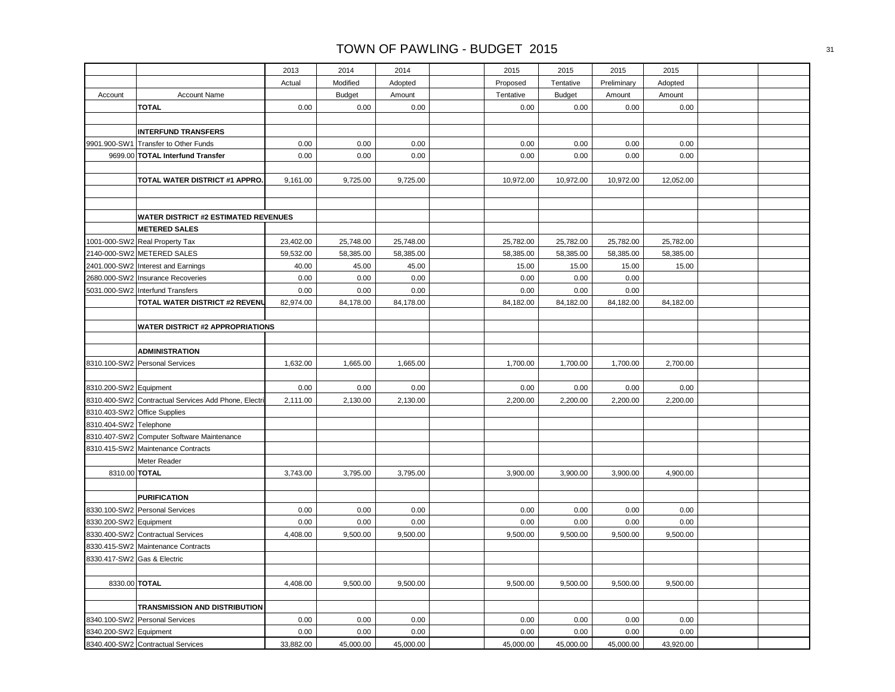# TOWN OF PAWLING - BUDGET 2015

| Account | Account Name | 2013 Actual | 2014 Modified Budget | 2014 Adopted Amount | | 2015 Proposed Tentative | 2015 Tentative Budget | 2015 Preliminary Amount | 2015 Adopted Amount | | |
|---|---|---|---|---|---|---|---|---|---|---|---|
| | **TOTAL** | 0.00 | 0.00 | 0.00 | | 0.00 | 0.00 | 0.00 | 0.00 | | |
| | | | | | | | | | | | |
| | **INTERFUND TRANSFERS** | | | | | | | | | | |
| 9901.900-SW1 | Transfer to Other Funds | 0.00 | 0.00 | 0.00 | | 0.00 | 0.00 | 0.00 | 0.00 | | |
| 9699.00 | **TOTAL Interfund Transfer** | 0.00 | 0.00 | 0.00 | | 0.00 | 0.00 | 0.00 | 0.00 | | |
| | | | | | | | | | | | |
| | **TOTAL WATER DISTRICT #1 APPRO.** | 9,161.00 | 9,725.00 | 9,725.00 | | 10,972.00 | 10,972.00 | 10,972.00 | 12,052.00 | | |
| | | | | | | | | | | | |
| | | | | | | | | | | | |
| | **WATER DISTRICT #2 ESTIMATED REVENUES** | | | | | | | | | | |
| | **METERED SALES** | | | | | | | | | | |
| 1001-000-SW2 | Real Property Tax | 23,402.00 | 25,748.00 | 25,748.00 | | 25,782.00 | 25,782.00 | 25,782.00 | 25,782.00 | | |
| 2140-000-SW2 | METERED SALES | 59,532.00 | 58,385.00 | 58,385.00 | | 58,385.00 | 58,385.00 | 58,385.00 | 58,385.00 | | |
| 2401.000-SW2 | Interest and Earnings | 40.00 | 45.00 | 45.00 | | 15.00 | 15.00 | 15.00 | 15.00 | | |
| 2680.000-SW2 | Insurance Recoveries | 0.00 | 0.00 | 0.00 | | 0.00 | 0.00 | 0.00 | | | |
| 5031.000-SW2 | Interfund Transfers | 0.00 | 0.00 | 0.00 | | 0.00 | 0.00 | 0.00 | | | |
| | **TOTAL WATER DISTRICT #2 REVENU** | 82,974.00 | 84,178.00 | 84,178.00 | | 84,182.00 | 84,182.00 | 84,182.00 | 84,182.00 | | |
| | | | | | | | | | | | |
| | **WATER DISTRICT #2 APPROPRIATIONS** | | | | | | | | | | |
| | | | | | | | | | | | |
| | **ADMINISTRATION** | | | | | | | | | | |
| 8310.100-SW2 | Personal Services | 1,632.00 | 1,665.00 | 1,665.00 | | 1,700.00 | 1,700.00 | 1,700.00 | 2,700.00 | | |
| | | | | | | | | | | | |
| 8310.200-SW2 | Equipment | 0.00 | 0.00 | 0.00 | | 0.00 | 0.00 | 0.00 | 0.00 | | |
| 8310.400-SW2 | Contractual Services Add Phone, Electri | 2,111.00 | 2,130.00 | 2,130.00 | | 2,200.00 | 2,200.00 | 2,200.00 | 2,200.00 | | |
| 8310.403-SW2 | Office Supplies | | | | | | | | | | |
| 8310.404-SW2 | Telephone | | | | | | | | | | |
| 8310.407-SW2 | Computer Software Maintenance | | | | | | | | | | |
| 8310.415-SW2 | Maintenance Contracts | | | | | | | | | | |
| | Meter Reader | | | | | | | | | | |
| 8310.00 | **TOTAL** | 3,743.00 | 3,795.00 | 3,795.00 | | 3,900.00 | 3,900.00 | 3,900.00 | 4,900.00 | | |
| | | | | | | | | | | | |
| | **PURIFICATION** | | | | | | | | | | |
| 8330.100-SW2 | Personal Services | 0.00 | 0.00 | 0.00 | | 0.00 | 0.00 | 0.00 | 0.00 | | |
| 8330.200-SW2 | Equipment | 0.00 | 0.00 | 0.00 | | 0.00 | 0.00 | 0.00 | 0.00 | | |
| 8330.400-SW2 | Contractual Services | 4,408.00 | 9,500.00 | 9,500.00 | | 9,500.00 | 9,500.00 | 9,500.00 | 9,500.00 | | |
| 8330.415-SW2 | Maintenance Contracts | | | | | | | | | | |
| 8330.417-SW2 | Gas & Electric | | | | | | | | | | |
| | | | | | | | | | | | |
| 8330.00 | **TOTAL** | 4,408.00 | 9,500.00 | 9,500.00 | | 9,500.00 | 9,500.00 | 9,500.00 | 9,500.00 | | |
| | | | | | | | | | | | |
| | **TRANSMISSION AND DISTRIBUTION** | | | | | | | | | | |
| 8340.100-SW2 | Personal Services | 0.00 | 0.00 | 0.00 | | 0.00 | 0.00 | 0.00 | 0.00 | | |
| 8340.200-SW2 | Equipment | 0.00 | 0.00 | 0.00 | | 0.00 | 0.00 | 0.00 | 0.00 | | |
| 8340.400-SW2 | Contractual Services | 33,882.00 | 45,000.00 | 45,000.00 | | 45,000.00 | 45,000.00 | 45,000.00 | 43,920.00 | | |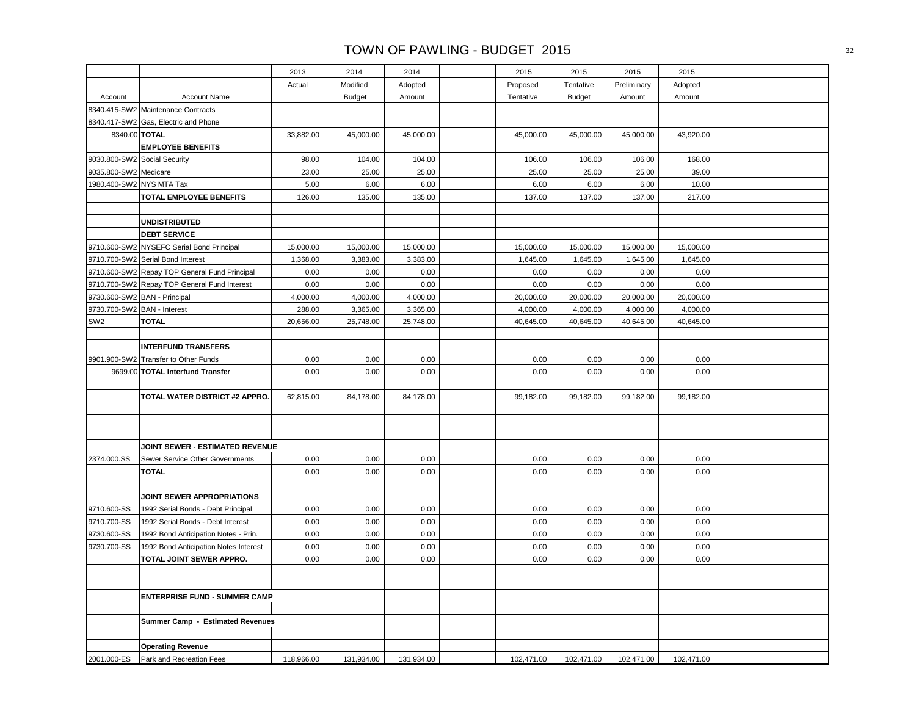# TOWN OF PAWLING - BUDGET 2015

| Account | Account Name | 2013 Actual | 2014 Modified Budget | 2014 Adopted Amount | | 2015 Proposed Tentative | 2015 Tentative Budget | 2015 Preliminary Amount | 2015 Adopted Amount | | |
|---|---|---|---|---|---|---|---|---|---|---|---|
| 8340.415-SW2 | Maintenance Contracts | | | | | | | | | | |
| 8340.417-SW2 | Gas, Electric and Phone | | | | | | | | | | |
| 8340.00 | **TOTAL** | 33,882.00 | 45,000.00 | 45,000.00 | | 45,000.00 | 45,000.00 | 45,000.00 | 43,920.00 | | |
| | **EMPLOYEE BENEFITS** | | | | | | | | | | |
| 9030.800-SW2 | Social Security | 98.00 | 104.00 | 104.00 | | 106.00 | 106.00 | 106.00 | 168.00 | | |
| 9035.800-SW2 | Medicare | 23.00 | 25.00 | 25.00 | | 25.00 | 25.00 | 25.00 | 39.00 | | |
| 1980.400-SW2 | NYS MTA Tax | 5.00 | 6.00 | 6.00 | | 6.00 | 6.00 | 6.00 | 10.00 | | |
| | **TOTAL EMPLOYEE BENEFITS** | 126.00 | 135.00 | 135.00 | | 137.00 | 137.00 | 137.00 | 217.00 | | |
| | | | | | | | | | | | |
| | **UNDISTRIBUTED** | | | | | | | | | | |
| | **DEBT SERVICE** | | | | | | | | | | |
| 9710.600-SW2 | NYSEFC Serial Bond Principal | 15,000.00 | 15,000.00 | 15,000.00 | | 15,000.00 | 15,000.00 | 15,000.00 | 15,000.00 | | |
| 9710.700-SW2 | Serial Bond Interest | 1,368.00 | 3,383.00 | 3,383.00 | | 1,645.00 | 1,645.00 | 1,645.00 | 1,645.00 | | |
| 9710.600-SW2 | Repay TOP General Fund Principal | 0.00 | 0.00 | 0.00 | | 0.00 | 0.00 | 0.00 | 0.00 | | |
| 9710.700-SW2 | Repay TOP General Fund Interest | 0.00 | 0.00 | 0.00 | | 0.00 | 0.00 | 0.00 | 0.00 | | |
| 9730.600-SW2 | BAN - Principal | 4,000.00 | 4,000.00 | 4,000.00 | | 20,000.00 | 20,000.00 | 20,000.00 | 20,000.00 | | |
| 9730.700-SW2 | BAN - Interest | 288.00 | 3,365.00 | 3,365.00 | | 4,000.00 | 4,000.00 | 4,000.00 | 4,000.00 | | |
| SW2 | **TOTAL** | 20,656.00 | 25,748.00 | 25,748.00 | | 40,645.00 | 40,645.00 | 40,645.00 | 40,645.00 | | |
| | | | | | | | | | | | |
| | **INTERFUND TRANSFERS** | | | | | | | | | | |
| 9901.900-SW2 | Transfer to Other Funds | 0.00 | 0.00 | 0.00 | | 0.00 | 0.00 | 0.00 | 0.00 | | |
| 9699.00 | **TOTAL Interfund Transfer** | 0.00 | 0.00 | 0.00 | | 0.00 | 0.00 | 0.00 | 0.00 | | |
| | | | | | | | | | | | |
| | **TOTAL WATER DISTRICT #2 APPRO.** | 62,815.00 | 84,178.00 | 84,178.00 | | 99,182.00 | 99,182.00 | 99,182.00 | 99,182.00 | | |
| | | | | | | | | | | | |
| | | | | | | | | | | | |
| | | | | | | | | | | | |
| | **JOINT SEWER - ESTIMATED REVENUE** | | | | | | | | | | |
| 2374.000.SS | Sewer Service Other Governments | 0.00 | 0.00 | 0.00 | | 0.00 | 0.00 | 0.00 | 0.00 | | |
| | **TOTAL** | 0.00 | 0.00 | 0.00 | | 0.00 | 0.00 | 0.00 | 0.00 | | |
| | | | | | | | | | | | |
| | **JOINT SEWER APPROPRIATIONS** | | | | | | | | | | |
| 9710.600-SS | 1992 Serial Bonds - Debt Principal | 0.00 | 0.00 | 0.00 | | 0.00 | 0.00 | 0.00 | 0.00 | | |
| 9710.700-SS | 1992 Serial Bonds - Debt Interest | 0.00 | 0.00 | 0.00 | | 0.00 | 0.00 | 0.00 | 0.00 | | |
| 9730.600-SS | 1992 Bond Anticipation Notes - Prin. | 0.00 | 0.00 | 0.00 | | 0.00 | 0.00 | 0.00 | 0.00 | | |
| 9730.700-SS | 1992 Bond Anticipation Notes Interest | 0.00 | 0.00 | 0.00 | | 0.00 | 0.00 | 0.00 | 0.00 | | |
| | **TOTAL JOINT SEWER APPRO.** | 0.00 | 0.00 | 0.00 | | 0.00 | 0.00 | 0.00 | 0.00 | | |
| | | | | | | | | | | | |
| | | | | | | | | | | | |
| | **ENTERPRISE FUND - SUMMER CAMP** | | | | | | | | | | |
| | | | | | | | | | | | |
| | **Summer Camp - Estimated Revenues** | | | | | | | | | | |
| | | | | | | | | | | | |
| | **Operating Revenue** | | | | | | | | | | |
| 2001.000-ES | Park and Recreation Fees | 118,966.00 | 131,934.00 | 131,934.00 | | 102,471.00 | 102,471.00 | 102,471.00 | 102,471.00 | | |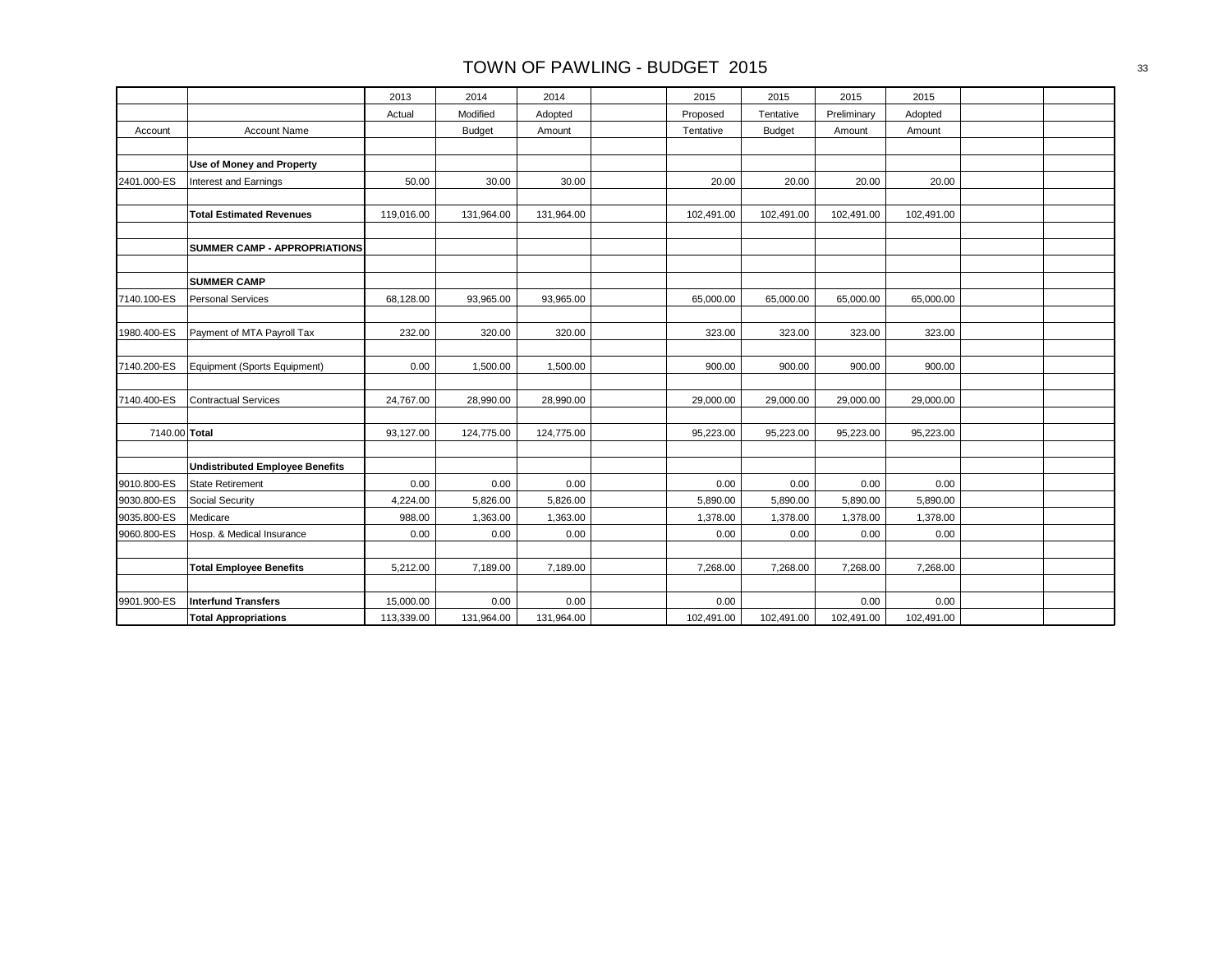# TOWN OF PAWLING - BUDGET 2015

| | | 2013 | 2014 | 2014 | | 2015 | 2015 | 2015 | 2015 | | |
|---|---|---|---|---|---|---|---|---|---|---|---|
| | | Actual | Modified | Adopted | | Proposed | Tentative | Preliminary | Adopted | | |
| Account | Account Name | | Budget | Amount | | Tentative | Budget | Amount | Amount | | |
| | | | | | | | | | | | |
| | **Use of Money and Property** | | | | | | | | | | |
| 2401.000-ES | Interest and Earnings | 50.00 | 30.00 | 30.00 | | 20.00 | 20.00 | 20.00 | 20.00 | | |
| | | | | | | | | | | | |
| | **Total Estimated Revenues** | 119,016.00 | 131,964.00 | 131,964.00 | | 102,491.00 | 102,491.00 | 102,491.00 | 102,491.00 | | |
| | | | | | | | | | | | |
| | **SUMMER CAMP - APPROPRIATIONS** | | | | | | | | | | |
| | | | | | | | | | | | |
| | **SUMMER CAMP** | | | | | | | | | | |
| 7140.100-ES | Personal Services | 68,128.00 | 93,965.00 | 93,965.00 | | 65,000.00 | 65,000.00 | 65,000.00 | 65,000.00 | | |
| | | | | | | | | | | | |
| 1980.400-ES | Payment of MTA Payroll Tax | 232.00 | 320.00 | 320.00 | | 323.00 | 323.00 | 323.00 | 323.00 | | |
| | | | | | | | | | | | |
| 7140.200-ES | Equipment (Sports Equipment) | 0.00 | 1,500.00 | 1,500.00 | | 900.00 | 900.00 | 900.00 | 900.00 | | |
| | | | | | | | | | | | |
| 7140.400-ES | Contractual Services | 24,767.00 | 28,990.00 | 28,990.00 | | 29,000.00 | 29,000.00 | 29,000.00 | 29,000.00 | | |
| | | | | | | | | | | | |
| 7140.00 | **Total** | 93,127.00 | 124,775.00 | 124,775.00 | | 95,223.00 | 95,223.00 | 95,223.00 | 95,223.00 | | |
| | | | | | | | | | | | |
| | **Undistributed Employee Benefits** | | | | | | | | | | |
| 9010.800-ES | State Retirement | 0.00 | 0.00 | 0.00 | | 0.00 | 0.00 | 0.00 | 0.00 | | |
| 9030.800-ES | Social Security | 4,224.00 | 5,826.00 | 5,826.00 | | 5,890.00 | 5,890.00 | 5,890.00 | 5,890.00 | | |
| 9035.800-ES | Medicare | 988.00 | 1,363.00 | 1,363.00 | | 1,378.00 | 1,378.00 | 1,378.00 | 1,378.00 | | |
| 9060.800-ES | Hosp. & Medical Insurance | 0.00 | 0.00 | 0.00 | | 0.00 | 0.00 | 0.00 | 0.00 | | |
| | | | | | | | | | | | |
| | **Total Employee Benefits** | 5,212.00 | 7,189.00 | 7,189.00 | | 7,268.00 | 7,268.00 | 7,268.00 | 7,268.00 | | |
| | | | | | | | | | | | |
| 9901.900-ES | **Interfund Transfers** | 15,000.00 | 0.00 | 0.00 | | 0.00 | | 0.00 | 0.00 | | |
| | **Total Appropriations** | 113,339.00 | 131,964.00 | 131,964.00 | | 102,491.00 | 102,491.00 | 102,491.00 | 102,491.00 | | |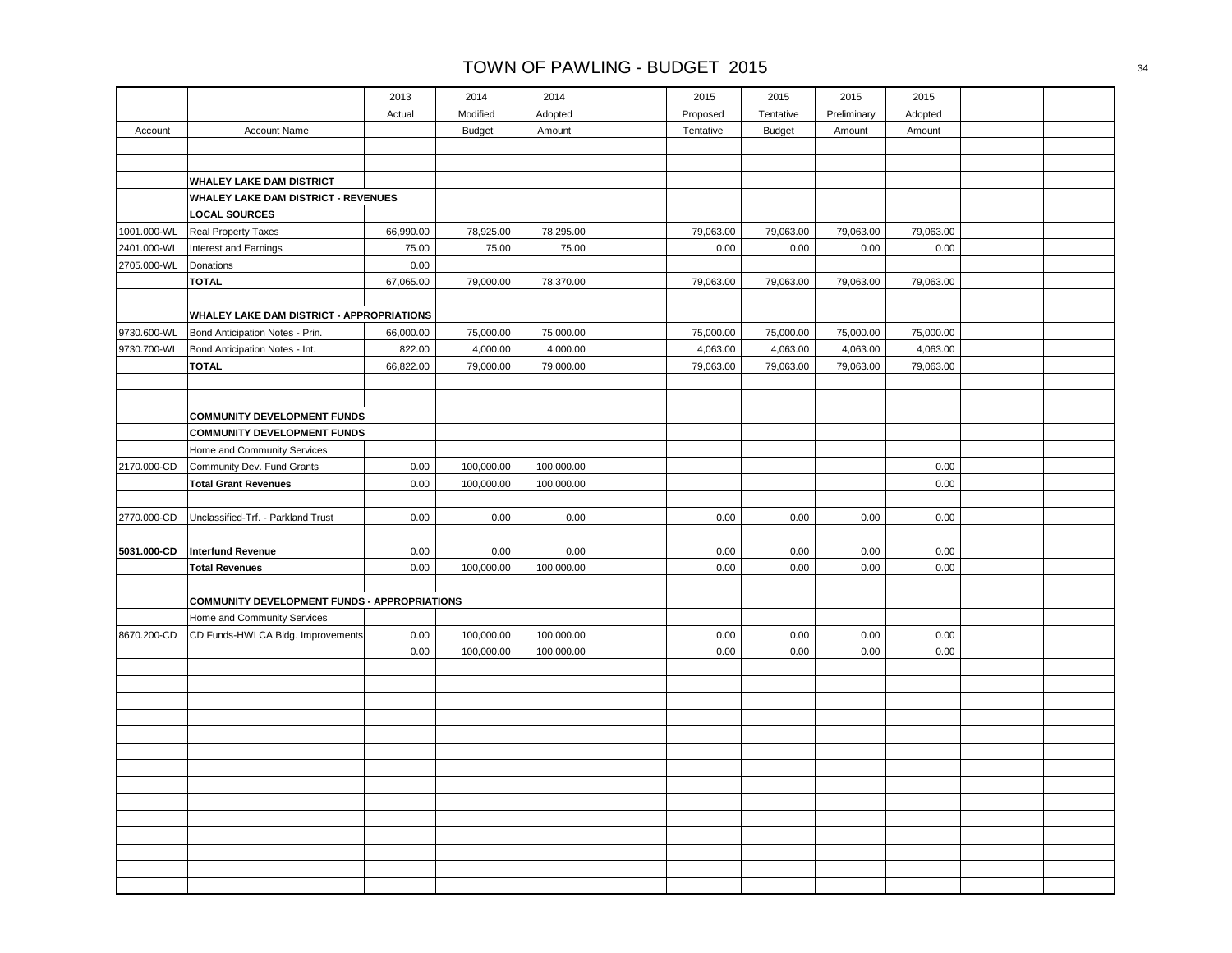# TOWN OF PAWLING - BUDGET 2015

| Account | Account Name | 2013 Actual | 2014 Modified Budget | 2014 Adopted Amount | | 2015 Proposed Tentative | 2015 Tentative Budget | 2015 Preliminary Amount | 2015 Adopted Amount | | |
|---|---|---|---|---|---|---|---|---|---|---|---|
| | **WHALEY LAKE DAM DISTRICT** | | | | | | | | | | |
| | **WHALEY LAKE DAM DISTRICT - REVENUES** | | | | | | | | | | |
| | **LOCAL SOURCES** | | | | | | | | | | |
| 1001.000-WL | Real Property Taxes | 66,990.00 | 78,925.00 | 78,295.00 | | 79,063.00 | 79,063.00 | 79,063.00 | 79,063.00 | | |
| 2401.000-WL | Interest and Earnings | 75.00 | 75.00 | 75.00 | | 0.00 | 0.00 | 0.00 | 0.00 | | |
| 2705.000-WL | Donations | 0.00 | | | | | | | | | |
| | **TOTAL** | 67,065.00 | 79,000.00 | 78,370.00 | | 79,063.00 | 79,063.00 | 79,063.00 | 79,063.00 | | |
| | **WHALEY LAKE DAM DISTRICT - APPROPRIATIONS** | | | | | | | | | | |
| 9730.600-WL | Bond Anticipation Notes - Prin. | 66,000.00 | 75,000.00 | 75,000.00 | | 75,000.00 | 75,000.00 | 75,000.00 | 75,000.00 | | |
| 9730.700-WL | Bond Anticipation Notes - Int. | 822.00 | 4,000.00 | 4,000.00 | | 4,063.00 | 4,063.00 | 4,063.00 | 4,063.00 | | |
| | **TOTAL** | 66,822.00 | 79,000.00 | 79,000.00 | | 79,063.00 | 79,063.00 | 79,063.00 | 79,063.00 | | |
| | **COMMUNITY DEVELOPMENT FUNDS** | | | | | | | | | | |
| | **COMMUNITY DEVELOPMENT FUNDS** | | | | | | | | | | |
| | Home and Community Services | | | | | | | | | | |
| 2170.000-CD | Community Dev. Fund Grants | 0.00 | 100,000.00 | 100,000.00 | | | | | 0.00 | | |
| | **Total Grant Revenues** | 0.00 | 100,000.00 | 100,000.00 | | | | | 0.00 | | |
| 2770.000-CD | Unclassified-Trf. - Parkland Trust | 0.00 | 0.00 | 0.00 | | 0.00 | 0.00 | 0.00 | 0.00 | | |
| **5031.000-CD** | **Interfund Revenue** | 0.00 | 0.00 | 0.00 | | 0.00 | 0.00 | 0.00 | 0.00 | | |
| | **Total Revenues** | 0.00 | 100,000.00 | 100,000.00 | | 0.00 | 0.00 | 0.00 | 0.00 | | |
| | **COMMUNITY DEVELOPMENT FUNDS - APPROPRIATIONS** | | | | | | | | | | |
| | Home and Community Services | | | | | | | | | | |
| 8670.200-CD | CD Funds-HWLCA Bldg. Improvements | 0.00 | 100,000.00 | 100,000.00 | | 0.00 | 0.00 | 0.00 | 0.00 | | |
| | | 0.00 | 100,000.00 | 100,000.00 | | 0.00 | 0.00 | 0.00 | 0.00 | | |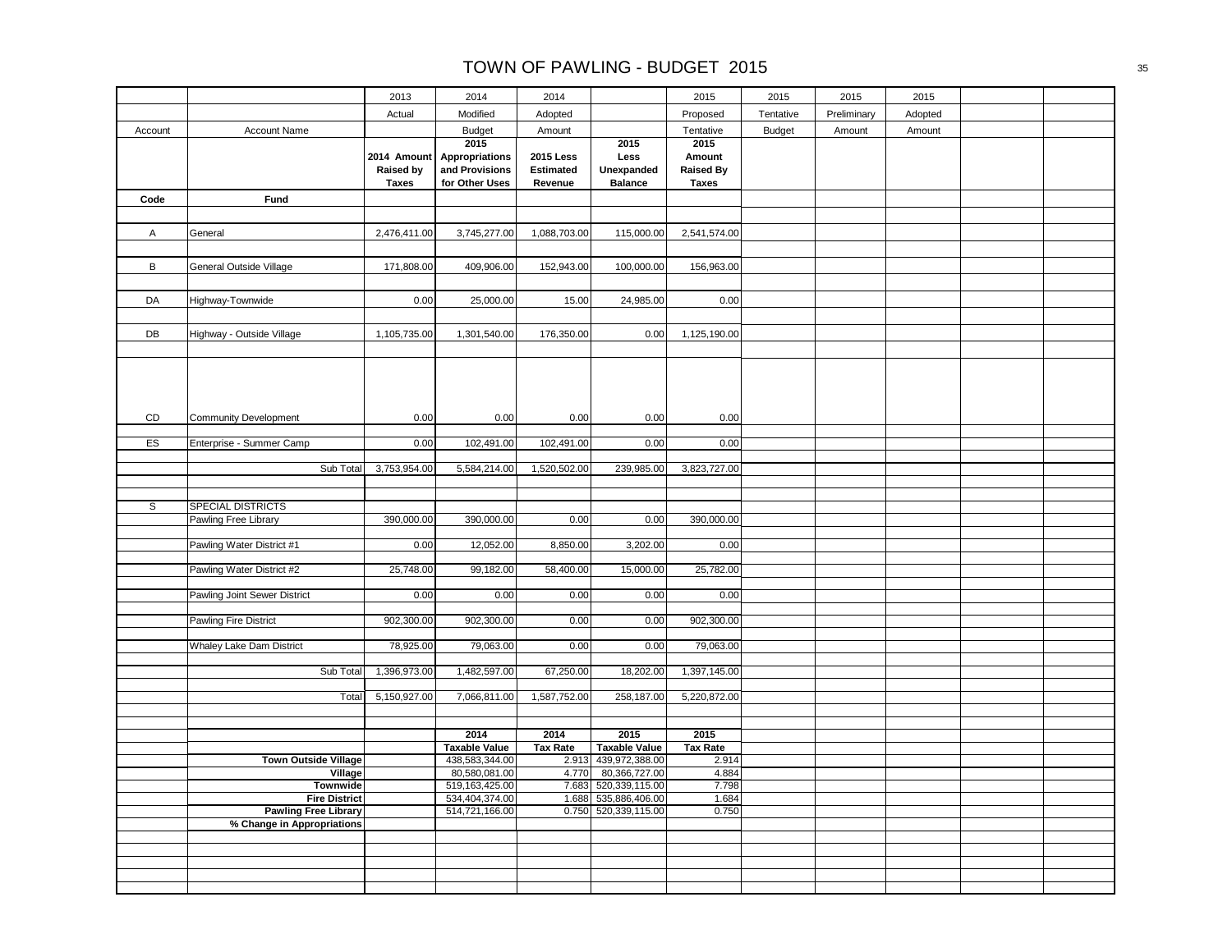# TOWN OF PAWLING - BUDGET 2015

| | | 2013 | 2014 | 2014 | | 2015 | 2015 | 2015 | 2015 | | |
|---|---|---|---|---|---|---|---|---|---|---|---|
| | | Actual | Modified | Adopted | | Proposed | Tentative | Preliminary | Adopted | | |
| Account | Account Name | | Budget | Amount | | Tentative | Budget | Amount | Amount | | |
| | | **2014 Amount Raised by Taxes** | **2015 Appropriations and Provisions for Other Uses** | **2015 Less Estimated Revenue** | **2015 Less Unexpanded Balance** | **2015 Amount Raised By Taxes** | | | | | |
| **Code** | **Fund** | | | | | | | | | | |
| A | General | 2,476,411.00 | 3,745,277.00 | 1,088,703.00 | 115,000.00 | 2,541,574.00 | | | | | |
| B | General Outside Village | 171,808.00 | 409,906.00 | 152,943.00 | 100,000.00 | 156,963.00 | | | | | |
| DA | Highway-Townwide | 0.00 | 25,000.00 | 15.00 | 24,985.00 | 0.00 | | | | | |
| DB | Highway - Outside Village | 1,105,735.00 | 1,301,540.00 | 176,350.00 | 0.00 | 1,125,190.00 | | | | | |
| CD | Community Development | 0.00 | 0.00 | 0.00 | 0.00 | 0.00 | | | | | |
| ES | Enterprise - Summer Camp | 0.00 | 102,491.00 | 102,491.00 | 0.00 | 0.00 | | | | | |
| | Sub Total | 3,753,954.00 | 5,584,214.00 | 1,520,502.00 | 239,985.00 | 3,823,727.00 | | | | | |
| S | SPECIAL DISTRICTS | | | | | | | | | | |
| | Pawling Free Library | 390,000.00 | 390,000.00 | 0.00 | 0.00 | 390,000.00 | | | | | |
| | Pawling Water District #1 | 0.00 | 12,052.00 | 8,850.00 | 3,202.00 | 0.00 | | | | | |
| | Pawling Water District #2 | 25,748.00 | 99,182.00 | 58,400.00 | 15,000.00 | 25,782.00 | | | | | |
| | Pawling Joint Sewer District | 0.00 | 0.00 | 0.00 | 0.00 | 0.00 | | | | | |
| | Pawling Fire District | 902,300.00 | 902,300.00 | 0.00 | 0.00 | 902,300.00 | | | | | |
| | Whaley Lake Dam District | 78,925.00 | 79,063.00 | 0.00 | 0.00 | 79,063.00 | | | | | |
| | Sub Total | 1,396,973.00 | 1,482,597.00 | 67,250.00 | 18,202.00 | 1,397,145.00 | | | | | |
| | Total | 5,150,927.00 | 7,066,811.00 | 1,587,752.00 | 258,187.00 | 5,220,872.00 | | | | | |
| | | | **2014 Taxable Value** | **2014 Tax Rate** | **2015 Taxable Value** | **2015 Tax Rate** | | | | | |
| | **Town Outside Village** | | 438,583,344.00 | 2.913 | 439,972,388.00 | 2.914 | | | | | |
| | **Village** | | 80,580,081.00 | 4.770 | 80,366,727.00 | 4.884 | | | | | |
| | **Townwide** | | 519,163,425.00 | 7.683 | 520,339,115.00 | 7.798 | | | | | |
| | **Fire District** | | 534,404,374.00 | 1.688 | 535,886,406.00 | 1.684 | | | | | |
| | **Pawling Free Library** | | 514,721,166.00 | 0.750 | 520,339,115.00 | 0.750 | | | | | |
| | **% Change in Appropriations** | | | | | | | | | | |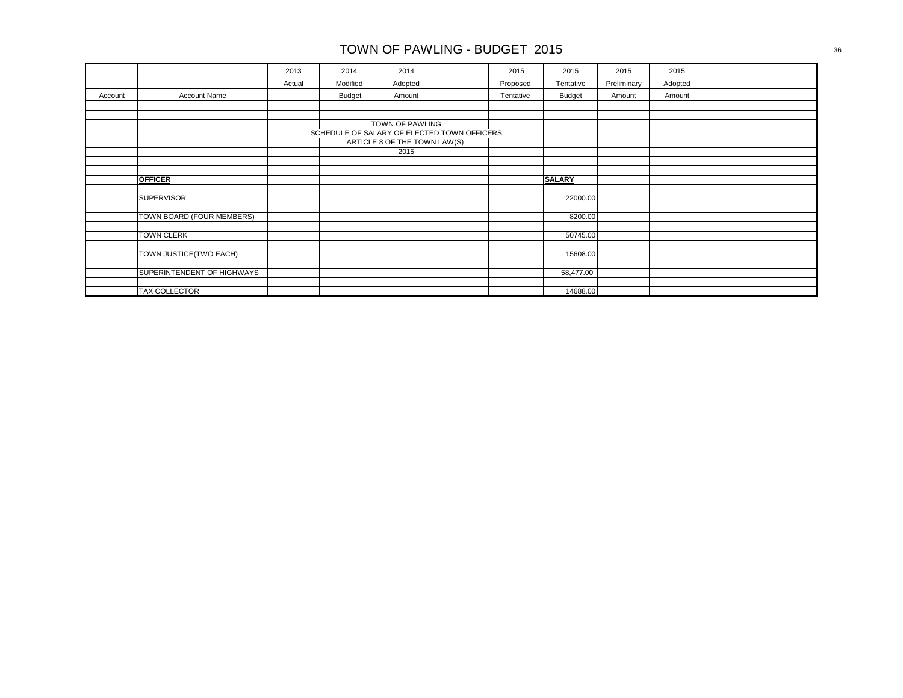# TOWN OF PAWLING - BUDGET 2015

| | | 2013 | 2014 | 2014 | | 2015 | 2015 | 2015 | 2015 | | |
|---|---|---|---|---|---|---|---|---|---|---|---|
| | | Actual | Modified | Adopted | | Proposed | Tentative | Preliminary | Adopted | | |
| Account | Account Name | | Budget | Amount | | Tentative | Budget | Amount | Amount | | |
| | | | | | | | | | | | |
| | | | | | | | | | | | |
| | | | | TOWN OF PAWLING | | | | | | | |
| | | | SCHEDULE OF SALARY OF ELECTED TOWN OFFICERS | | | | | | | | |
| | | | | ARTICLE 8 OF THE TOWN LAW(S) | | | | | | | |
| | | | | 2015 | | | | | | | |
| | | | | | | | | | | | |
| | | | | | | | | | | | |
| | **OFFICER** | | | | | | **SALARY** | | | | |
| | | | | | | | | | | | |
| | SUPERVISOR | | | | | | 22000.00 | | | | |
| | | | | | | | | | | | |
| | TOWN BOARD (FOUR MEMBERS) | | | | | | 8200.00 | | | | |
| | | | | | | | | | | | |
| | TOWN CLERK | | | | | | 50745.00 | | | | |
| | | | | | | | | | | | |
| | TOWN JUSTICE(TWO EACH) | | | | | | 15608.00 | | | | |
| | | | | | | | | | | | |
| | SUPERINTENDENT OF HIGHWAYS | | | | | | 58,477.00 | | | | |
| | | | | | | | | | | | |
| | TAX COLLECTOR | | | | | | 14688.00 | | | | |